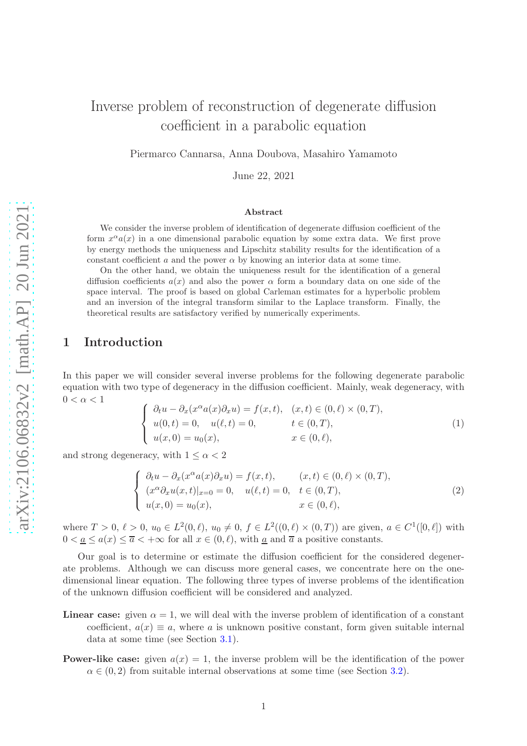# Inverse problem of reconstruction of degenerate diffusion coefficient in a parabolic equation

Piermarco Cannarsa, Anna Doubova, Masahiro Yamamoto

June 22, 2021

### Abstract

We consider the inverse problem of identification of degenerate diffusion coefficient of the form $x^\alpha a(x)$ in a one dimensional parabolic equation by some extra data. We first prove by energy methods the uniqueness and Lipschitz stability results for the identification of a constant coefficient $a$ and the power $\alpha$ by knowing an interior data at some time.

On the other hand, we obtain the uniqueness result for the identification of a general diffusion coefficients $a(x)$ and also the power $\alpha$ form a boundary data on one side of the space interval. The proof is based on global Carleman estimates for a hyperbolic problem and an inversion of the integral transform similar to the Laplace transform. Finally, the theoretical results are satisfactory verified by numerically experiments.

## 1 Introduction

In this paper we will consider several inverse problems for the following degenerate parabolic equation with two type of degeneracy in the diffusion coefficient. Mainly, weak degeneracy, with $0 < \alpha < 1$

$$
\begin{cases}
\partial_t u - \partial_x (x^\alpha a(x) \partial_x u) = f(x,t), & (x,t) \in (0,\ell) \times (0,T), \\
u(0,t) = 0, \quad u(\ell,t) = 0, & t \in (0,T), \\
u(x,0) = u_0(x), & x \in (0,\ell),
\end{cases}
\tag{1}
$$

and strong degeneracy, with $1 \le \alpha < 2$

$$
\begin{cases}
\partial_t u - \partial_x (x^\alpha a(x) \partial_x u) = f(x,t), & (x,t) \in (0,\ell) \times (0,T), \\
(x^\alpha \partial_x u(x,t)|_{x=0} = 0, \quad u(\ell,t) = 0, & t \in (0,T), \\
u(x,0) = u_0(x), & x \in (0,\ell),
\end{cases}
\tag{2}
$$

where $T > 0$, $\ell > 0$, $u_0 \in L^2(0,\ell)$, $u_0 \neq 0$, $f \in L^2((0,\ell) \times (0,T))$ are given, $a \in C^1([0,\ell])$ with $0 < \underline{a} \le a(x) \le \overline{a} < +\infty$ for all $x \in (0,\ell)$, with $\underline{a}$ and $\overline{a}$ a positive constants.

Our goal is to determine or estimate the diffusion coefficient for the considered degenerate problems. Although we can discuss more general cases, we concentrate here on the one-dimensional linear equation. The following three types of inverse problems of the identification of the unknown diffusion coefficient will be considered and analyzed.

**Linear case:** given $\alpha = 1$, we will deal with the inverse problem of identification of a constant coefficient, $a(x) \equiv a$, where $a$ is unknown positive constant, form given suitable internal data at some time (see Section 3.1).

**Power-like case:** given $a(x) = 1$, the inverse problem will be the identification of the power $\alpha \in (0,2)$ from suitable internal observations at some time (see Section 3.2).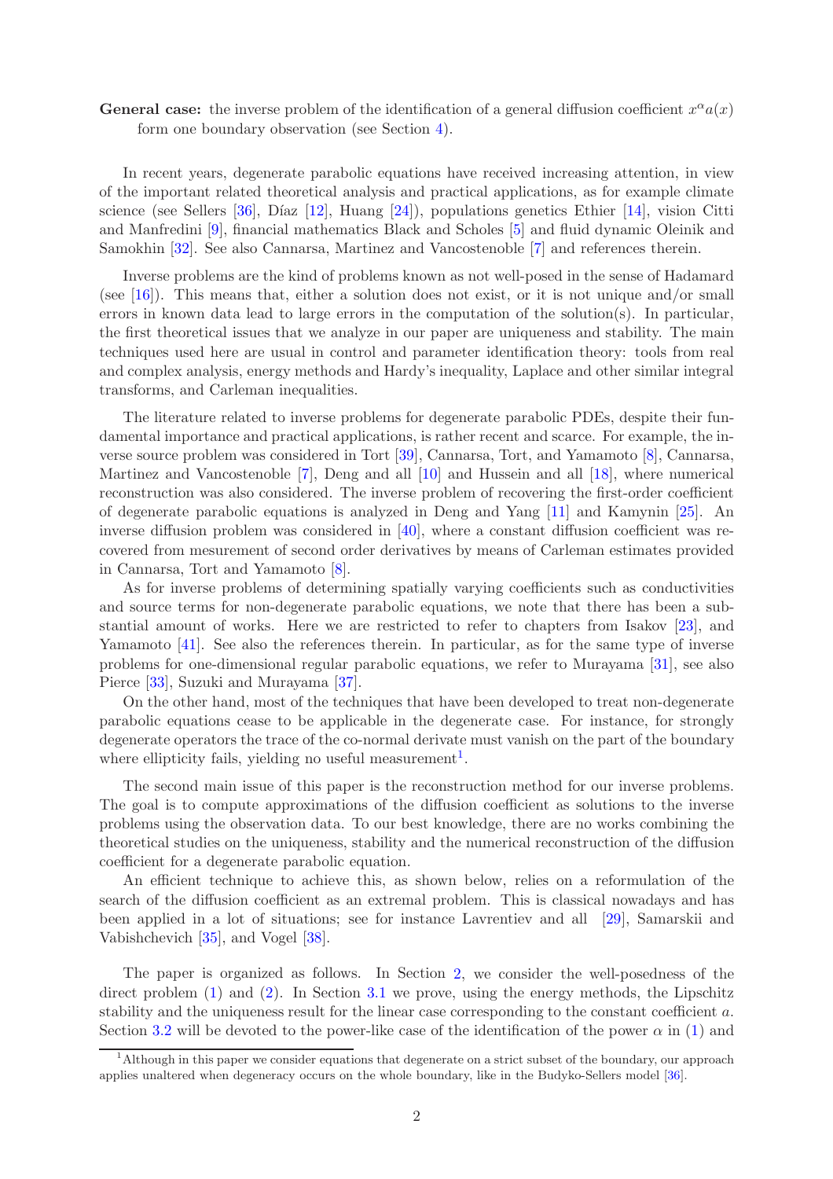**General case:** the inverse problem of the identification of a general diffusion coefficient $x^\alpha a(x)$ form one boundary observation (see Section 4).

In recent years, degenerate parabolic equations have received increasing attention, in view of the important related theoretical analysis and practical applications, as for example climate science (see Sellers [36], Díaz [12], Huang [24]), populations genetics Ethier [14], vision Citti and Manfredini [9], financial mathematics Black and Scholes [5] and fluid dynamic Oleinik and Samokhin [32]. See also Cannarsa, Martinez and Vancostenoble [7] and references therein.

Inverse problems are the kind of problems known as not well-posed in the sense of Hadamard (see [16]). This means that, either a solution does not exist, or it is not unique and/or small errors in known data lead to large errors in the computation of the solution(s). In particular, the first theoretical issues that we analyze in our paper are uniqueness and stability. The main techniques used here are usual in control and parameter identification theory: tools from real and complex analysis, energy methods and Hardy's inequality, Laplace and other similar integral transforms, and Carleman inequalities.

The literature related to inverse problems for degenerate parabolic PDEs, despite their fundamental importance and practical applications, is rather recent and scarce. For example, the inverse source problem was considered in Tort [39], Cannarsa, Tort, and Yamamoto [8], Cannarsa, Martinez and Vancostenoble [7], Deng and all [10] and Hussein and all [18], where numerical reconstruction was also considered. The inverse problem of recovering the first-order coefficient of degenerate parabolic equations is analyzed in Deng and Yang [11] and Kamynin [25]. An inverse diffusion problem was considered in [40], where a constant diffusion coefficient was recovered from mesurement of second order derivatives by means of Carleman estimates provided in Cannarsa, Tort and Yamamoto [8].

As for inverse problems of determining spatially varying coefficients such as conductivities and source terms for non-degenerate parabolic equations, we note that there has been a substantial amount of works. Here we are restricted to refer to chapters from Isakov [23], and Yamamoto [41]. See also the references therein. In particular, as for the same type of inverse problems for one-dimensional regular parabolic equations, we refer to Murayama [31], see also Pierce [33], Suzuki and Murayama [37].

On the other hand, most of the techniques that have been developed to treat non-degenerate parabolic equations cease to be applicable in the degenerate case. For instance, for strongly degenerate operators the trace of the co-normal derivate must vanish on the part of the boundary where ellipticity fails, yielding no useful measurement[1].

The second main issue of this paper is the reconstruction method for our inverse problems. The goal is to compute approximations of the diffusion coefficient as solutions to the inverse problems using the observation data. To our best knowledge, there are no works combining the theoretical studies on the uniqueness, stability and the numerical reconstruction of the diffusion coefficient for a degenerate parabolic equation.

An efficient technique to achieve this, as shown below, relies on a reformulation of the search of the diffusion coefficient as an extremal problem. This is classical nowadays and has been applied in a lot of situations; see for instance Lavrentiev and all [29], Samarskii and Vabishchevich [35], and Vogel [38].

The paper is organized as follows. In Section 2, we consider the well-posedness of the direct problem (1) and (2). In Section 3.1 we prove, using the energy methods, the Lipschitz stability and the uniqueness result for the linear case corresponding to the constant coefficient $a$. Section 3.2 will be devoted to the power-like case of the identification of the power $\alpha$ in (1) and

[1] Although in this paper we consider equations that degenerate on a strict subset of the boundary, our approach applies unaltered when degeneracy occurs on the whole boundary, like in the Budyko-Sellers model [36].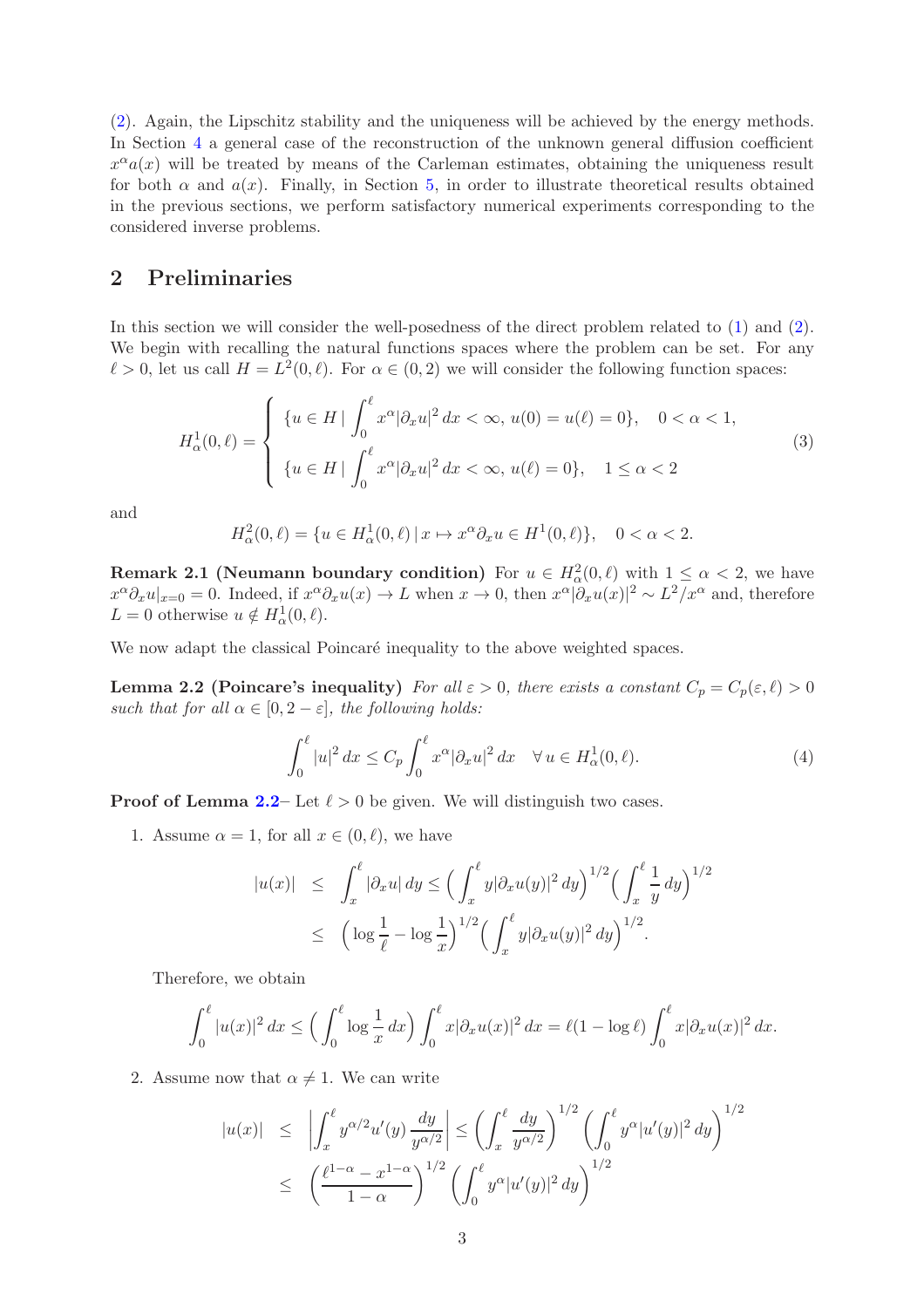(2). Again, the Lipschitz stability and the uniqueness will be achieved by the energy methods. In Section 4 a general case of the reconstruction of the unknown general diffusion coefficient $x^\alpha a(x)$ will be treated by means of the Carleman estimates, obtaining the uniqueness result for both $\alpha$ and $a(x)$. Finally, in Section 5, in order to illustrate theoretical results obtained in the previous sections, we perform satisfactory numerical experiments corresponding to the considered inverse problems.

## 2 Preliminaries

In this section we will consider the well-posedness of the direct problem related to (1) and (2). We begin with recalling the natural functions spaces where the problem can be set. For any $\ell > 0$, let us call $H = L^2(0,\ell)$. For $\alpha \in (0,2)$ we will consider the following function spaces:

$$
H^1_\alpha(0,\ell) = \begin{cases} \{u \in H \,|\, \displaystyle\int_0^\ell x^\alpha |\partial_x u|^2\,dx < \infty,\ u(0) = u(\ell) = 0\}, & 0 < \alpha < 1, \\ \{u \in H \,|\, \displaystyle\int_0^\ell x^\alpha |\partial_x u|^2\,dx < \infty,\ u(\ell) = 0\}, & 1 \le \alpha < 2 \end{cases} \tag{3}
$$

and

$$
H^2_\alpha(0,\ell) = \{u \in H^1_\alpha(0,\ell) \,|\, x \mapsto x^\alpha \partial_x u \in H^1(0,\ell)\}, \quad 0 < \alpha < 2.
$$

**Remark 2.1 (Neumann boundary condition)** For $u \in H^2_\alpha(0,\ell)$ with $1 \le \alpha < 2$, we have $x^\alpha \partial_x u|_{x=0} = 0$. Indeed, if $x^\alpha \partial_x u(x) \to L$ when $x \to 0$, then $x^\alpha |\partial_x u(x)|^2 \sim L^2/x^\alpha$ and, therefore $L = 0$ otherwise $u \notin H^1_\alpha(0,\ell)$.

We now adapt the classical Poincaré inequality to the above weighted spaces.

**Lemma 2.2 (Poincare's inequality)** *For all $\varepsilon > 0$, there exists a constant $C_p = C_p(\varepsilon,\ell) > 0$ such that for all $\alpha \in [0, 2-\varepsilon]$, the following holds:*

$$
\int_0^\ell |u|^2\,dx \le C_p \int_0^\ell x^\alpha |\partial_x u|^2\,dx \quad \forall\, u \in H^1_\alpha(0,\ell). \tag{4}
$$

**Proof of Lemma 2.2**– Let $\ell > 0$ be given. We will distinguish two cases.

1. Assume $\alpha = 1$, for all $x \in (0,\ell)$, we have

$$
\begin{aligned}
|u(x)| &\le \int_x^\ell |\partial_x u|\,dy \le \Big(\int_x^\ell y|\partial_x u(y)|^2\,dy\Big)^{1/2}\Big(\int_x^\ell \frac{1}{y}\,dy\Big)^{1/2} \\
&\le \Big(\log\frac{1}{\ell} - \log\frac{1}{x}\Big)^{1/2}\Big(\int_x^\ell y|\partial_x u(y)|^2\,dy\Big)^{1/2}.
\end{aligned}
$$

   Therefore, we obtain

$$
\int_0^\ell |u(x)|^2\,dx \le \Big(\int_0^\ell \log\frac{1}{x}\,dx\Big)\int_0^\ell x|\partial_x u(x)|^2\,dx = \ell(1-\log\ell)\int_0^\ell x|\partial_x u(x)|^2\,dx.
$$

2. Assume now that $\alpha \neq 1$. We can write

$$
\begin{aligned}
|u(x)| &\le \left|\int_x^\ell y^{\alpha/2}u'(y)\,\frac{dy}{y^{\alpha/2}}\right| \le \left(\int_x^\ell \frac{dy}{y^{\alpha/2}}\right)^{1/2}\left(\int_0^\ell y^\alpha |u'(y)|^2\,dy\right)^{1/2} \\
&\le \left(\frac{\ell^{1-\alpha} - x^{1-\alpha}}{1-\alpha}\right)^{1/2}\left(\int_0^\ell y^\alpha |u'(y)|^2\,dy\right)^{1/2}
\end{aligned}
$$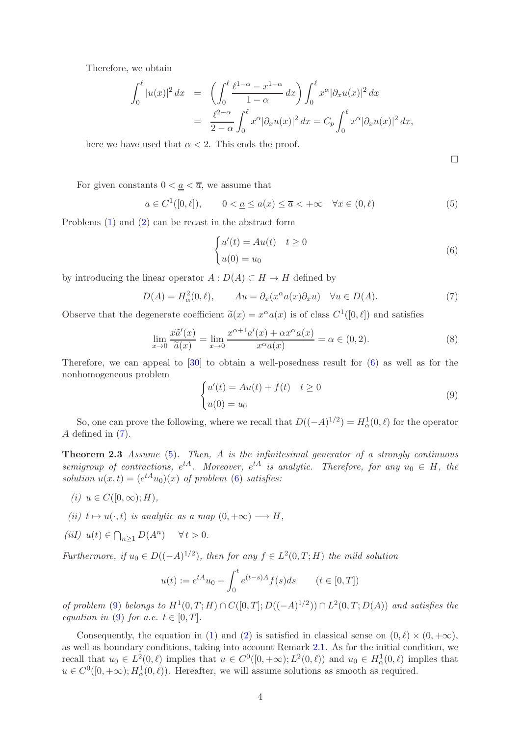Therefore, we obtain

$$
\begin{aligned}
\int_0^\ell |u(x)|^2\,dx &= \left(\int_0^\ell \frac{\ell^{1-\alpha}-x^{1-\alpha}}{1-\alpha}\,dx\right)\int_0^\ell x^\alpha|\partial_x u(x)|^2\,dx \\
&= \frac{\ell^{2-\alpha}}{2-\alpha}\int_0^\ell x^\alpha|\partial_x u(x)|^2\,dx = C_p\int_0^\ell x^\alpha|\partial_x u(x)|^2\,dx,
\end{aligned}
$$

here we have used that $\alpha < 2$. This ends the proof.

□

For given constants $0 < \underline{a} < \overline{a}$, we assume that

$$
a \in C^1([0,\ell]), \qquad 0 < \underline{a} \le a(x) \le \overline{a} < +\infty \quad \forall x \in (0,\ell) \tag{5}
$$

Problems (1) and (2) can be recast in the abstract form

$$
\begin{cases} u'(t) = Au(t) & t \ge 0 \\ u(0) = u_0 \end{cases} \tag{6}
$$

by introducing the linear operator $A : D(A) \subset H \to H$ defined by

$$
D(A) = H^2_\alpha(0,\ell), \qquad Au = \partial_x(x^\alpha a(x)\partial_x u) \quad \forall u \in D(A). \tag{7}
$$

Observe that the degenerate coefficient $\widetilde{a}(x) = x^\alpha a(x)$ is of class $C^1([0,\ell])$ and satisfies

$$
\lim_{x\to 0}\frac{x\widetilde{a}'(x)}{\widetilde{a}(x)} = \lim_{x\to 0}\frac{x^{\alpha+1}a'(x) + \alpha x^\alpha a(x)}{x^\alpha a(x)} = \alpha \in (0,2). \tag{8}
$$

Therefore, we can appeal to [30] to obtain a well-posedness result for (6) as well as for the nonhomogeneous problem

$$
\begin{cases} u'(t) = Au(t) + f(t) & t \ge 0 \\ u(0) = u_0 \end{cases} \tag{9}
$$

So, one can prove the following, where we recall that $D((-A)^{1/2}) = H^1_\alpha(0,\ell)$ for the operator $A$ defined in (7).

**Theorem 2.3** *Assume* (5)*. Then, $A$ is the infinitesimal generator of a strongly continuous semigroup of contractions, $e^{tA}$. Moreover, $e^{tA}$ is analytic. Therefore, for any $u_0 \in H$, the solution $u(x,t) = (e^{tA}u_0)(x)$ of problem* (6) *satisfies:*

*(i)* $u \in C([0,\infty); H)$,

*(ii)* $t \mapsto u(\cdot,t)$ *is analytic as a map* $(0,+\infty) \longrightarrow H$,

*(iiI)* $u(t) \in \bigcap_{n\ge 1} D(A^n) \quad \forall\, t > 0.$

*Furthermore, if $u_0 \in D((-A)^{1/2})$, then for any $f \in L^2(0,T;H)$ the mild solution*

$$
u(t) := e^{tA}u_0 + \int_0^t e^{(t-s)A}f(s)ds \qquad (t \in [0,T])
$$

*of problem* (9) *belongs to $H^1(0,T;H) \cap C([0,T];D((-A)^{1/2})) \cap L^2(0,T;D(A))$ and satisfies the equation in* (9) *for a.e. $t \in [0,T]$.*

Consequently, the equation in (1) and (2) is satisfied in classical sense on $(0,\ell) \times (0,+\infty)$, as well as boundary conditions, taking into account Remark 2.1. As for the initial condition, we recall that $u_0 \in L^2(0,\ell)$ implies that $u \in C^0([0,+\infty); L^2(0,\ell))$ and $u_0 \in H^1_\alpha(0,\ell)$ implies that $u \in C^0([0,+\infty); H^1_\alpha(0,\ell))$. Hereafter, we will assume solutions as smooth as required.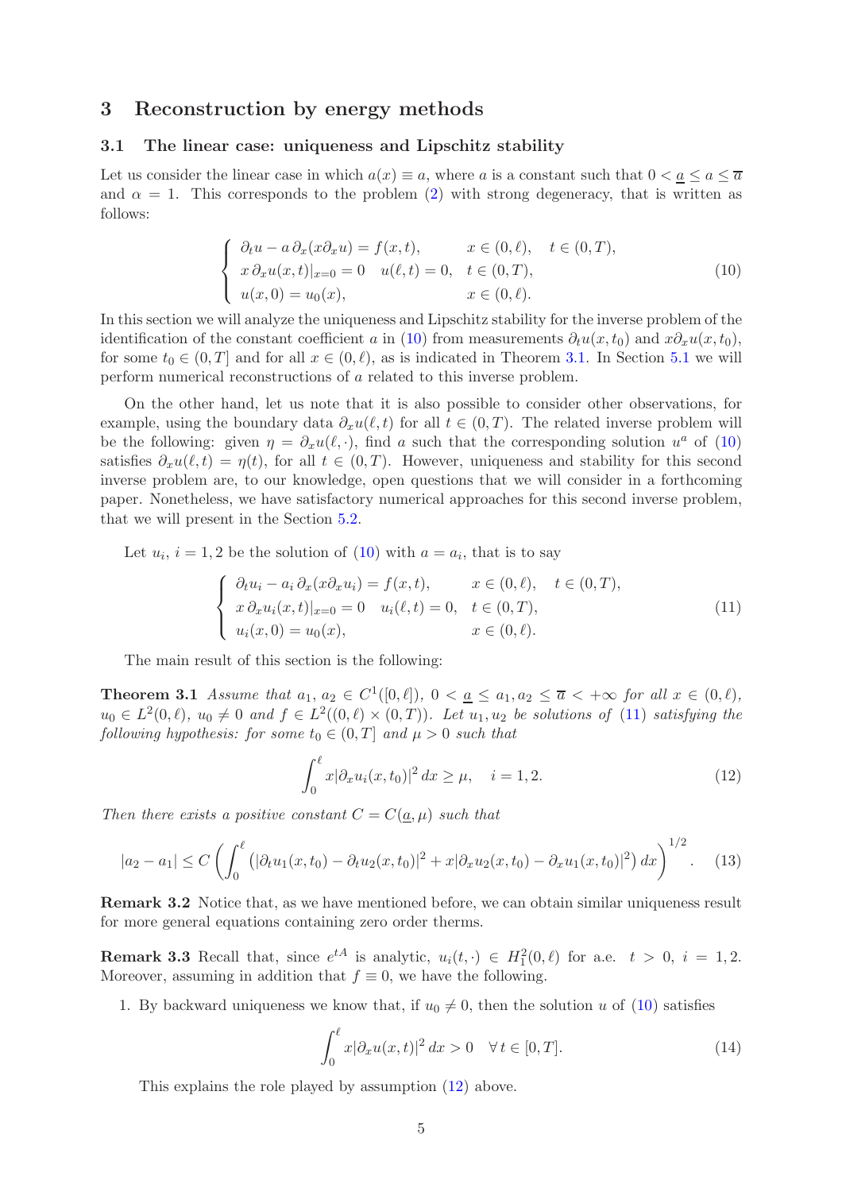## 3 Reconstruction by energy methods

### 3.1 The linear case: uniqueness and Lipschitz stability

Let us consider the linear case in which $a(x) \equiv a$, where $a$ is a constant such that $0 < \underline{a} \leq a \leq \overline{a}$ and $\alpha = 1$. This corresponds to the problem (2) with strong degeneracy, that is written as follows:

$$\begin{cases} \partial_t u - a\, \partial_x (x \partial_x u) = f(x,t), & x \in (0,\ell), \quad t \in (0,T), \\ x\, \partial_x u(x,t)|_{x=0} = 0 \quad u(\ell,t) = 0, & t \in (0,T), \\ u(x,0) = u_0(x), & x \in (0,\ell). \end{cases} \tag{10}$$

In this section we will analyze the uniqueness and Lipschitz stability for the inverse problem of the identification of the constant coefficient $a$ in (10) from measurements $\partial_t u(x,t_0)$ and $x \partial_x u(x,t_0)$, for some $t_0 \in (0,T]$ and for all $x \in (0,\ell)$, as is indicated in Theorem 3.1. In Section 5.1 we will perform numerical reconstructions of $a$ related to this inverse problem.

On the other hand, let us note that it is also possible to consider other observations, for example, using the boundary data $\partial_x u(\ell,t)$ for all $t \in (0,T)$. The related inverse problem will be the following: given $\eta = \partial_x u(\ell,\cdot)$, find $a$ such that the corresponding solution $u^a$ of (10) satisfies $\partial_x u(\ell,t) = \eta(t)$, for all $t \in (0,T)$. However, uniqueness and stability for this second inverse problem are, to our knowledge, open questions that we will consider in a forthcoming paper. Nonetheless, we have satisfactory numerical approaches for this second inverse problem, that we will present in the Section 5.2.

Let $u_i$, $i = 1,2$ be the solution of (10) with $a = a_i$, that is to say

$$\begin{cases} \partial_t u_i - a_i\, \partial_x (x \partial_x u_i) = f(x,t), & x \in (0,\ell), \quad t \in (0,T), \\ x\, \partial_x u_i(x,t)|_{x=0} = 0 \quad u_i(\ell,t) = 0, & t \in (0,T), \\ u_i(x,0) = u_0(x), & x \in (0,\ell). \end{cases} \tag{11}$$

The main result of this section is the following:

**Theorem 3.1** *Assume that $a_1$, $a_2 \in C^1([0,\ell])$, $0 < \underline{a} \leq a_1, a_2 \leq \overline{a} < +\infty$ for all $x \in (0,\ell)$, $u_0 \in L^2(0,\ell)$, $u_0 \neq 0$ and $f \in L^2((0,\ell)\times(0,T))$. Let $u_1, u_2$ be solutions of (11) satisfying the following hypothesis: for some $t_0 \in (0,T]$ and $\mu > 0$ such that*

$$\int_0^\ell x |\partial_x u_i(x,t_0)|^2 \, dx \geq \mu, \quad i = 1,2. \tag{12}$$

*Then there exists a positive constant $C = C(\underline{a}, \mu)$ such that*

$$|a_2 - a_1| \leq C \left( \int_0^\ell \left( |\partial_t u_1(x,t_0) - \partial_t u_2(x,t_0)|^2 + x |\partial_x u_2(x,t_0) - \partial_x u_1(x,t_0)|^2 \right) dx \right)^{1/2}. \tag{13}$$

**Remark 3.2** Notice that, as we have mentioned before, we can obtain similar uniqueness result for more general equations containing zero order therms.

**Remark 3.3** Recall that, since $e^{tA}$ is analytic, $u_i(t,\cdot) \in H^2_1(0,\ell)$ for a.e. $t > 0$, $i = 1,2$. Moreover, assuming in addition that $f \equiv 0$, we have the following.

1. By backward uniqueness we know that, if $u_0 \neq 0$, then the solution $u$ of (10) satisfies

$$\int_0^\ell x |\partial_x u(x,t)|^2 \, dx > 0 \quad \forall\, t \in [0,T]. \tag{14}$$

This explains the role played by assumption (12) above.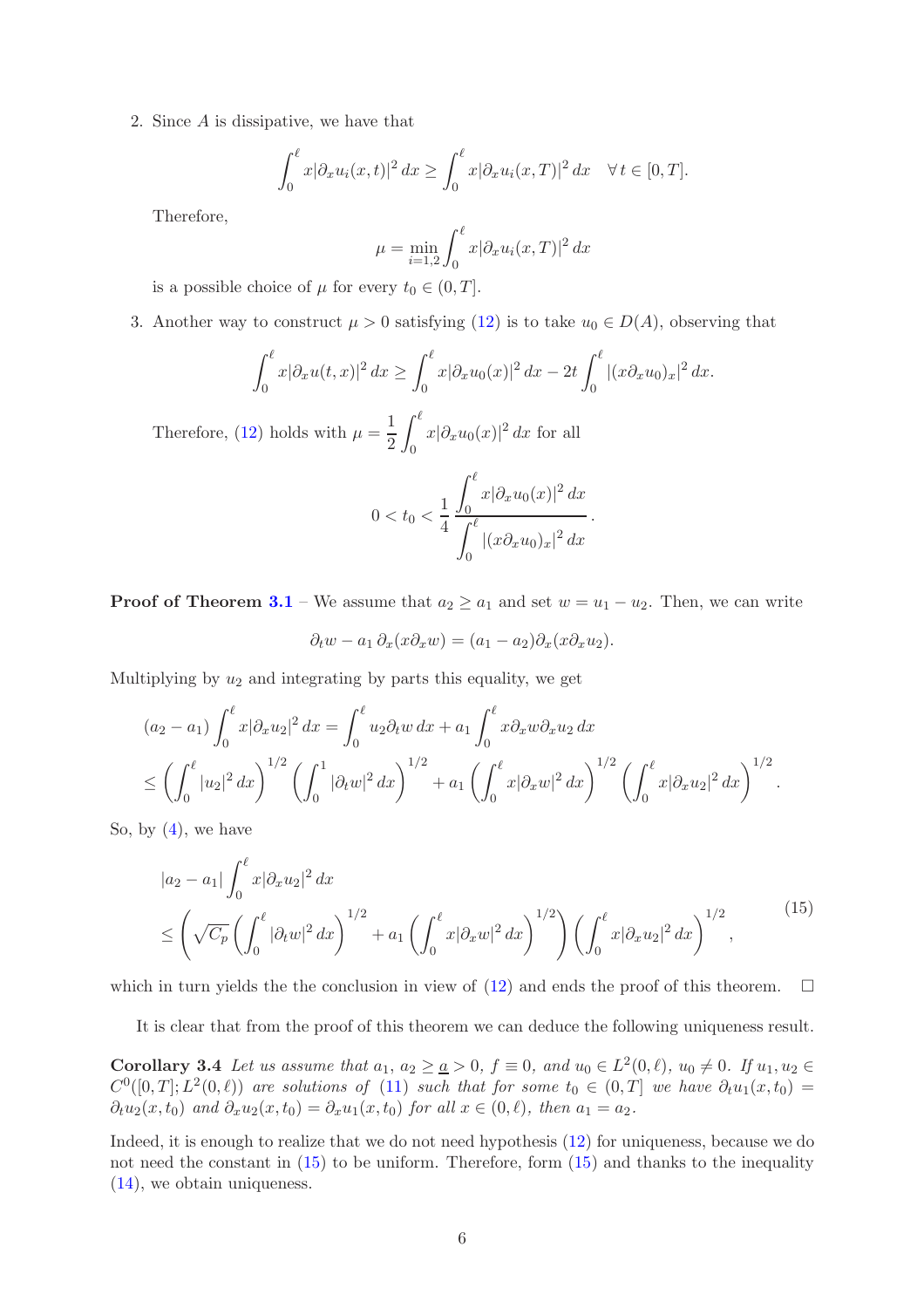2. Since $A$ is dissipative, we have that

$$\int_0^\ell x|\partial_x u_i(x,t)|^2\,dx \geq \int_0^\ell x|\partial_x u_i(x,T)|^2\,dx \quad \forall\, t\in[0,T].$$

Therefore,

$$\mu = \min_{i=1,2}\int_0^\ell x|\partial_x u_i(x,T)|^2\,dx$$

is a possible choice of $\mu$ for every $t_0 \in (0,T]$.

3. Another way to construct $\mu > 0$ satisfying (12) is to take $u_0 \in D(A)$, observing that

$$\int_0^\ell x|\partial_x u(t,x)|^2\,dx \geq \int_0^\ell x|\partial_x u_0(x)|^2\,dx - 2t\int_0^\ell |(x\partial_x u_0)_x|^2\,dx.$$

Therefore, (12) holds with $\mu = \dfrac{1}{2}\displaystyle\int_0^\ell x|\partial_x u_0(x)|^2\,dx$ for all

$$0 < t_0 < \frac{1}{4}\,\frac{\displaystyle\int_0^\ell x|\partial_x u_0(x)|^2\,dx}{\displaystyle\int_0^\ell |(x\partial_x u_0)_x|^2\,dx}.$$

**Proof of Theorem 3.1** – We assume that $a_2 \geq a_1$ and set $w = u_1 - u_2$. Then, we can write

$$\partial_t w - a_1\,\partial_x(x\partial_x w) = (a_1 - a_2)\partial_x(x\partial_x u_2).$$

Multiplying by $u_2$ and integrating by parts this equality, we get

$$\begin{aligned}
&(a_2 - a_1)\int_0^\ell x|\partial_x u_2|^2\,dx = \int_0^\ell u_2\partial_t w\,dx + a_1\int_0^\ell x\partial_x w\partial_x u_2\,dx \\
&\leq \left(\int_0^\ell |u_2|^2\,dx\right)^{1/2}\left(\int_0^1 |\partial_t w|^2\,dx\right)^{1/2} + a_1\left(\int_0^\ell x|\partial_x w|^2\,dx\right)^{1/2}\left(\int_0^\ell x|\partial_x u_2|^2\,dx\right)^{1/2}.
\end{aligned}$$

So, by (4), we have

$$\begin{aligned}
&|a_2 - a_1|\int_0^\ell x|\partial_x u_2|^2\,dx \\
&\leq \left(\sqrt{C_p}\left(\int_0^\ell |\partial_t w|^2\,dx\right)^{1/2} + a_1\left(\int_0^\ell x|\partial_x w|^2\,dx\right)^{1/2}\right)\left(\int_0^\ell x|\partial_x u_2|^2\,dx\right)^{1/2},
\end{aligned} \tag{15}$$

which in turn yields the the conclusion in view of (12) and ends the proof of this theorem. $\square$

It is clear that from the proof of this theorem we can deduce the following uniqueness result.

**Corollary 3.4** *Let us assume that $a_1,\ a_2 \geq \underline{a} > 0$, $f \equiv 0$, and $u_0 \in L^2(0,\ell)$, $u_0 \neq 0$. If $u_1, u_2 \in C^0([0,T];L^2(0,\ell))$ are solutions of (11) such that for some $t_0 \in (0,T]$ we have $\partial_t u_1(x,t_0) = \partial_t u_2(x,t_0)$ and $\partial_x u_2(x,t_0) = \partial_x u_1(x,t_0)$ for all $x \in (0,\ell)$, then $a_1 = a_2$.*

Indeed, it is enough to realize that we do not need hypothesis (12) for uniqueness, because we do not need the constant in (15) to be uniform. Therefore, form (15) and thanks to the inequality (14), we obtain uniqueness.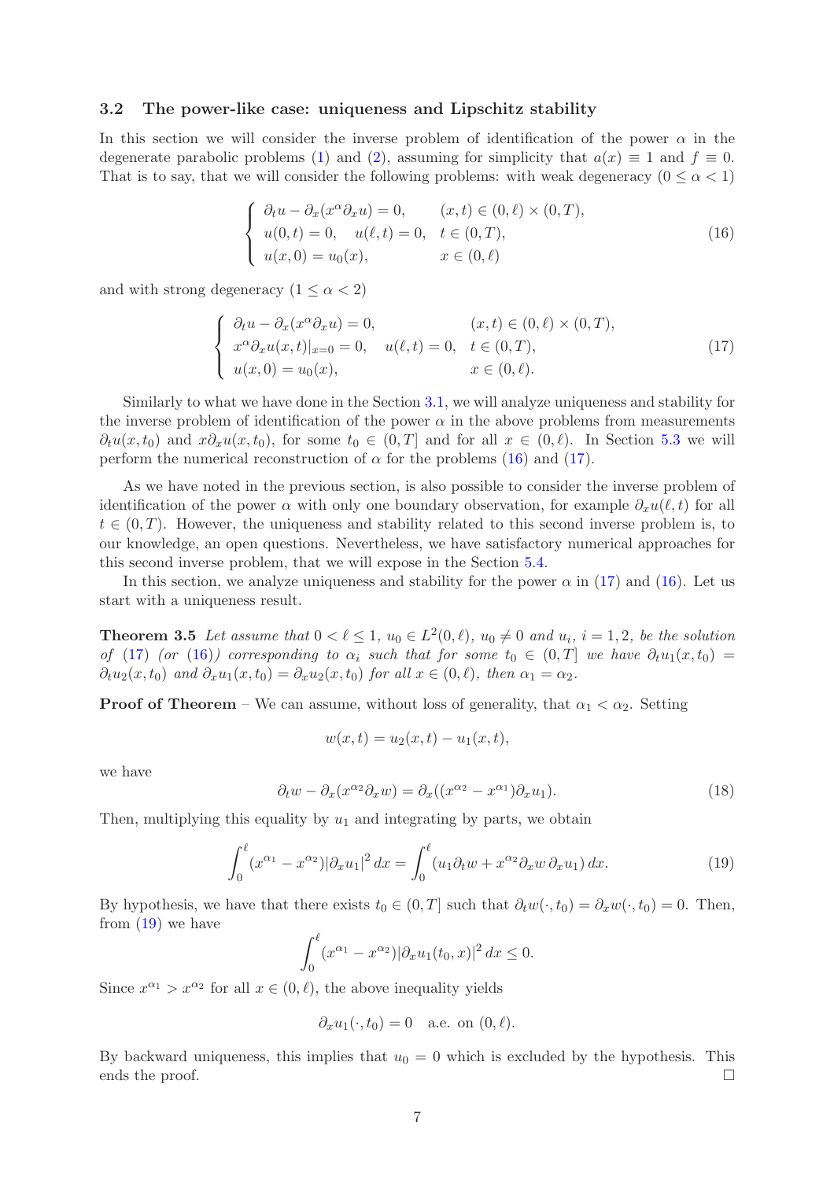### 3.2 The power-like case: uniqueness and Lipschitz stability

In this section we will consider the inverse problem of identification of the power $\alpha$ in the degenerate parabolic problems (1) and (2), assuming for simplicity that $a(x) \equiv 1$ and $f \equiv 0$. That is to say, that we will consider the following problems: with weak degeneracy ($0 \leq \alpha < 1$)

$$
\begin{cases}
\partial_t u - \partial_x(x^\alpha \partial_x u) = 0, & (x,t) \in (0,\ell) \times (0,T), \\
u(0,t) = 0, \quad u(\ell,t) = 0, & t \in (0,T), \\
u(x,0) = u_0(x), & x \in (0,\ell)
\end{cases}
\tag{16}
$$

and with strong degeneracy ($1 \leq \alpha < 2$)

$$
\begin{cases}
\partial_t u - \partial_x(x^\alpha \partial_x u) = 0, & (x,t) \in (0,\ell) \times (0,T), \\
x^\alpha \partial_x u(x,t)|_{x=0} = 0, \quad u(\ell,t) = 0, & t \in (0,T), \\
u(x,0) = u_0(x), & x \in (0,\ell).
\end{cases}
\tag{17}
$$

Similarly to what we have done in the Section 3.1, we will analyze uniqueness and stability for the inverse problem of identification of the power $\alpha$ in the above problems from measurements $\partial_t u(x,t_0)$ and $x\partial_x u(x,t_0)$, for some $t_0 \in (0,T]$ and for all $x \in (0,\ell)$. In Section 5.3 we will perform the numerical reconstruction of $\alpha$ for the problems (16) and (17).

As we have noted in the previous section, is also possible to consider the inverse problem of identification of the power $\alpha$ with only one boundary observation, for example $\partial_x u(\ell,t)$ for all $t \in (0,T)$. However, the uniqueness and stability related to this second inverse problem is, to our knowledge, an open questions. Nevertheless, we have satisfactory numerical approaches for this second inverse problem, that we will expose in the Section 5.4.

In this section, we analyze uniqueness and stability for the power $\alpha$ in (17) and (16). Let us start with a uniqueness result.

**Theorem 3.5** *Let assume that $0 < \ell \leq 1$, $u_0 \in L^2(0,\ell)$, $u_0 \neq 0$ and $u_i$, $i = 1,2$, be the solution of (17) (or (16)) corresponding to $\alpha_i$ such that for some $t_0 \in (0,T]$ we have $\partial_t u_1(x,t_0) = \partial_t u_2(x,t_0)$ and $\partial_x u_1(x,t_0) = \partial_x u_2(x,t_0)$ for all $x \in (0,\ell)$, then $\alpha_1 = \alpha_2$.*

**Proof of Theorem** – We can assume, without loss of generality, that $\alpha_1 < \alpha_2$. Setting

$$
w(x,t) = u_2(x,t) - u_1(x,t),
$$

we have

$$
\partial_t w - \partial_x(x^{\alpha_2} \partial_x w) = \partial_x((x^{\alpha_2} - x^{\alpha_1}) \partial_x u_1).
\tag{18}
$$

Then, multiplying this equality by $u_1$ and integrating by parts, we obtain

$$
\int_0^\ell (x^{\alpha_1} - x^{\alpha_2}) |\partial_x u_1|^2 \, dx = \int_0^\ell (u_1 \partial_t w + x^{\alpha_2} \partial_x w \, \partial_x u_1) \, dx.
\tag{19}
$$

By hypothesis, we have that there exists $t_0 \in (0,T]$ such that $\partial_t w(\cdot,t_0) = \partial_x w(\cdot,t_0) = 0$. Then, from (19) we have

$$
\int_0^\ell (x^{\alpha_1} - x^{\alpha_2}) |\partial_x u_1(t_0,x)|^2 \, dx \leq 0.
$$

Since $x^{\alpha_1} > x^{\alpha_2}$ for all $x \in (0,\ell)$, the above inequality yields

$$
\partial_x u_1(\cdot,t_0) = 0 \quad \text{a.e. on } (0,\ell).
$$

By backward uniqueness, this implies that $u_0 = 0$ which is excluded by the hypothesis. This ends the proof. □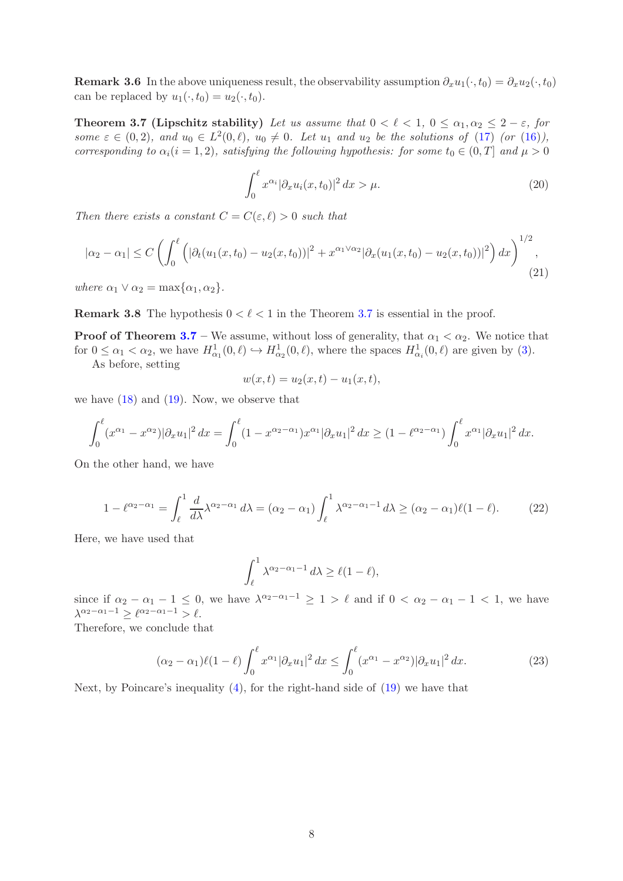**Remark 3.6** In the above uniqueness result, the observability assumption $\partial_x u_1(\cdot, t_0) = \partial_x u_2(\cdot, t_0)$ can be replaced by $u_1(\cdot, t_0) = u_2(\cdot, t_0)$.

**Theorem 3.7 (Lipschitz stability)** *Let us assume that $0 < \ell < 1$, $0 \leq \alpha_1, \alpha_2 \leq 2 - \varepsilon$, for some $\varepsilon \in (0, 2)$, and $u_0 \in L^2(0, \ell)$, $u_0 \neq 0$. Let $u_1$ and $u_2$ be the solutions of (17) (or (16)), corresponding to $\alpha_i (i = 1, 2)$, satisfying the following hypothesis: for some $t_0 \in (0, T]$ and $\mu > 0$*

$$\int_0^\ell x^{\alpha_i} |\partial_x u_i(x, t_0)|^2 \, dx > \mu. \tag{20}$$

*Then there exists a constant $C = C(\varepsilon, \ell) > 0$ such that*

$$|\alpha_2 - \alpha_1| \leq C \left( \int_0^\ell \left( |\partial_t (u_1(x, t_0) - u_2(x, t_0))|^2 + x^{\alpha_1 \vee \alpha_2} |\partial_x (u_1(x, t_0) - u_2(x, t_0))|^2 \right) dx \right)^{1/2}, \tag{21}$$

*where $\alpha_1 \vee \alpha_2 = \max\{\alpha_1, \alpha_2\}$.*

**Remark 3.8** The hypothesis $0 < \ell < 1$ in the Theorem 3.7 is essential in the proof.

**Proof of Theorem 3.7** – We assume, without loss of generality, that $\alpha_1 < \alpha_2$. We notice that for $0 \leq \alpha_1 < \alpha_2$, we have $H^1_{\alpha_1}(0, \ell) \hookrightarrow H^1_{\alpha_2}(0, \ell)$, where the spaces $H^1_{\alpha_i}(0, \ell)$ are given by (3).

As before, setting

$$w(x, t) = u_2(x, t) - u_1(x, t),$$

we have (18) and (19). Now, we observe that

$$\int_0^\ell (x^{\alpha_1} - x^{\alpha_2}) |\partial_x u_1|^2 \, dx = \int_0^\ell (1 - x^{\alpha_2 - \alpha_1}) x^{\alpha_1} |\partial_x u_1|^2 \, dx \geq (1 - \ell^{\alpha_2 - \alpha_1}) \int_0^\ell x^{\alpha_1} |\partial_x u_1|^2 \, dx.$$

On the other hand, we have

$$1 - \ell^{\alpha_2 - \alpha_1} = \int_\ell^1 \frac{d}{d\lambda} \lambda^{\alpha_2 - \alpha_1} \, d\lambda = (\alpha_2 - \alpha_1) \int_\ell^1 \lambda^{\alpha_2 - \alpha_1 - 1} \, d\lambda \geq (\alpha_2 - \alpha_1) \ell (1 - \ell). \tag{22}$$

Here, we have used that

$$\int_\ell^1 \lambda^{\alpha_2 - \alpha_1 - 1} \, d\lambda \geq \ell (1 - \ell),$$

since if $\alpha_2 - \alpha_1 - 1 \leq 0$, we have $\lambda^{\alpha_2 - \alpha_1 - 1} \geq 1 > \ell$ and if $0 < \alpha_2 - \alpha_1 - 1 < 1$, we have $\lambda^{\alpha_2 - \alpha_1 - 1} \geq \ell^{\alpha_2 - \alpha_1 - 1} > \ell$.

Therefore, we conclude that

$$(\alpha_2 - \alpha_1) \ell (1 - \ell) \int_0^\ell x^{\alpha_1} |\partial_x u_1|^2 \, dx \leq \int_0^\ell (x^{\alpha_1} - x^{\alpha_2}) |\partial_x u_1|^2 \, dx. \tag{23}$$

Next, by Poincare's inequality (4), for the right-hand side of (19) we have that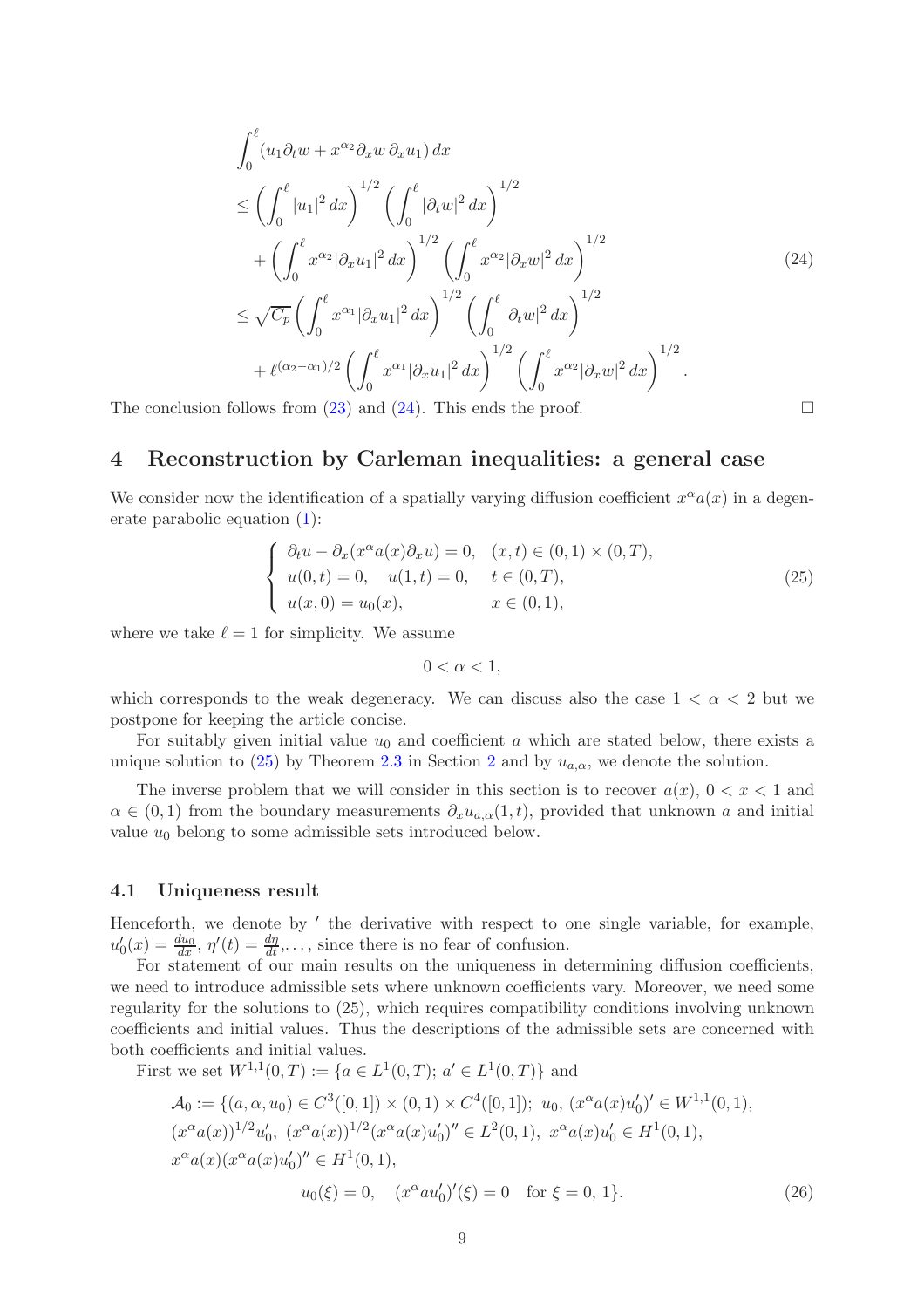$$
\begin{aligned}
&\int_0^\ell (u_1 \partial_t w + x^{\alpha_2} \partial_x w \, \partial_x u_1) \, dx \\
&\le \left( \int_0^\ell |u_1|^2 \, dx \right)^{1/2} \left( \int_0^\ell |\partial_t w|^2 \, dx \right)^{1/2} \\
&\quad + \left( \int_0^\ell x^{\alpha_2} |\partial_x u_1|^2 \, dx \right)^{1/2} \left( \int_0^\ell x^{\alpha_2} |\partial_x w|^2 \, dx \right)^{1/2} \\
&\le \sqrt{C_p} \left( \int_0^\ell x^{\alpha_1} |\partial_x u_1|^2 \, dx \right)^{1/2} \left( \int_0^\ell |\partial_t w|^2 \, dx \right)^{1/2} \\
&\quad + \ell^{(\alpha_2 - \alpha_1)/2} \left( \int_0^\ell x^{\alpha_1} |\partial_x u_1|^2 \, dx \right)^{1/2} \left( \int_0^\ell x^{\alpha_2} |\partial_x w|^2 \, dx \right)^{1/2}.
\end{aligned} \tag{24}
$$

The conclusion follows from (23) and (24). This ends the proof. □

## 4 Reconstruction by Carleman inequalities: a general case

We consider now the identification of a spatially varying diffusion coefficient $x^\alpha a(x)$ in a degenerate parabolic equation (1):

$$
\begin{cases}
\partial_t u - \partial_x (x^\alpha a(x) \partial_x u) = 0, & (x,t) \in (0,1) \times (0,T), \\
u(0,t) = 0, \quad u(1,t) = 0, & t \in (0,T), \\
u(x,0) = u_0(x), & x \in (0,1),
\end{cases} \tag{25}
$$

where we take $\ell = 1$ for simplicity. We assume

$$
0 < \alpha < 1,
$$

which corresponds to the weak degeneracy. We can discuss also the case $1 < \alpha < 2$ but we postpone for keeping the article concise.

For suitably given initial value $u_0$ and coefficient $a$ which are stated below, there exists a unique solution to (25) by Theorem 2.3 in Section 2 and by $u_{a,\alpha}$, we denote the solution.

The inverse problem that we will consider in this section is to recover $a(x)$, $0 < x < 1$ and $\alpha \in (0,1)$ from the boundary measurements $\partial_x u_{a,\alpha}(1,t)$, provided that unknown $a$ and initial value $u_0$ belong to some admissible sets introduced below.

### 4.1 Uniqueness result

Henceforth, we denote by $'$ the derivative with respect to one single variable, for example, $u_0'(x) = \frac{du_0}{dx}$, $\eta'(t) = \frac{d\eta}{dt}, \ldots$, since there is no fear of confusion.

For statement of our main results on the uniqueness in determining diffusion coefficients, we need to introduce admissible sets where unknown coefficients vary. Moreover, we need some regularity for the solutions to (25), which requires compatibility conditions involving unknown coefficients and initial values. Thus the descriptions of the admissible sets are concerned with both coefficients and initial values.

First we set $W^{1,1}(0,T) := \{a \in L^1(0,T);\ a' \in L^1(0,T)\}$ and

$$
\begin{aligned}
\mathcal{A}_0 := \{ &(a, \alpha, u_0) \in C^3([0,1]) \times (0,1) \times C^4([0,1]);\ u_0,\ (x^\alpha a(x) u_0')' \in W^{1,1}(0,1), \\
&(x^\alpha a(x))^{1/2} u_0',\ (x^\alpha a(x))^{1/2} (x^\alpha a(x) u_0')'' \in L^2(0,1),\ x^\alpha a(x) u_0' \in H^1(0,1), \\
&x^\alpha a(x) (x^\alpha a(x) u_0')'' \in H^1(0,1), \\
&\qquad\qquad u_0(\xi) = 0, \quad (x^\alpha a u_0')'(\xi) = 0 \quad \text{for } \xi = 0,\, 1 \}.
\end{aligned} \tag{26}
$$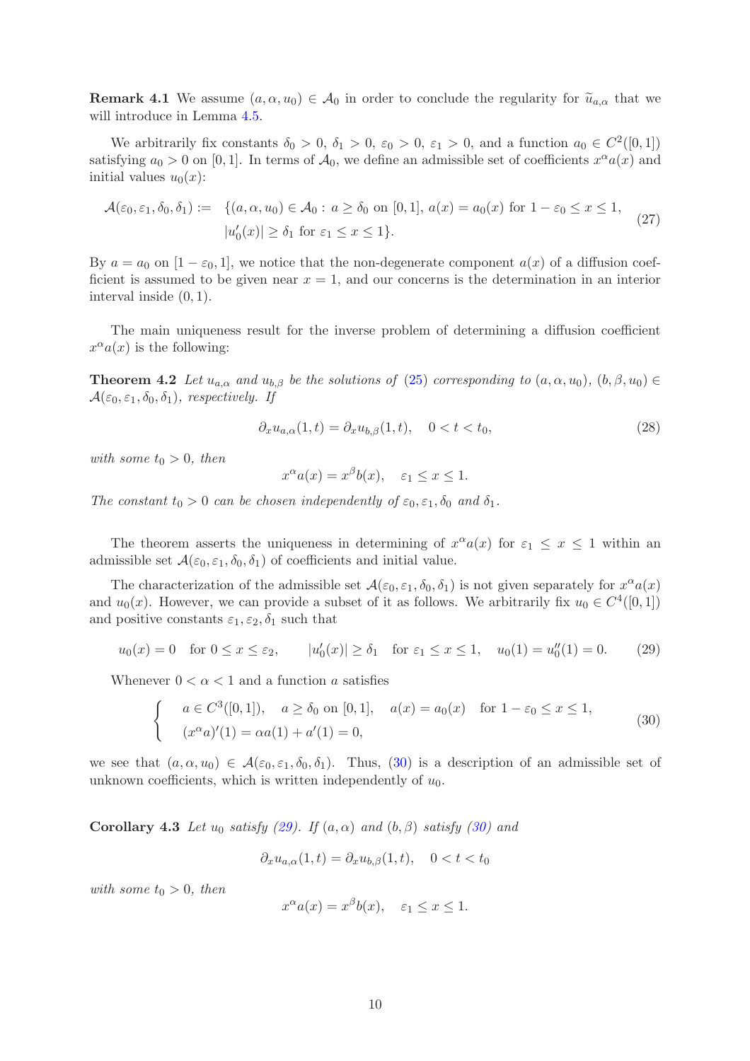**Remark 4.1** We assume $(a, \alpha, u_0) \in \mathcal{A}_0$ in order to conclude the regularity for $\widetilde{u}_{a,\alpha}$ that we will introduce in Lemma 4.5.

We arbitrarily fix constants $\delta_0 > 0$, $\delta_1 > 0$, $\varepsilon_0 > 0$, $\varepsilon_1 > 0$, and a function $a_0 \in C^2([0,1])$ satisfying $a_0 > 0$ on $[0,1]$. In terms of $\mathcal{A}_0$, we define an admissible set of coefficients $x^\alpha a(x)$ and initial values $u_0(x)$:

$$
\begin{aligned}
\mathcal{A}(\varepsilon_0, \varepsilon_1, \delta_0, \delta_1) := \;& \{(a, \alpha, u_0) \in \mathcal{A}_0 : \, a \ge \delta_0 \text{ on } [0,1], \, a(x) = a_0(x) \text{ for } 1 - \varepsilon_0 \le x \le 1, \\
& |u_0'(x)| \ge \delta_1 \text{ for } \varepsilon_1 \le x \le 1\}.
\end{aligned} \tag{27}
$$

By $a = a_0$ on $[1-\varepsilon_0, 1]$, we notice that the non-degenerate component $a(x)$ of a diffusion coefficient is assumed to be given near $x = 1$, and our concerns is the determination in an interior interval inside $(0,1)$.

The main uniqueness result for the inverse problem of determining a diffusion coefficient $x^\alpha a(x)$ is the following:

**Theorem 4.2** *Let $u_{a,\alpha}$ and $u_{b,\beta}$ be the solutions of (25) corresponding to $(a, \alpha, u_0)$, $(b, \beta, u_0) \in \mathcal{A}(\varepsilon_0, \varepsilon_1, \delta_0, \delta_1)$, respectively. If*

$$
\partial_x u_{a,\alpha}(1,t) = \partial_x u_{b,\beta}(1,t), \quad 0 < t < t_0, \tag{28}
$$

*with some $t_0 > 0$, then*

$$
x^\alpha a(x) = x^\beta b(x), \quad \varepsilon_1 \le x \le 1.
$$

*The constant $t_0 > 0$ can be chosen independently of $\varepsilon_0, \varepsilon_1, \delta_0$ and $\delta_1$.*

The theorem asserts the uniqueness in determining of $x^\alpha a(x)$ for $\varepsilon_1 \le x \le 1$ within an admissible set $\mathcal{A}(\varepsilon_0, \varepsilon_1, \delta_0, \delta_1)$ of coefficients and initial value.

The characterization of the admissible set $\mathcal{A}(\varepsilon_0, \varepsilon_1, \delta_0, \delta_1)$ is not given separately for $x^\alpha a(x)$ and $u_0(x)$. However, we can provide a subset of it as follows. We arbitrarily fix $u_0 \in C^4([0,1])$ and positive constants $\varepsilon_1, \varepsilon_2, \delta_1$ such that

$$
u_0(x) = 0 \quad \text{for } 0 \le x \le \varepsilon_2, \qquad |u_0'(x)| \ge \delta_1 \quad \text{for } \varepsilon_1 \le x \le 1, \quad u_0(1) = u_0''(1) = 0. \tag{29}
$$

Whenever $0 < \alpha < 1$ and a function $a$ satisfies

$$
\begin{cases}
a \in C^3([0,1]), \quad a \ge \delta_0 \text{ on } [0,1], \quad a(x) = a_0(x) \quad \text{for } 1 - \varepsilon_0 \le x \le 1, \\
(x^\alpha a)'(1) = \alpha a(1) + a'(1) = 0,
\end{cases} \tag{30}
$$

we see that $(a, \alpha, u_0) \in \mathcal{A}(\varepsilon_0, \varepsilon_1, \delta_0, \delta_1)$. Thus, (30) is a description of an admissible set of unknown coefficients, which is written independently of $u_0$.

**Corollary 4.3** *Let $u_0$ satisfy (29). If $(a, \alpha)$ and $(b, \beta)$ satisfy (30) and*

$$
\partial_x u_{a,\alpha}(1,t) = \partial_x u_{b,\beta}(1,t), \quad 0 < t < t_0
$$

*with some $t_0 > 0$, then*

$$
x^\alpha a(x) = x^\beta b(x), \quad \varepsilon_1 \le x \le 1.
$$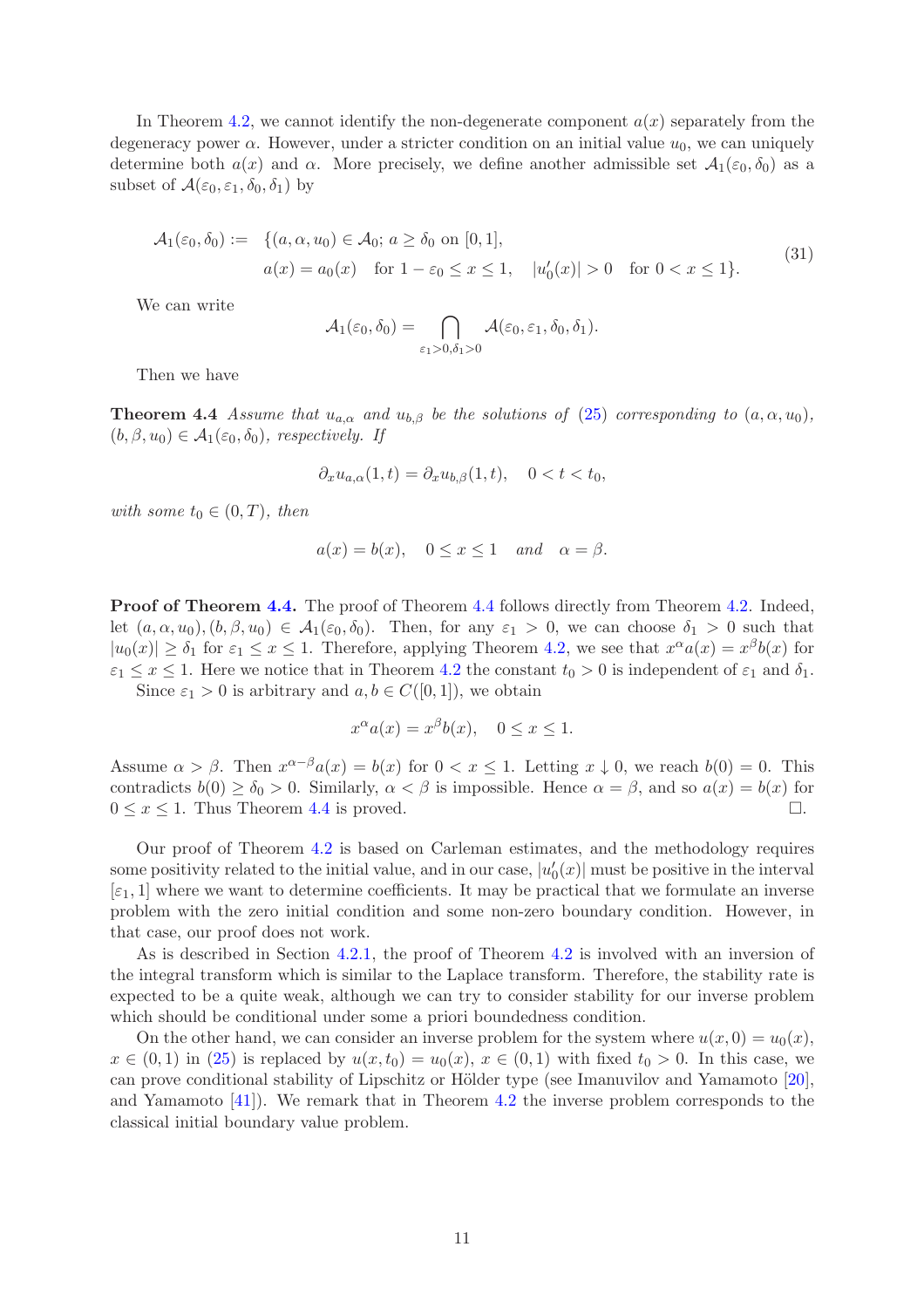In Theorem 4.2, we cannot identify the non-degenerate component $a(x)$ separately from the degeneracy power $\alpha$. However, under a stricter condition on an initial value $u_0$, we can uniquely determine both $a(x)$ and $\alpha$. More precisely, we define another admissible set $\mathcal{A}_1(\varepsilon_0, \delta_0)$ as a subset of $\mathcal{A}(\varepsilon_0, \varepsilon_1, \delta_0, \delta_1)$ by

$$
\begin{aligned}
\mathcal{A}_1(\varepsilon_0, \delta_0) := \quad & \{(a, \alpha, u_0) \in \mathcal{A}_0;\ a \geq \delta_0 \text{ on } [0,1], \\
& a(x) = a_0(x) \quad \text{for } 1 - \varepsilon_0 \leq x \leq 1, \quad |u_0'(x)| > 0 \quad \text{for } 0 < x \leq 1\}.
\end{aligned} \tag{31}
$$

We can write

$$
\mathcal{A}_1(\varepsilon_0, \delta_0) = \bigcap_{\varepsilon_1 > 0, \delta_1 > 0} \mathcal{A}(\varepsilon_0, \varepsilon_1, \delta_0, \delta_1).
$$

Then we have

**Theorem 4.4** *Assume that $u_{a,\alpha}$ and $u_{b,\beta}$ be the solutions of (25) corresponding to $(a, \alpha, u_0)$, $(b, \beta, u_0) \in \mathcal{A}_1(\varepsilon_0, \delta_0)$, respectively. If*

$$
\partial_x u_{a,\alpha}(1,t) = \partial_x u_{b,\beta}(1,t), \quad 0 < t < t_0,
$$

*with some $t_0 \in (0, T)$, then*

$$
a(x) = b(x), \quad 0 \leq x \leq 1 \quad \text{and} \quad \alpha = \beta.
$$

**Proof of Theorem 4.4.** The proof of Theorem 4.4 follows directly from Theorem 4.2. Indeed, let $(a, \alpha, u_0), (b, \beta, u_0) \in \mathcal{A}_1(\varepsilon_0, \delta_0)$. Then, for any $\varepsilon_1 > 0$, we can choose $\delta_1 > 0$ such that $|u_0(x)| \geq \delta_1$ for $\varepsilon_1 \leq x \leq 1$. Therefore, applying Theorem 4.2, we see that $x^\alpha a(x) = x^\beta b(x)$ for $\varepsilon_1 \leq x \leq 1$. Here we notice that in Theorem 4.2 the constant $t_0 > 0$ is independent of $\varepsilon_1$ and $\delta_1$.

Since $\varepsilon_1 > 0$ is arbitrary and $a, b \in C([0,1])$, we obtain

$$
x^\alpha a(x) = x^\beta b(x), \quad 0 \leq x \leq 1.
$$

Assume $\alpha > \beta$. Then $x^{\alpha - \beta} a(x) = b(x)$ for $0 < x \leq 1$. Letting $x \downarrow 0$, we reach $b(0) = 0$. This contradicts $b(0) \geq \delta_0 > 0$. Similarly, $\alpha < \beta$ is impossible. Hence $\alpha = \beta$, and so $a(x) = b(x)$ for $0 \leq x \leq 1$. Thus Theorem 4.4 is proved. $\square$.

Our proof of Theorem 4.2 is based on Carleman estimates, and the methodology requires some positivity related to the initial value, and in our case, $|u_0'(x)|$ must be positive in the interval $[\varepsilon_1, 1]$ where we want to determine coefficients. It may be practical that we formulate an inverse problem with the zero initial condition and some non-zero boundary condition. However, in that case, our proof does not work.

As is described in Section 4.2.1, the proof of Theorem 4.2 is involved with an inversion of the integral transform which is similar to the Laplace transform. Therefore, the stability rate is expected to be a quite weak, although we can try to consider stability for our inverse problem which should be conditional under some a priori boundedness condition.

On the other hand, we can consider an inverse problem for the system where $u(x, 0) = u_0(x)$, $x \in (0,1)$ in (25) is replaced by $u(x, t_0) = u_0(x)$, $x \in (0,1)$ with fixed $t_0 > 0$. In this case, we can prove conditional stability of Lipschitz or Hölder type (see Imanuvilov and Yamamoto [20], and Yamamoto [41]). We remark that in Theorem 4.2 the inverse problem corresponds to the classical initial boundary value problem.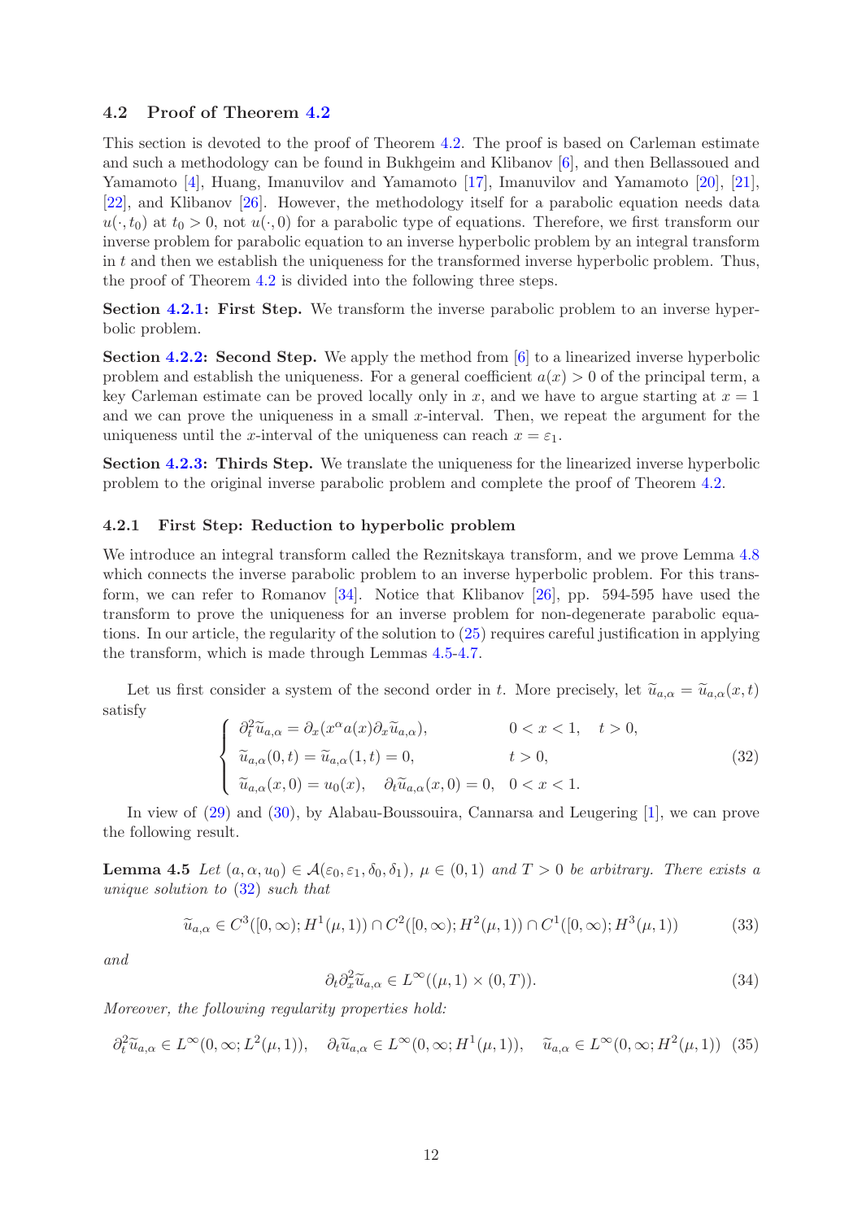### 4.2 Proof of Theorem 4.2

This section is devoted to the proof of Theorem 4.2. The proof is based on Carleman estimate and such a methodology can be found in Bukhgeim and Klibanov [6], and then Bellassoued and Yamamoto [4], Huang, Imanuvilov and Yamamoto [17], Imanuvilov and Yamamoto [20], [21], [22], and Klibanov [26]. However, the methodology itself for a parabolic equation needs data $u(\cdot, t_0)$ at $t_0 > 0$, not $u(\cdot, 0)$ for a parabolic type of equations. Therefore, we first transform our inverse problem for parabolic equation to an inverse hyperbolic problem by an integral transform in $t$ and then we establish the uniqueness for the transformed inverse hyperbolic problem. Thus, the proof of Theorem 4.2 is divided into the following three steps.

**Section 4.2.1: First Step.** We transform the inverse parabolic problem to an inverse hyperbolic problem.

**Section 4.2.2: Second Step.** We apply the method from [6] to a linearized inverse hyperbolic problem and establish the uniqueness. For a general coefficient $a(x) > 0$ of the principal term, a key Carleman estimate can be proved locally only in $x$, and we have to argue starting at $x = 1$ and we can prove the uniqueness in a small $x$-interval. Then, we repeat the argument for the uniqueness until the $x$-interval of the uniqueness can reach $x = \varepsilon_1$.

**Section 4.2.3: Thirds Step.** We translate the uniqueness for the linearized inverse hyperbolic problem to the original inverse parabolic problem and complete the proof of Theorem 4.2.

#### 4.2.1 First Step: Reduction to hyperbolic problem

We introduce an integral transform called the Reznitskaya transform, and we prove Lemma 4.8 which connects the inverse parabolic problem to an inverse hyperbolic problem. For this transform, we can refer to Romanov [34]. Notice that Klibanov [26], pp. 594-595 have used the transform to prove the uniqueness for an inverse problem for non-degenerate parabolic equations. In our article, the regularity of the solution to (25) requires careful justification in applying the transform, which is made through Lemmas 4.5-4.7.

Let us first consider a system of the second order in $t$. More precisely, let $\widetilde{u}_{a,\alpha} = \widetilde{u}_{a,\alpha}(x,t)$ satisfy

$$
\begin{cases}
\partial_t^2 \widetilde{u}_{a,\alpha} = \partial_x(x^\alpha a(x) \partial_x \widetilde{u}_{a,\alpha}), & 0 < x < 1, \quad t > 0, \\
\widetilde{u}_{a,\alpha}(0,t) = \widetilde{u}_{a,\alpha}(1,t) = 0, & t > 0, \\
\widetilde{u}_{a,\alpha}(x,0) = u_0(x), \quad \partial_t \widetilde{u}_{a,\alpha}(x,0) = 0, & 0 < x < 1.
\end{cases}
\tag{32}
$$

In view of (29) and (30), by Alabau-Boussouira, Cannarsa and Leugering [1], we can prove the following result.

**Lemma 4.5** *Let $(a, \alpha, u_0) \in \mathcal{A}(\varepsilon_0, \varepsilon_1, \delta_0, \delta_1)$, $\mu \in (0,1)$ and $T > 0$ be arbitrary. There exists a unique solution to (32) such that*

$$
\widetilde{u}_{a,\alpha} \in C^3([0,\infty); H^1(\mu,1)) \cap C^2([0,\infty); H^2(\mu,1)) \cap C^1([0,\infty); H^3(\mu,1)) \tag{33}
$$

*and*

$$
\partial_t \partial_x^2 \widetilde{u}_{a,\alpha} \in L^\infty((\mu,1) \times (0,T)). \tag{34}
$$

*Moreover, the following regularity properties hold:*

$$
\partial_t^2 \widetilde{u}_{a,\alpha} \in L^\infty(0,\infty; L^2(\mu,1)), \quad \partial_t \widetilde{u}_{a,\alpha} \in L^\infty(0,\infty; H^1(\mu,1)), \quad \widetilde{u}_{a,\alpha} \in L^\infty(0,\infty; H^2(\mu,1)) \tag{35}
$$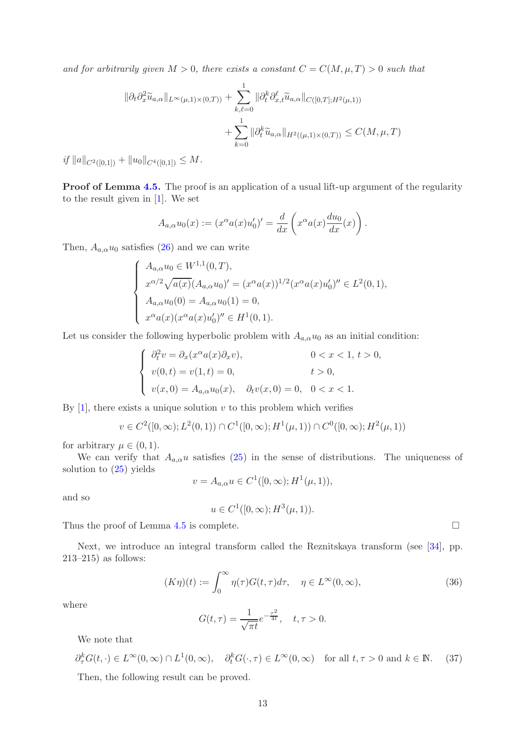*and for arbitrarily given $M > 0$, there exists a constant $C = C(M, \mu, T) > 0$ such that*

$$
\|\partial_t \partial_x^2 \widetilde{u}_{a,\alpha}\|_{L^\infty(\mu,1)\times(0,T))} + \sum_{k,\ell=0}^{1} \|\partial_t^k \partial_{x,t}^\ell \widetilde{u}_{a,\alpha}\|_{C([0,T];H^2(\mu,1))} + \sum_{k=0}^{1} \|\partial_t^k \widetilde{u}_{a,\alpha}\|_{H^2((\mu,1)\times(0,T))} \le C(M,\mu,T)
$$

*if $\|a\|_{C^2([0,1])} + \|u_0\|_{C^4([0,1])} \le M$.*

**Proof of Lemma 4.5.** The proof is an application of a usual lift-up argument of the regularity to the result given in [1]. We set

$$
A_{a,\alpha} u_0(x) := (x^\alpha a(x) u_0')' = \frac{d}{dx}\left( x^\alpha a(x) \frac{du_0}{dx}(x) \right).
$$

Then, $A_{a,\alpha} u_0$ satisfies (26) and we can write

$$
\begin{cases}
A_{a,\alpha} u_0 \in W^{1,1}(0,T), \\
x^{\alpha/2}\sqrt{a(x)}(A_{a,\alpha} u_0)' = (x^\alpha a(x))^{1/2}(x^\alpha a(x) u_0')'' \in L^2(0,1), \\
A_{a,\alpha} u_0(0) = A_{a,\alpha} u_0(1) = 0, \\
x^\alpha a(x)(x^\alpha a(x) u_0')'' \in H^1(0,1).
\end{cases}
$$

Let us consider the following hyperbolic problem with $A_{a,\alpha} u_0$ as an initial condition:

$$
\begin{cases}
\partial_t^2 v = \partial_x(x^\alpha a(x) \partial_x v), & 0 < x < 1,\ t > 0, \\
v(0,t) = v(1,t) = 0, & t > 0, \\
v(x,0) = A_{a,\alpha} u_0(x), \quad \partial_t v(x,0) = 0, & 0 < x < 1.
\end{cases}
$$

By [1], there exists a unique solution $v$ to this problem which verifies

$$
v \in C^2([0,\infty); L^2(0,1)) \cap C^1([0,\infty); H^1(\mu,1)) \cap C^0([0,\infty); H^2(\mu,1))
$$

for arbitrary $\mu \in (0,1)$.

We can verify that $A_{a,\alpha} u$ satisfies (25) in the sense of distributions. The uniqueness of solution to (25) yields

$$
v = A_{a,\alpha} u \in C^1([0,\infty); H^1(\mu,1)),
$$

and so

$$
u \in C^1([0,\infty); H^3(\mu,1)).
$$

Thus the proof of Lemma 4.5 is complete. $\square$

Next, we introduce an integral transform called the Reznitskaya transform (see [34], pp. 213–215) as follows:

$$
(K\eta)(t) := \int_0^\infty \eta(\tau) G(t,\tau) d\tau, \quad \eta \in L^\infty(0,\infty), \tag{36}
$$

where

$$
G(t,\tau) = \frac{1}{\sqrt{\pi t}} e^{-\frac{\tau^2}{4t}}, \quad t, \tau > 0.
$$

We note that

$$
\partial_\tau^k G(t,\cdot) \in L^\infty(0,\infty) \cap L^1(0,\infty), \quad \partial_t^k G(\cdot,\tau) \in L^\infty(0,\infty) \quad \text{for all } t, \tau > 0 \text{ and } k \in \mathbb{N}. \tag{37}
$$

Then, the following result can be proved.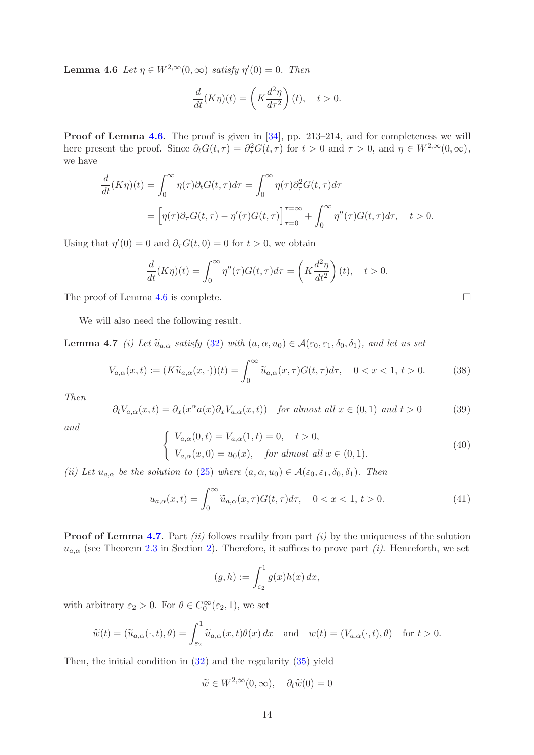**Lemma 4.6** *Let $\eta \in W^{2,\infty}(0,\infty)$ satisfy $\eta'(0) = 0$. Then*

$$\frac{d}{dt}(K\eta)(t) = \left(K\frac{d^2\eta}{d\tau^2}\right)(t), \quad t > 0.$$

**Proof of Lemma 4.6.** The proof is given in [34], pp. 213–214, and for completeness we will here present the proof. Since $\partial_t G(t,\tau) = \partial_\tau^2 G(t,\tau)$ for $t > 0$ and $\tau > 0$, and $\eta \in W^{2,\infty}(0,\infty)$, we have

$$\begin{aligned}\frac{d}{dt}(K\eta)(t) &= \int_0^\infty \eta(\tau)\partial_t G(t,\tau)d\tau = \int_0^\infty \eta(\tau)\partial_\tau^2 G(t,\tau)d\tau \\ &= \Big[\eta(\tau)\partial_\tau G(t,\tau) - \eta'(\tau)G(t,\tau)\Big]_{\tau=0}^{\tau=\infty} + \int_0^\infty \eta''(\tau)G(t,\tau)d\tau, \quad t > 0.\end{aligned}$$

Using that $\eta'(0) = 0$ and $\partial_\tau G(t,0) = 0$ for $t > 0$, we obtain

$$\frac{d}{dt}(K\eta)(t) = \int_0^\infty \eta''(\tau)G(t,\tau)d\tau = \left(K\frac{d^2\eta}{dt^2}\right)(t), \quad t > 0.$$

The proof of Lemma 4.6 is complete. □

We will also need the following result.

**Lemma 4.7** *(i) Let $\widetilde{u}_{a,\alpha}$ satisfy (32) with $(a,\alpha,u_0) \in \mathcal{A}(\varepsilon_0,\varepsilon_1,\delta_0,\delta_1)$, and let us set*

$$V_{a,\alpha}(x,t) := (K\widetilde{u}_{a,\alpha}(x,\cdot))(t) = \int_0^\infty \widetilde{u}_{a,\alpha}(x,\tau)G(t,\tau)d\tau, \quad 0 < x < 1,\ t > 0. \tag{38}$$

*Then*

$$\partial_t V_{a,\alpha}(x,t) = \partial_x(x^\alpha a(x)\partial_x V_{a,\alpha}(x,t)) \quad \text{for almost all } x \in (0,1) \text{ and } t > 0 \tag{39}$$

*and*

$$\left\{\begin{array}{l} V_{a,\alpha}(0,t) = V_{a,\alpha}(1,t) = 0, \quad t > 0, \\ V_{a,\alpha}(x,0) = u_0(x), \quad \text{for almost all } x \in (0,1). \end{array}\right. \tag{40}$$

*(ii) Let $u_{a,\alpha}$ be the solution to (25) where $(a,\alpha,u_0) \in \mathcal{A}(\varepsilon_0,\varepsilon_1,\delta_0,\delta_1)$. Then*

$$u_{a,\alpha}(x,t) = \int_0^\infty \widetilde{u}_{a,\alpha}(x,\tau)G(t,\tau)d\tau, \quad 0 < x < 1,\ t > 0. \tag{41}$$

**Proof of Lemma 4.7.** Part *(ii)* follows readily from part *(i)* by the uniqueness of the solution $u_{a,\alpha}$ (see Theorem 2.3 in Section 2). Therefore, it suffices to prove part *(i)*. Henceforth, we set

$$(g,h) := \int_{\varepsilon_2}^1 g(x)h(x)\,dx,$$

with arbitrary $\varepsilon_2 > 0$. For $\theta \in C_0^\infty(\varepsilon_2, 1)$, we set

$$\widetilde{w}(t) = (\widetilde{u}_{a,\alpha}(\cdot,t),\theta) = \int_{\varepsilon_2}^1 \widetilde{u}_{a,\alpha}(x,t)\theta(x)\,dx \quad \text{and} \quad w(t) = (V_{a,\alpha}(\cdot,t),\theta) \quad \text{for } t > 0.$$

Then, the initial condition in (32) and the regularity (35) yield

$$\widetilde{w} \in W^{2,\infty}(0,\infty), \quad \partial_t\widetilde{w}(0) = 0$$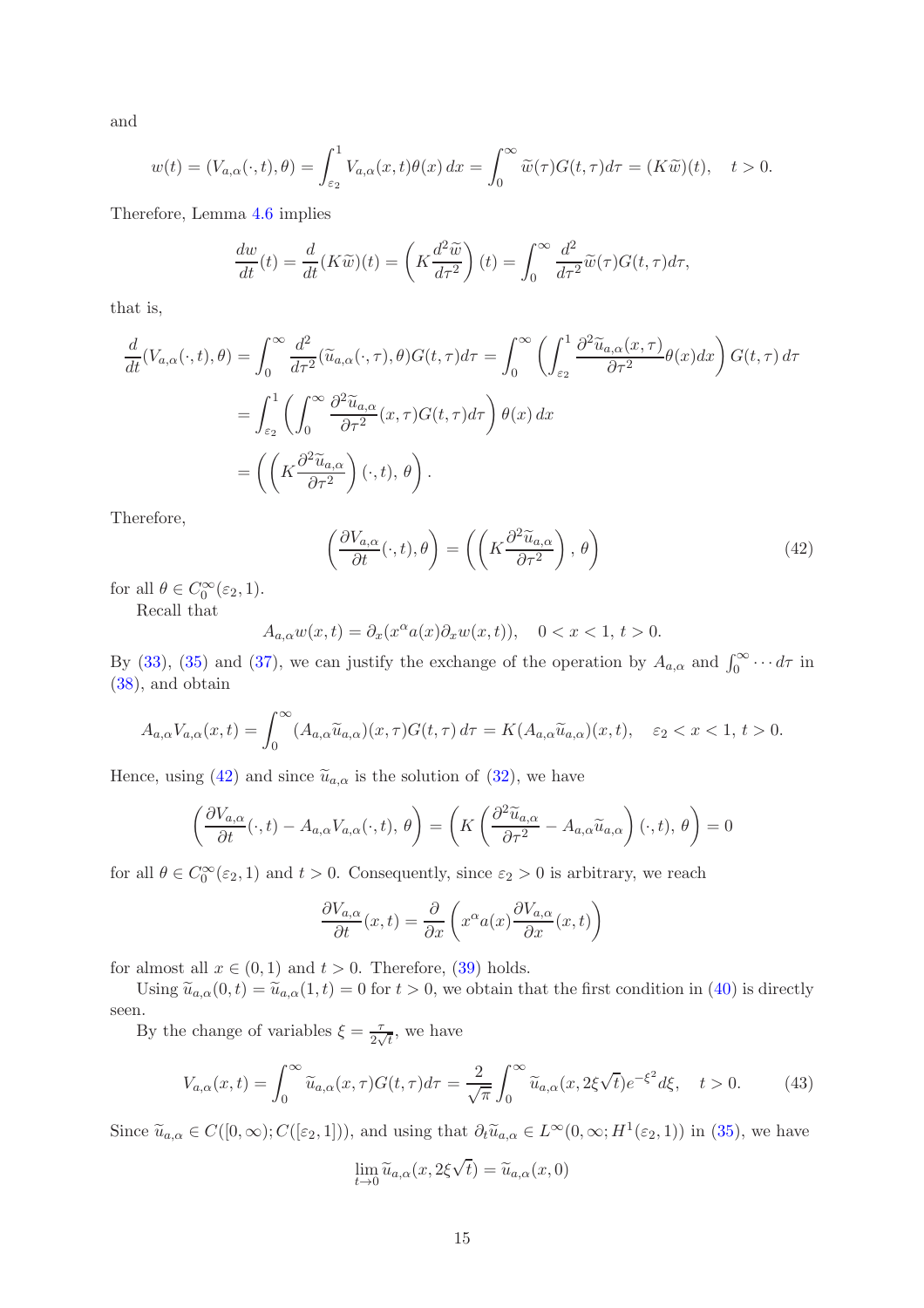and

$$w(t) = (V_{a,\alpha}(\cdot,t), \theta) = \int_{\varepsilon_2}^1 V_{a,\alpha}(x,t)\theta(x)\,dx = \int_0^\infty \widetilde{w}(\tau)G(t,\tau)d\tau = (K\widetilde{w})(t), \quad t>0.$$

Therefore, Lemma 4.6 implies

$$\frac{dw}{dt}(t) = \frac{d}{dt}(K\widetilde{w})(t) = \left(K\frac{d^2\widetilde{w}}{d\tau^2}\right)(t) = \int_0^\infty \frac{d^2}{d\tau^2}\widetilde{w}(\tau)G(t,\tau)d\tau,$$

that is,

$$\begin{aligned}
\frac{d}{dt}(V_{a,\alpha}(\cdot,t),\theta) &= \int_0^\infty \frac{d^2}{d\tau^2}(\widetilde{u}_{a,\alpha}(\cdot,\tau),\theta)G(t,\tau)d\tau = \int_0^\infty \left(\int_{\varepsilon_2}^1 \frac{\partial^2 \widetilde{u}_{a,\alpha}(x,\tau)}{\partial\tau^2}\theta(x)dx\right)G(t,\tau)\,d\tau \\
&= \int_{\varepsilon_2}^1 \left(\int_0^\infty \frac{\partial^2\widetilde{u}_{a,\alpha}}{\partial\tau^2}(x,\tau)G(t,\tau)d\tau\right)\theta(x)\,dx \\
&= \left(\left(K\frac{\partial^2\widetilde{u}_{a,\alpha}}{\partial\tau^2}\right)(\cdot,t),\,\theta\right).
\end{aligned}$$

Therefore,

$$\left(\frac{\partial V_{a,\alpha}}{\partial t}(\cdot,t),\theta\right) = \left(\left(K\frac{\partial^2\widetilde{u}_{a,\alpha}}{\partial\tau^2}\right),\,\theta\right) \tag{42}$$

for all $\theta \in C_0^\infty(\varepsilon_2,1)$.

Recall that

$$A_{a,\alpha}w(x,t) = \partial_x(x^\alpha a(x)\partial_x w(x,t)), \quad 0<x<1,\ t>0.$$

By (33), (35) and (37), we can justify the exchange of the operation by $A_{a,\alpha}$ and $\int_0^\infty \cdots d\tau$ in (38), and obtain

$$A_{a,\alpha}V_{a,\alpha}(x,t) = \int_0^\infty (A_{a,\alpha}\widetilde{u}_{a,\alpha})(x,\tau)G(t,\tau)\,d\tau = K(A_{a,\alpha}\widetilde{u}_{a,\alpha})(x,t), \quad \varepsilon_2<x<1,\ t>0.$$

Hence, using (42) and since $\widetilde{u}_{a,\alpha}$ is the solution of (32), we have

$$\left(\frac{\partial V_{a,\alpha}}{\partial t}(\cdot,t) - A_{a,\alpha}V_{a,\alpha}(\cdot,t),\,\theta\right) = \left(K\left(\frac{\partial^2\widetilde{u}_{a,\alpha}}{\partial\tau^2} - A_{a,\alpha}\widetilde{u}_{a,\alpha}\right)(\cdot,t),\,\theta\right) = 0$$

for all $\theta \in C_0^\infty(\varepsilon_2,1)$ and $t>0$. Consequently, since $\varepsilon_2>0$ is arbitrary, we reach

$$\frac{\partial V_{a,\alpha}}{\partial t}(x,t) = \frac{\partial}{\partial x}\left(x^\alpha a(x)\frac{\partial V_{a,\alpha}}{\partial x}(x,t)\right)$$

for almost all $x\in(0,1)$ and $t>0$. Therefore, (39) holds.

Using $\widetilde{u}_{a,\alpha}(0,t) = \widetilde{u}_{a,\alpha}(1,t) = 0$ for $t>0$, we obtain that the first condition in (40) is directly seen.

By the change of variables $\xi = \frac{\tau}{2\sqrt{t}}$, we have

$$V_{a,\alpha}(x,t) = \int_0^\infty \widetilde{u}_{a,\alpha}(x,\tau)G(t,\tau)d\tau = \frac{2}{\sqrt{\pi}}\int_0^\infty \widetilde{u}_{a,\alpha}(x,2\xi\sqrt{t})e^{-\xi^2}d\xi, \quad t>0. \tag{43}$$

Since $\widetilde{u}_{a,\alpha} \in C([0,\infty);C([\varepsilon_2,1]))$, and using that $\partial_t\widetilde{u}_{a,\alpha} \in L^\infty(0,\infty;H^1(\varepsilon_2,1))$ in (35), we have

$$\lim_{t\to 0}\widetilde{u}_{a,\alpha}(x,2\xi\sqrt{t}) = \widetilde{u}_{a,\alpha}(x,0)$$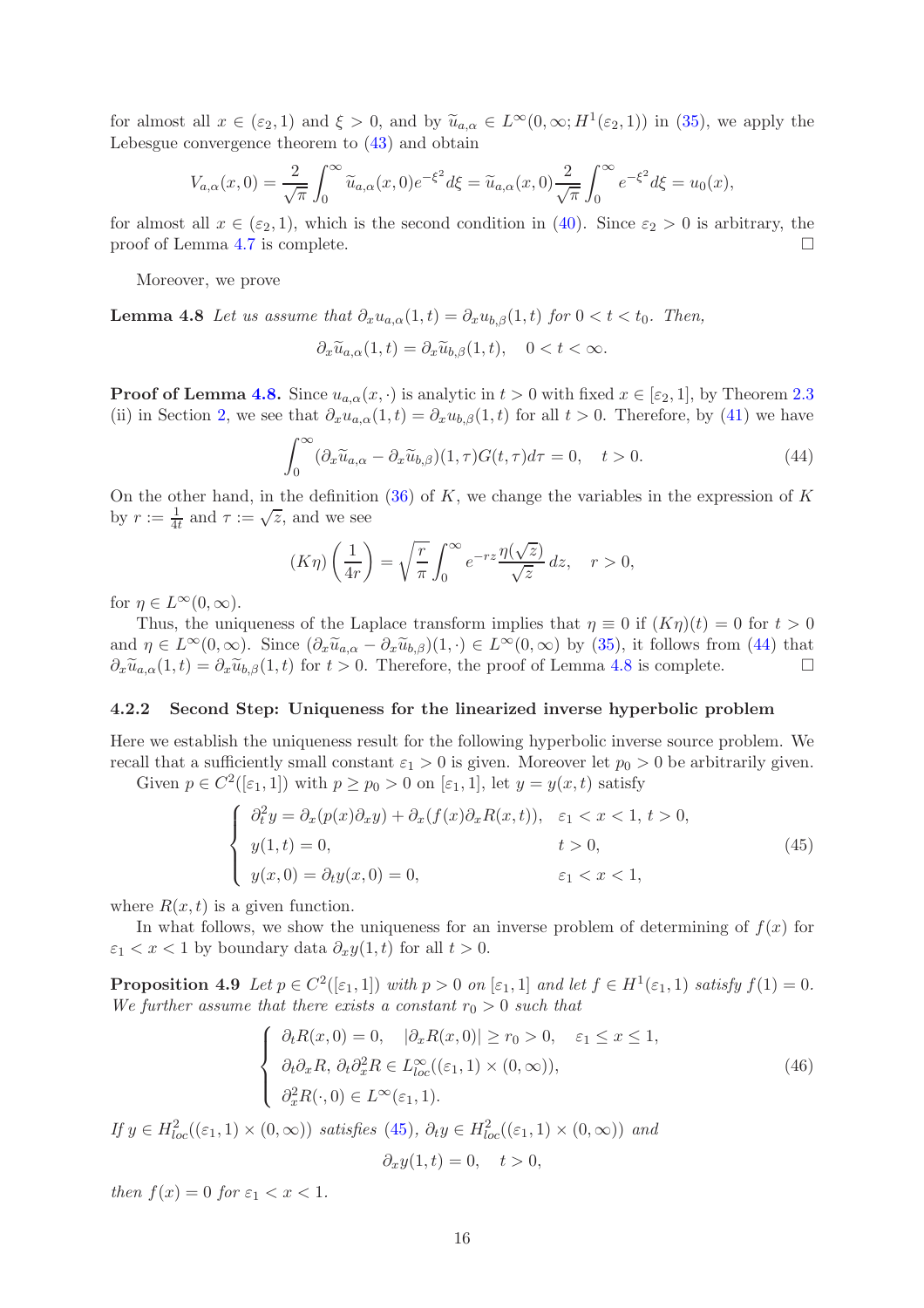for almost all $x \in (\varepsilon_2, 1)$ and $\xi > 0$, and by $\widetilde{u}_{a,\alpha} \in L^\infty(0,\infty; H^1(\varepsilon_2, 1))$ in (35), we apply the Lebesgue convergence theorem to (43) and obtain

$$V_{a,\alpha}(x,0) = \frac{2}{\sqrt{\pi}} \int_0^\infty \widetilde{u}_{a,\alpha}(x,0) e^{-\xi^2} d\xi = \widetilde{u}_{a,\alpha}(x,0) \frac{2}{\sqrt{\pi}} \int_0^\infty e^{-\xi^2} d\xi = u_0(x),$$

for almost all $x \in (\varepsilon_2, 1)$, which is the second condition in (40). Since $\varepsilon_2 > 0$ is arbitrary, the proof of Lemma 4.7 is complete. □

Moreover, we prove

**Lemma 4.8** *Let us assume that $\partial_x u_{a,\alpha}(1,t) = \partial_x u_{b,\beta}(1,t)$ for $0 < t < t_0$. Then,*

$$\partial_x \widetilde{u}_{a,\alpha}(1,t) = \partial_x \widetilde{u}_{b,\beta}(1,t), \quad 0 < t < \infty.$$

**Proof of Lemma 4.8.** Since $u_{a,\alpha}(x,\cdot)$ is analytic in $t > 0$ with fixed $x \in [\varepsilon_2, 1]$, by Theorem 2.3 (ii) in Section 2, we see that $\partial_x u_{a,\alpha}(1,t) = \partial_x u_{b,\beta}(1,t)$ for all $t > 0$. Therefore, by (41) we have

$$\int_0^\infty (\partial_x \widetilde{u}_{a,\alpha} - \partial_x \widetilde{u}_{b,\beta})(1,\tau) G(t,\tau) d\tau = 0, \quad t > 0. \tag{44}$$

On the other hand, in the definition (36) of $K$, we change the variables in the expression of $K$ by $r := \frac{1}{4t}$ and $\tau := \sqrt{z}$, and we see

$$(K\eta)\left(\frac{1}{4r}\right) = \sqrt{\frac{r}{\pi}} \int_0^\infty e^{-rz} \frac{\eta(\sqrt{z})}{\sqrt{z}} dz, \quad r > 0,$$

for $\eta \in L^\infty(0,\infty)$.

Thus, the uniqueness of the Laplace transform implies that $\eta \equiv 0$ if $(K\eta)(t) = 0$ for $t > 0$ and $\eta \in L^\infty(0,\infty)$. Since $(\partial_x \widetilde{u}_{a,\alpha} - \partial_x \widetilde{u}_{b,\beta})(1,\cdot) \in L^\infty(0,\infty)$ by (35), it follows from (44) that $\partial_x \widetilde{u}_{a,\alpha}(1,t) = \partial_x \widetilde{u}_{b,\beta}(1,t)$ for $t > 0$. Therefore, the proof of Lemma 4.8 is complete. □

### 4.2.2 Second Step: Uniqueness for the linearized inverse hyperbolic problem

Here we establish the uniqueness result for the following hyperbolic inverse source problem. We recall that a sufficiently small constant $\varepsilon_1 > 0$ is given. Moreover let $p_0 > 0$ be arbitrarily given.

Given $p \in C^2([\varepsilon_1, 1])$ with $p \geq p_0 > 0$ on $[\varepsilon_1, 1]$, let $y = y(x,t)$ satisfy

$$\begin{cases} \partial_t^2 y = \partial_x(p(x)\partial_x y) + \partial_x(f(x)\partial_x R(x,t)), & \varepsilon_1 < x < 1,\ t > 0, \\ y(1,t) = 0, & t > 0, \\ y(x,0) = \partial_t y(x,0) = 0, & \varepsilon_1 < x < 1, \end{cases} \tag{45}$$

where $R(x,t)$ is a given function.

In what follows, we show the uniqueness for an inverse problem of determining of $f(x)$ for $\varepsilon_1 < x < 1$ by boundary data $\partial_x y(1,t)$ for all $t > 0$.

**Proposition 4.9** *Let $p \in C^2([\varepsilon_1, 1])$ with $p > 0$ on $[\varepsilon_1, 1]$ and let $f \in H^1(\varepsilon_1, 1)$ satisfy $f(1) = 0$. We further assume that there exists a constant $r_0 > 0$ such that*

$$\begin{cases} \partial_t R(x,0) = 0, \quad |\partial_x R(x,0)| \geq r_0 > 0, \quad \varepsilon_1 \leq x \leq 1, \\ \partial_t \partial_x R,\ \partial_t \partial_x^2 R \in L^\infty_{loc}((\varepsilon_1, 1) \times (0,\infty)), \\ \partial_x^2 R(\cdot, 0) \in L^\infty(\varepsilon_1, 1). \end{cases} \tag{46}$$

*If $y \in H^2_{loc}((\varepsilon_1, 1) \times (0,\infty))$ satisfies (45), $\partial_t y \in H^2_{loc}((\varepsilon_1, 1) \times (0,\infty))$ and*

$$\partial_x y(1,t) = 0, \quad t > 0,$$

*then $f(x) = 0$ for $\varepsilon_1 < x < 1$.*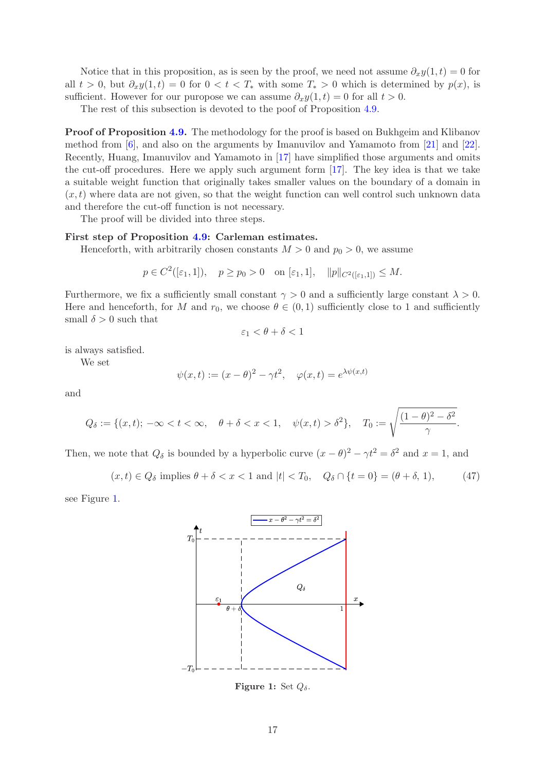Notice that in this proposition, as is seen by the proof, we need not assume $\partial_x y(1,t) = 0$ for all $t > 0$, but $\partial_x y(1,t) = 0$ for $0 < t < T_*$ with some $T_* > 0$ which is determined by $p(x)$, is sufficient. However for our puropose we can assume $\partial_x y(1,t) = 0$ for all $t > 0$.

The rest of this subsection is devoted to the poof of Proposition 4.9.

**Proof of Proposition 4.9.** The methodology for the proof is based on Bukhgeim and Klibanov method from [6], and also on the arguments by Imanuvilov and Yamamoto from [21] and [22]. Recently, Huang, Imanuvilov and Yamamoto in [17] have simplified those arguments and omits the cut-off procedures. Here we apply such argument form [17]. The key idea is that we take a suitable weight function that originally takes smaller values on the boundary of a domain in $(x,t)$ where data are not given, so that the weight function can well control such unknown data and therefore the cut-off function is not necessary.

The proof will be divided into three steps.

**First step of Proposition 4.9: Carleman estimates.**

Henceforth, with arbitrarily chosen constants $M > 0$ and $p_0 > 0$, we assume

$$p \in C^2([\varepsilon_1, 1]), \quad p \geq p_0 > 0 \quad \text{on } [\varepsilon_1, 1], \quad \|p\|_{C^2([\varepsilon_1,1])} \leq M.$$

Furthermore, we fix a sufficiently small constant $\gamma > 0$ and a sufficiently large constant $\lambda > 0$. Here and henceforth, for $M$ and $r_0$, we choose $\theta \in (0,1)$ sufficiently close to 1 and sufficiently small $\delta > 0$ such that

$$\varepsilon_1 < \theta + \delta < 1$$

is always satisfied.

We set

$$\psi(x,t) := (x-\theta)^2 - \gamma t^2, \quad \varphi(x,t) = e^{\lambda\psi(x,t)}$$

and

$$Q_\delta := \{(x,t);\, -\infty < t < \infty, \quad \theta + \delta < x < 1, \quad \psi(x,t) > \delta^2\}, \quad T_0 := \sqrt{\frac{(1-\theta)^2 - \delta^2}{\gamma}}.$$

Then, we note that $Q_\delta$ is bounded by a hyperbolic curve $(x-\theta)^2 - \gamma t^2 = \delta^2$ and $x = 1$, and

$$(x,t) \in Q_\delta \text{ implies } \theta + \delta < x < 1 \text{ and } |t| < T_0, \quad Q_\delta \cap \{t = 0\} = (\theta + \delta, 1), \tag{47}$$

see Figure 1.

**Figure 1:** Set $Q_\delta$.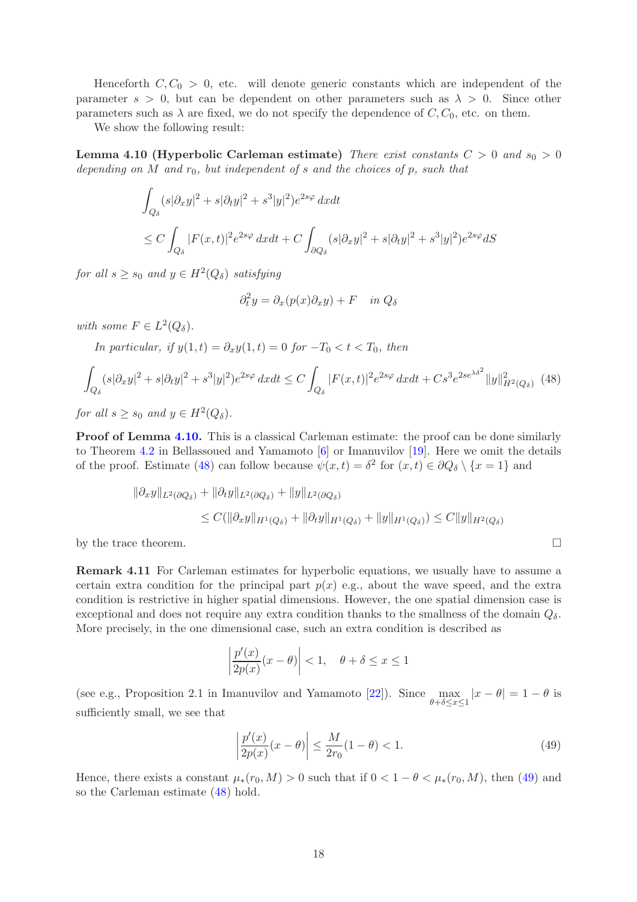Henceforth $C, C_0 > 0$, etc. will denote generic constants which are independent of the parameter $s > 0$, but can be dependent on other parameters such as $\lambda > 0$. Since other parameters such as $\lambda$ are fixed, we do not specify the dependence of $C, C_0$, etc. on them.

We show the following result:

**Lemma 4.10 (Hyperbolic Carleman estimate)** *There exist constants $C > 0$ and $s_0 > 0$ depending on $M$ and $r_0$, but independent of $s$ and the choices of $p$, such that*

$$
\begin{aligned}
&\int_{Q_\delta} (s|\partial_x y|^2 + s|\partial_t y|^2 + s^3|y|^2)e^{2s\varphi}\, dxdt \\
&\le C\int_{Q_\delta} |F(x,t)|^2 e^{2s\varphi}\, dxdt + C\int_{\partial Q_\delta} (s|\partial_x y|^2 + s|\partial_t y|^2 + s^3|y|^2)e^{2s\varphi} dS
\end{aligned}
$$

*for all $s \ge s_0$ and $y \in H^2(Q_\delta)$ satisfying*

$$
\partial_t^2 y = \partial_x(p(x)\partial_x y) + F \quad \text{in } Q_\delta
$$

*with some $F \in L^2(Q_\delta)$.*

*In particular, if $y(1,t) = \partial_x y(1,t) = 0$ for $-T_0 < t < T_0$, then*

$$
\int_{Q_\delta} (s|\partial_x y|^2 + s|\partial_t y|^2 + s^3|y|^2)e^{2s\varphi}\, dxdt \le C\int_{Q_\delta} |F(x,t)|^2 e^{2s\varphi}\, dxdt + Cs^3 e^{2se^{\lambda\delta^2}}\|y\|^2_{H^2(Q_\delta)} \tag{48}
$$

*for all $s \ge s_0$ and $y \in H^2(Q_\delta)$.*

**Proof of Lemma 4.10.** This is a classical Carleman estimate: the proof can be done similarly to Theorem 4.2 in Bellassoued and Yamamoto [6] or Imanuvilov [19]. Here we omit the details of the proof. Estimate (48) can follow because $\psi(x,t) = \delta^2$ for $(x,t) \in \partial Q_\delta \setminus \{x = 1\}$ and

$$
\begin{aligned}
&\|\partial_x y\|_{L^2(\partial Q_\delta)} + \|\partial_t y\|_{L^2(\partial Q_\delta)} + \|y\|_{L^2(\partial Q_\delta)} \\
&\qquad \le C(\|\partial_x y\|_{H^1(Q_\delta)} + \|\partial_t y\|_{H^1(Q_\delta)} + \|y\|_{H^1(Q_\delta)}) \le C\|y\|_{H^2(Q_\delta)}
\end{aligned}
$$

by the trace theorem. $\square$

**Remark 4.11** For Carleman estimates for hyperbolic equations, we usually have to assume a certain extra condition for the principal part $p(x)$ e.g., about the wave speed, and the extra condition is restrictive in higher spatial dimensions. However, the one spatial dimension case is exceptional and does not require any extra condition thanks to the smallness of the domain $Q_\delta$. More precisely, in the one dimensional case, such an extra condition is described as

$$
\left|\frac{p'(x)}{2p(x)}(x-\theta)\right| < 1, \quad \theta + \delta \le x \le 1
$$

(see e.g., Proposition 2.1 in Imanuvilov and Yamamoto [22]). Since $\max_{\theta+\delta\le x\le 1} |x - \theta| = 1 - \theta$ is sufficiently small, we see that

$$
\left|\frac{p'(x)}{2p(x)}(x-\theta)\right| \le \frac{M}{2r_0}(1-\theta) < 1. \tag{49}
$$

Hence, there exists a constant $\mu_*(r_0, M) > 0$ such that if $0 < 1 - \theta < \mu_*(r_0, M)$, then (49) and so the Carleman estimate (48) hold.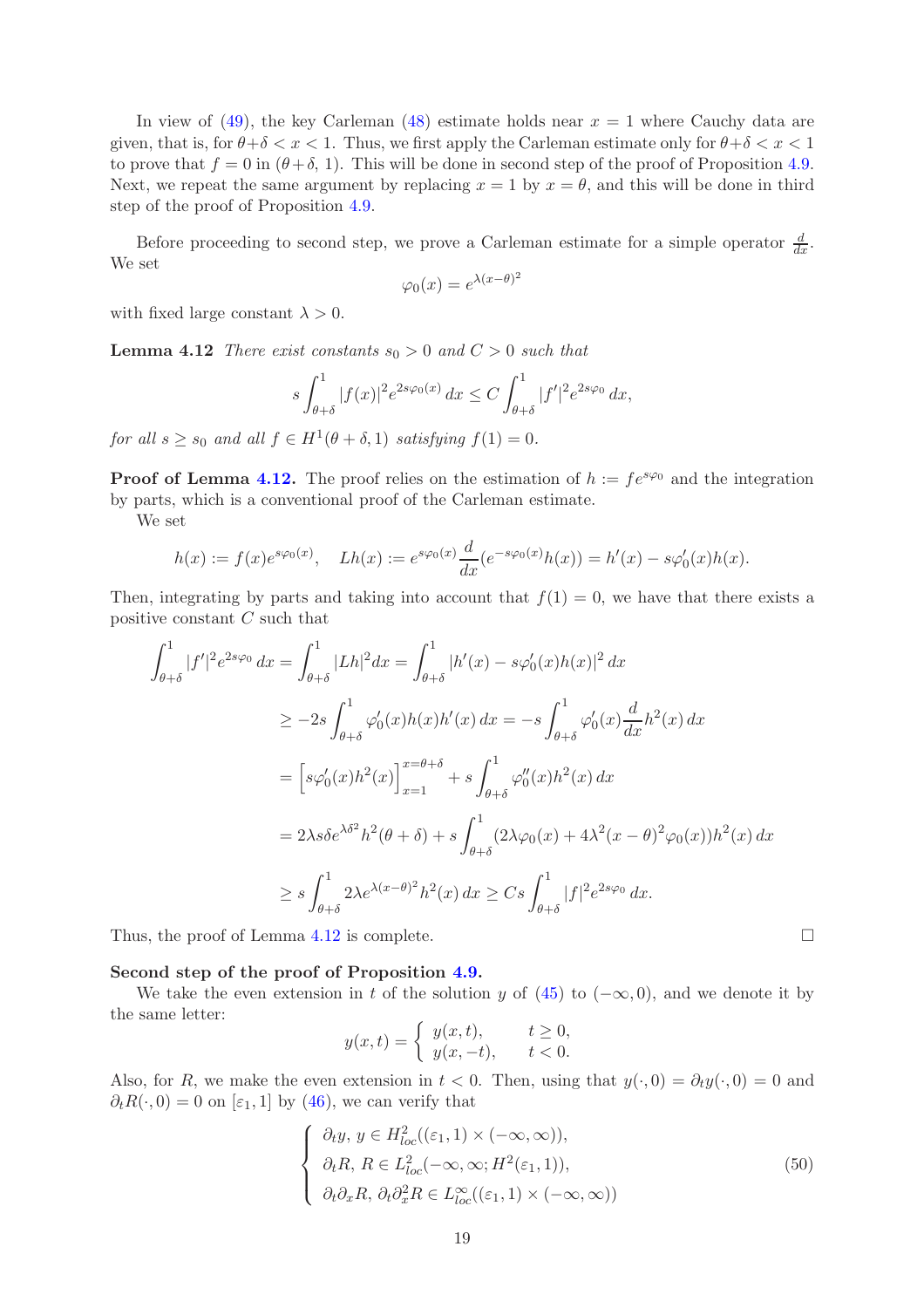In view of (49), the key Carleman (48) estimate holds near $x = 1$ where Cauchy data are given, that is, for $\theta+\delta < x < 1$. Thus, we first apply the Carleman estimate only for $\theta+\delta < x < 1$ to prove that $f = 0$ in $(\theta+\delta, 1)$. This will be done in second step of the proof of Proposition 4.9. Next, we repeat the same argument by replacing $x = 1$ by $x = \theta$, and this will be done in third step of the proof of Proposition 4.9.

Before proceeding to second step, we prove a Carleman estimate for a simple operator $\frac{d}{dx}$. We set

$$\varphi_0(x) = e^{\lambda(x-\theta)^2}$$

with fixed large constant $\lambda > 0$.

**Lemma 4.12** *There exist constants $s_0 > 0$ and $C > 0$ such that*

$$s\int_{\theta+\delta}^1 |f(x)|^2 e^{2s\varphi_0(x)}\,dx \le C\int_{\theta+\delta}^1 |f'|^2 e^{2s\varphi_0}\,dx,$$

*for all $s \ge s_0$ and all $f \in H^1(\theta+\delta, 1)$ satisfying $f(1) = 0$.*

**Proof of Lemma 4.12.** The proof relies on the estimation of $h := fe^{s\varphi_0}$ and the integration by parts, which is a conventional proof of the Carleman estimate.

We set

$$h(x) := f(x)e^{s\varphi_0(x)}, \quad Lh(x) := e^{s\varphi_0(x)}\frac{d}{dx}(e^{-s\varphi_0(x)}h(x)) = h'(x) - s\varphi_0'(x)h(x).$$

Then, integrating by parts and taking into account that $f(1) = 0$, we have that there exists a positive constant $C$ such that

$$\begin{aligned}
\int_{\theta+\delta}^1 |f'|^2 e^{2s\varphi_0}\,dx &= \int_{\theta+\delta}^1 |Lh|^2 dx = \int_{\theta+\delta}^1 |h'(x) - s\varphi_0'(x)h(x)|^2\,dx \\
&\ge -2s\int_{\theta+\delta}^1 \varphi_0'(x)h(x)h'(x)\,dx = -s\int_{\theta+\delta}^1 \varphi_0'(x)\frac{d}{dx}h^2(x)\,dx \\
&= \Big[s\varphi_0'(x)h^2(x)\Big]_{x=1}^{x=\theta+\delta} + s\int_{\theta+\delta}^1 \varphi_0''(x)h^2(x)\,dx \\
&= 2\lambda s\delta e^{\lambda\delta^2}h^2(\theta+\delta) + s\int_{\theta+\delta}^1 (2\lambda\varphi_0(x) + 4\lambda^2(x-\theta)^2\varphi_0(x))h^2(x)\,dx \\
&\ge s\int_{\theta+\delta}^1 2\lambda e^{\lambda(x-\theta)^2}h^2(x)\,dx \ge Cs\int_{\theta+\delta}^1 |f|^2 e^{2s\varphi_0}\,dx.
\end{aligned}$$

Thus, the proof of Lemma 4.12 is complete. $\square$

**Second step of the proof of Proposition 4.9.**

We take the even extension in $t$ of the solution $y$ of (45) to $(-\infty, 0)$, and we denote it by the same letter:

$$y(x,t) = \begin{cases} y(x,t), & t \ge 0, \\ y(x,-t), & t < 0. \end{cases}$$

Also, for $R$, we make the even extension in $t < 0$. Then, using that $y(\cdot, 0) = \partial_t y(\cdot, 0) = 0$ and $\partial_t R(\cdot, 0) = 0$ on $[\varepsilon_1, 1]$ by (46), we can verify that

$$\begin{cases} \partial_t y,\ y \in H^2_{loc}((\varepsilon_1, 1) \times (-\infty, \infty)), \\ \partial_t R,\ R \in L^2_{loc}(-\infty, \infty; H^2(\varepsilon_1, 1)), \\ \partial_t\partial_x R,\ \partial_t\partial_x^2 R \in L^\infty_{loc}((\varepsilon_1, 1) \times (-\infty, \infty)) \end{cases} \tag{50}$$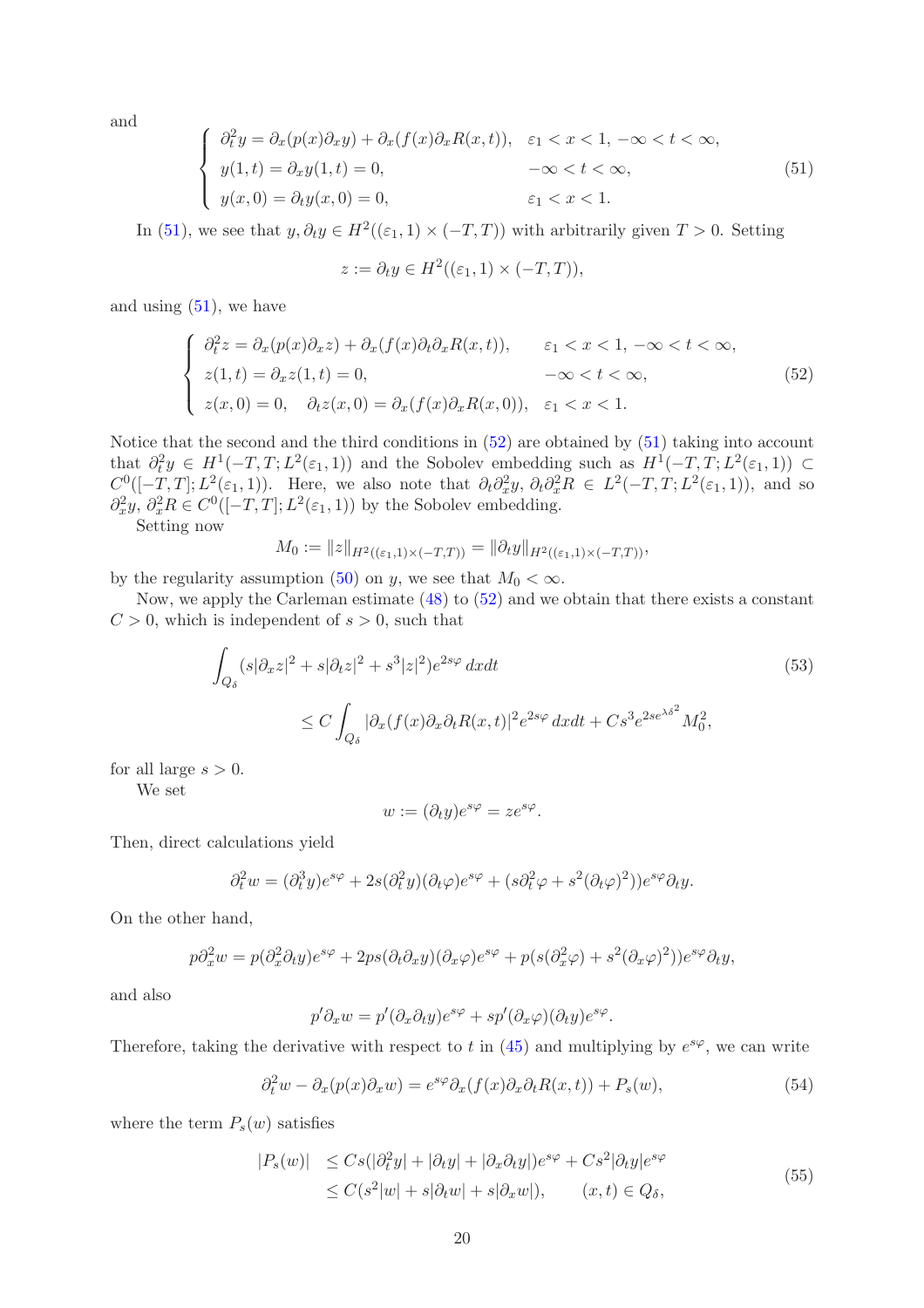and

$$
\begin{cases}
\partial_t^2 y = \partial_x(p(x)\partial_x y) + \partial_x(f(x)\partial_x R(x,t)), & \varepsilon_1 < x < 1,\ -\infty < t < \infty,\\
y(1,t) = \partial_x y(1,t) = 0, & -\infty < t < \infty,\\
y(x,0) = \partial_t y(x,0) = 0, & \varepsilon_1 < x < 1.
\end{cases}
\tag{51}
$$

In (51), we see that $y, \partial_t y \in H^2((\varepsilon_1,1)\times(-T,T))$ with arbitrarily given $T>0$. Setting

$$
z := \partial_t y \in H^2((\varepsilon_1,1)\times(-T,T)),
$$

and using (51), we have

$$
\begin{cases}
\partial_t^2 z = \partial_x(p(x)\partial_x z) + \partial_x(f(x)\partial_t\partial_x R(x,t)), & \varepsilon_1 < x < 1,\ -\infty < t < \infty,\\
z(1,t) = \partial_x z(1,t) = 0, & -\infty < t < \infty,\\
z(x,0) = 0, \quad \partial_t z(x,0) = \partial_x(f(x)\partial_x R(x,0)), & \varepsilon_1 < x < 1.
\end{cases}
\tag{52}
$$

Notice that the second and the third conditions in (52) are obtained by (51) taking into account that $\partial_t^2 y \in H^1(-T,T;L^2(\varepsilon_1,1))$ and the Sobolev embedding such as $H^1(-T,T;L^2(\varepsilon_1,1)) \subset C^0([-T,T];L^2(\varepsilon_1,1))$. Here, we also note that $\partial_t\partial_x^2 y,\ \partial_t\partial_x^2 R \in L^2(-T,T;L^2(\varepsilon_1,1))$, and so $\partial_x^2 y,\ \partial_x^2 R \in C^0([-T,T];L^2(\varepsilon_1,1))$ by the Sobolev embedding.

Setting now

$$
M_0 := \|z\|_{H^2((\varepsilon_1,1)\times(-T,T))} = \|\partial_t y\|_{H^2((\varepsilon_1,1)\times(-T,T))},
$$

by the regularity assumption (50) on $y$, we see that $M_0 < \infty$.

Now, we apply the Carleman estimate (48) to (52) and we obtain that there exists a constant $C>0$, which is independent of $s>0$, such that

$$
\begin{aligned}
&\int_{Q_\delta} (s|\partial_x z|^2 + s|\partial_t z|^2 + s^3|z|^2)e^{2s\varphi}\,dxdt \\
&\qquad \le C\int_{Q_\delta} |\partial_x(f(x)\partial_x\partial_t R(x,t))|^2 e^{2s\varphi}\,dxdt + Cs^3 e^{2se^{\lambda\delta^2}} M_0^2,
\end{aligned}
\tag{53}
$$

for all large $s>0$.

We set

$$
w := (\partial_t y)e^{s\varphi} = ze^{s\varphi}.
$$

Then, direct calculations yield

$$
\partial_t^2 w = (\partial_t^3 y)e^{s\varphi} + 2s(\partial_t^2 y)(\partial_t\varphi)e^{s\varphi} + (s\partial_t^2\varphi + s^2(\partial_t\varphi)^2))e^{s\varphi}\partial_t y.
$$

On the other hand,

$$
p\partial_x^2 w = p(\partial_x^2\partial_t y)e^{s\varphi} + 2ps(\partial_t\partial_x y)(\partial_x\varphi)e^{s\varphi} + p(s(\partial_x^2\varphi) + s^2(\partial_x\varphi)^2))e^{s\varphi}\partial_t y,
$$

and also

$$
p'\partial_x w = p'(\partial_x\partial_t y)e^{s\varphi} + sp'(\partial_x\varphi)(\partial_t y)e^{s\varphi}.
$$

Therefore, taking the derivative with respect to $t$ in (45) and multiplying by $e^{s\varphi}$, we can write

$$
\partial_t^2 w - \partial_x(p(x)\partial_x w) = e^{s\varphi}\partial_x(f(x)\partial_x\partial_t R(x,t)) + P_s(w),
\tag{54}
$$

where the term $P_s(w)$ satisfies

$$
\begin{aligned}
|P_s(w)| &\le Cs(|\partial_t^2 y| + |\partial_t y| + |\partial_x\partial_t y|)e^{s\varphi} + Cs^2|\partial_t y|e^{s\varphi} \\
&\le C(s^2|w| + s|\partial_t w| + s|\partial_x w|), \qquad (x,t)\in Q_\delta,
\end{aligned}
\tag{55}
$$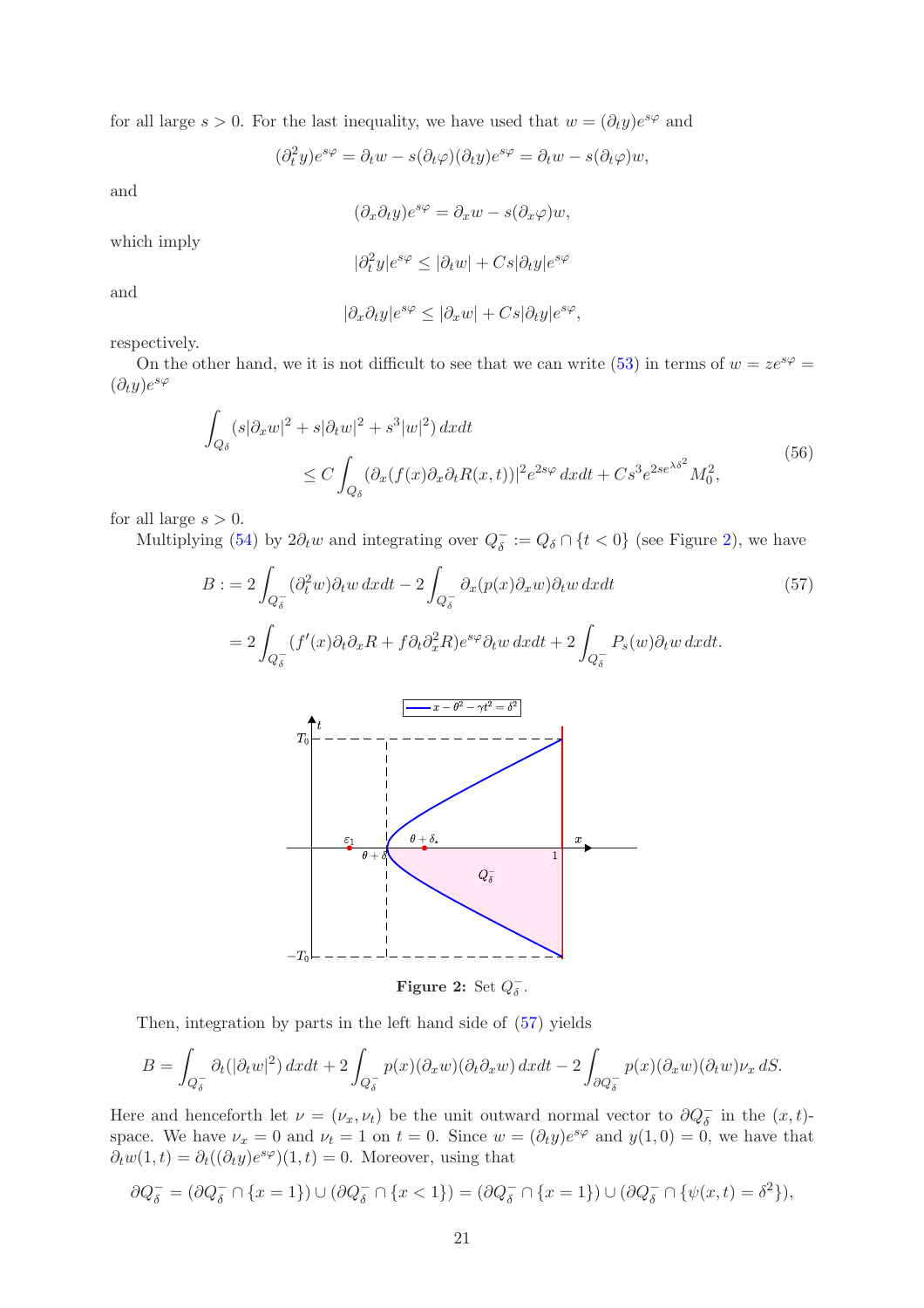for all large $s > 0$. For the last inequality, we have used that $w = (\partial_t y)e^{s\varphi}$ and

$$(\partial_t^2 y)e^{s\varphi} = \partial_t w - s(\partial_t \varphi)(\partial_t y)e^{s\varphi} = \partial_t w - s(\partial_t \varphi)w,$$

and

$$(\partial_x \partial_t y)e^{s\varphi} = \partial_x w - s(\partial_x \varphi)w,$$

which imply

$$|\partial_t^2 y|e^{s\varphi} \le |\partial_t w| + Cs|\partial_t y|e^{s\varphi}$$

and

$$|\partial_x \partial_t y|e^{s\varphi} \le |\partial_x w| + Cs|\partial_t y|e^{s\varphi},$$

respectively.

On the other hand, we it is not difficult to see that we can write (53) in terms of $w = ze^{s\varphi} = (\partial_t y)e^{s\varphi}$

$$\begin{aligned} &\int_{Q_\delta} (s|\partial_x w|^2 + s|\partial_t w|^2 + s^3|w|^2)\, dxdt \\ &\qquad \le C\int_{Q_\delta} (\partial_x(f(x)\partial_x\partial_t R(x,t)))|^2 e^{2s\varphi}\, dxdt + Cs^3 e^{2se^{\lambda\delta^2}} M_0^2, \end{aligned} \tag{56}$$

for all large $s > 0$.

Multiplying (54) by $2\partial_t w$ and integrating over $Q_\delta^- := Q_\delta \cap \{t < 0\}$ (see Figure 2), we have

$$\begin{aligned} B :&= 2\int_{Q_\delta^-} (\partial_t^2 w)\partial_t w\, dxdt - 2\int_{Q_\delta^-} \partial_x(p(x)\partial_x w)\partial_t w\, dxdt \\ &= 2\int_{Q_\delta^-} (f'(x)\partial_t\partial_x R + f\partial_t\partial_x^2 R)e^{s\varphi}\partial_t w\, dxdt + 2\int_{Q_\delta^-} P_s(w)\partial_t w\, dxdt. \end{aligned} \tag{57}$$

**Figure 2:** Set $Q_\delta^-$.

Then, integration by parts in the left hand side of (57) yields

$$B = \int_{Q_\delta^-} \partial_t(|\partial_t w|^2)\, dxdt + 2\int_{Q_\delta^-} p(x)(\partial_x w)(\partial_t\partial_x w)\, dxdt - 2\int_{\partial Q_\delta^-} p(x)(\partial_x w)(\partial_t w)\nu_x\, dS.$$

Here and henceforth let $\nu = (\nu_x, \nu_t)$ be the unit outward normal vector to $\partial Q_\delta^-$ in the $(x,t)$-space. We have $\nu_x = 0$ and $\nu_t = 1$ on $t = 0$. Since $w = (\partial_t y)e^{s\varphi}$ and $y(1,0) = 0$, we have that $\partial_t w(1,t) = \partial_t((\partial_t y)e^{s\varphi})(1,t) = 0$. Moreover, using that

$$\partial Q_\delta^- = (\partial Q_\delta^- \cap \{x = 1\}) \cup (\partial Q_\delta^- \cap \{x < 1\}) = (\partial Q_\delta^- \cap \{x = 1\}) \cup (\partial Q_\delta^- \cap \{\psi(x,t) = \delta^2\}),$$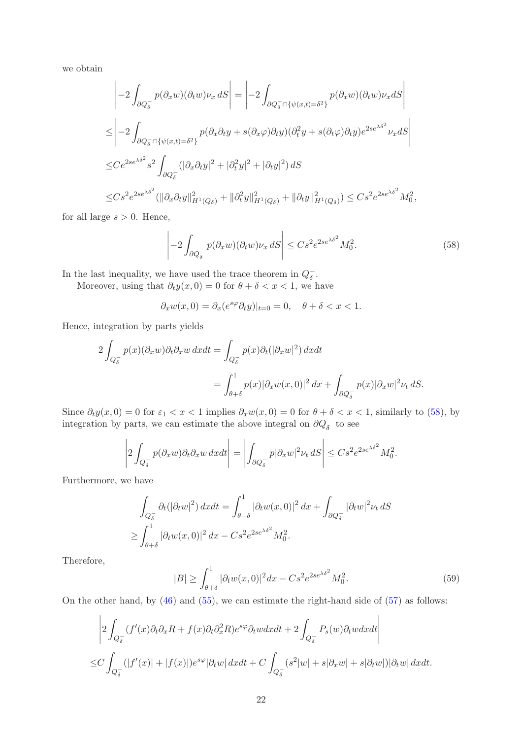we obtain

$$
\begin{aligned}
&\left|-2\int_{\partial Q_\delta^-} p(\partial_x w)(\partial_t w)\nu_x \, dS\right| = \left|-2\int_{\partial Q_\delta^- \cap \{\psi(x,t)=\delta^2\}} p(\partial_x w)(\partial_t w)\nu_x dS\right| \\
\le &\left|-2\int_{\partial Q_\delta^- \cap \{\psi(x,t)=\delta^2\}} p(\partial_x\partial_t y + s(\partial_x\varphi)\partial_t y)(\partial_t^2 y + s(\partial_t\varphi)\partial_t y)e^{2se^{\lambda\delta^2}}\nu_x dS\right| \\
\le &Ce^{2se^{\lambda\delta^2}} s^2 \int_{\partial Q_\delta^-} (|\partial_x\partial_t y|^2 + |\partial_t^2 y|^2 + |\partial_t y|^2)\, dS \\
\le &Cs^2 e^{2se^{\lambda\delta^2}} (\|\partial_x\partial_t y\|^2_{H^1(Q_\delta)} + \|\partial_t^2 y\|^2_{H^1(Q_\delta)} + \|\partial_t y\|^2_{H^1(Q_\delta)}) \le Cs^2 e^{2se^{\lambda\delta^2}} M_0^2,
\end{aligned}
$$

for all large $s > 0$. Hence,

$$
\left|-2\int_{\partial Q_\delta^-} p(\partial_x w)(\partial_t w)\nu_x \, dS\right| \le Cs^2 e^{2se^{\lambda\delta^2}} M_0^2. \tag{58}
$$

In the last inequality, we have used the trace theorem in $Q_\delta^-$.

Moreover, using that $\partial_t y(x,0) = 0$ for $\theta + \delta < x < 1$, we have

$$
\partial_x w(x,0) = \partial_x(e^{s\varphi}\partial_t y)|_{t=0} = 0, \quad \theta + \delta < x < 1.
$$

Hence, integration by parts yields

$$
\begin{aligned}
2\int_{Q_\delta^-} p(x)(\partial_x w)\partial_t\partial_x w \, dxdt &= \int_{Q_\delta^-} p(x)\partial_t(|\partial_x w|^2)\, dxdt \\
&= \int_{\theta+\delta}^1 p(x)|\partial_x w(x,0)|^2 \, dx + \int_{\partial Q_\delta^-} p(x)|\partial_x w|^2 \nu_t \, dS.
\end{aligned}
$$

Since $\partial_t y(x,0) = 0$ for $\varepsilon_1 < x < 1$ implies $\partial_x w(x,0) = 0$ for $\theta + \delta < x < 1$, similarly to (58), by integration by parts, we can estimate the above integral on $\partial Q_\delta^-$ to see

$$
\left|2\int_{Q_\delta^-} p(\partial_x w)\partial_t\partial_x w \, dxdt\right| = \left|\int_{\partial Q_\delta^-} p|\partial_x w|^2 \nu_t \, dS\right| \le Cs^2 e^{2se^{\lambda\delta^2}} M_0^2.
$$

Furthermore, we have

$$
\begin{aligned}
&\int_{Q_\delta^-} \partial_t(|\partial_t w|^2)\, dxdt = \int_{\theta+\delta}^1 |\partial_t w(x,0)|^2 \, dx + \int_{\partial Q_\delta^-} |\partial_t w|^2 \nu_t \, dS \\
\ge &\int_{\theta+\delta}^1 |\partial_t w(x,0)|^2 \, dx - Cs^2 e^{2se^{\lambda\delta^2}} M_0^2.
\end{aligned}
$$

Therefore,

$$
|B| \ge \int_{\theta+\delta}^1 |\partial_t w(x,0)|^2 dx - Cs^2 e^{2se^{\lambda\delta^2}} M_0^2. \tag{59}
$$

On the other hand, by (46) and (55), we can estimate the right-hand side of (57) as follows:

$$
\begin{aligned}
&\left|2\int_{Q_\delta^-} (f'(x)\partial_t\partial_x R + f(x)\partial_t\partial_x^2 R)e^{s\varphi}\partial_t w dxdt + 2\int_{Q_\delta^-} P_s(w)\partial_t w dxdt\right| \\
\le &C\int_{Q_\delta^-} (|f'(x)| + |f(x)|)e^{s\varphi}|\partial_t w| \, dxdt + C\int_{Q_\delta^-} (s^2|w| + s|\partial_x w| + s|\partial_t w|)|\partial_t w| \, dxdt.
\end{aligned}
$$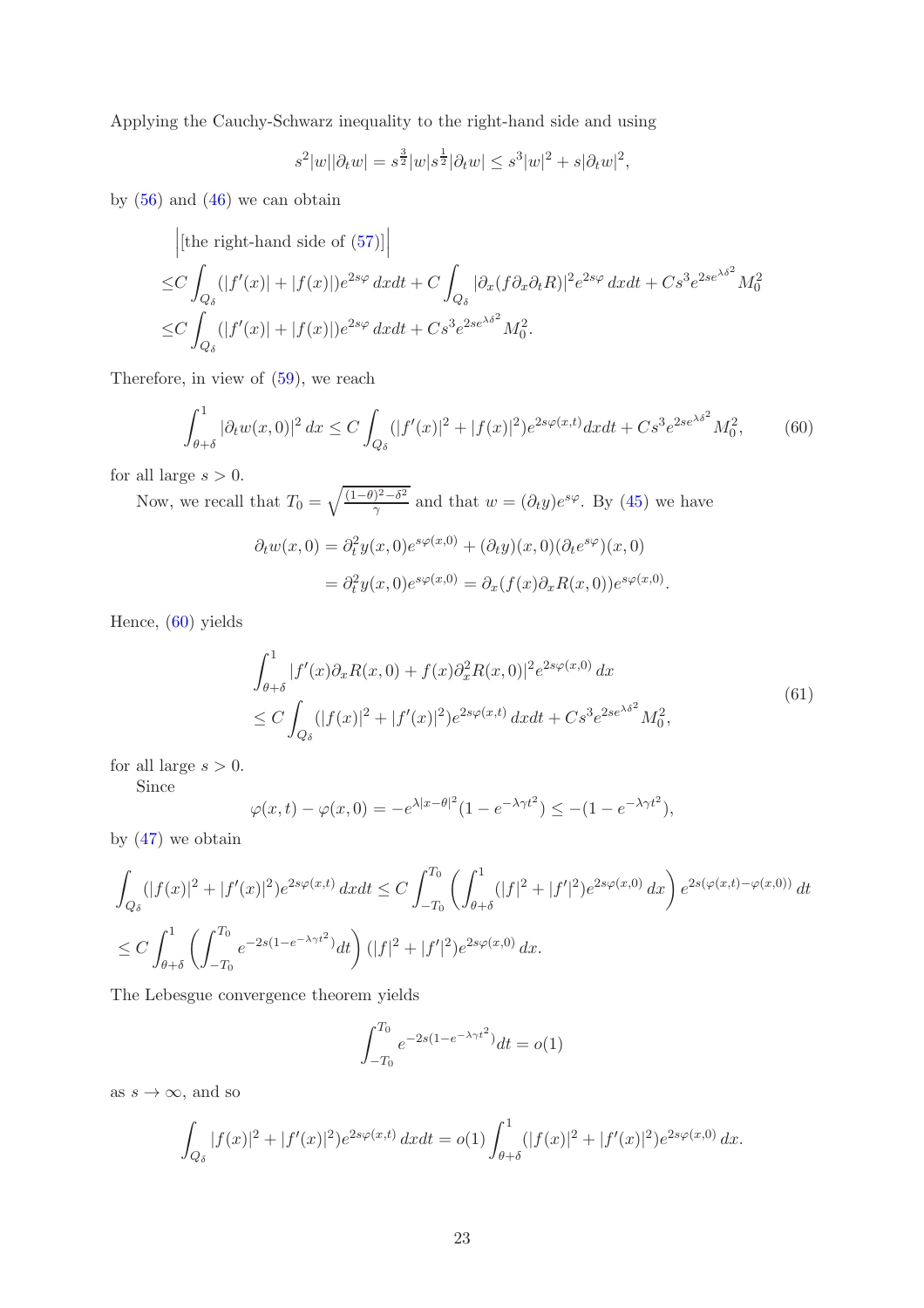Applying the Cauchy-Schwarz inequality to the right-hand side and using

$$s^2|w||\partial_t w| = s^{\frac{3}{2}}|w|s^{\frac{1}{2}}|\partial_t w| \le s^3|w|^2 + s|\partial_t w|^2,$$

by (56) and (46) we can obtain

$$\begin{aligned}
&\Big|[\text{the right-hand side of (57)}]\Big| \\
\le& C\int_{Q_\delta}(|f'(x)|+|f(x)|)e^{2s\varphi}\,dxdt + C\int_{Q_\delta}|\partial_x(f\partial_x\partial_t R)|^2 e^{2s\varphi}\,dxdt + Cs^3 e^{2se^{\lambda\delta^2}}M_0^2 \\
\le& C\int_{Q_\delta}(|f'(x)|+|f(x)|)e^{2s\varphi}\,dxdt + Cs^3 e^{2se^{\lambda\delta^2}}M_0^2.
\end{aligned}$$

Therefore, in view of (59), we reach

$$\int_{\theta+\delta}^1 |\partial_t w(x,0)|^2\,dx \le C\int_{Q_\delta}(|f'(x)|^2+|f(x)|^2)e^{2s\varphi(x,t)}dxdt + Cs^3 e^{2se^{\lambda\delta^2}}M_0^2, \tag{60}$$

for all large $s>0$.

Now, we recall that $T_0 = \sqrt{\frac{(1-\theta)^2-\delta^2}{\gamma}}$ and that $w = (\partial_t y)e^{s\varphi}$. By (45) we have

$$\begin{aligned}
\partial_t w(x,0) &= \partial_t^2 y(x,0)e^{s\varphi(x,0)} + (\partial_t y)(x,0)(\partial_t e^{s\varphi})(x,0) \\
&= \partial_t^2 y(x,0)e^{s\varphi(x,0)} = \partial_x(f(x)\partial_x R(x,0))e^{s\varphi(x,0)}.
\end{aligned}$$

Hence, (60) yields

$$\begin{aligned}
&\int_{\theta+\delta}^1 |f'(x)\partial_x R(x,0) + f(x)\partial_x^2 R(x,0)|^2 e^{2s\varphi(x,0)}\,dx \\
&\le C\int_{Q_\delta}(|f(x)|^2+|f'(x)|^2)e^{2s\varphi(x,t)}\,dxdt + Cs^3 e^{2se^{\lambda\delta^2}}M_0^2,
\end{aligned} \tag{61}$$

for all large $s>0$.

Since

$$\varphi(x,t)-\varphi(x,0) = -e^{\lambda|x-\theta|^2}(1-e^{-\lambda\gamma t^2}) \le -(1-e^{-\lambda\gamma t^2}),$$

by (47) we obtain

$$\begin{aligned}
&\int_{Q_\delta}(|f(x)|^2+|f'(x)|^2)e^{2s\varphi(x,t)}\,dxdt \le C\int_{-T_0}^{T_0}\left(\int_{\theta+\delta}^1(|f|^2+|f'|^2)e^{2s\varphi(x,0)}\,dx\right)e^{2s(\varphi(x,t)-\varphi(x,0))}\,dt \\
&\le C\int_{\theta+\delta}^1\left(\int_{-T_0}^{T_0}e^{-2s(1-e^{-\lambda\gamma t^2})}dt\right)(|f|^2+|f'|^2)e^{2s\varphi(x,0)}\,dx.
\end{aligned}$$

The Lebesgue convergence theorem yields

$$\int_{-T_0}^{T_0}e^{-2s(1-e^{-\lambda\gamma t^2})}dt = o(1)$$

as $s\to\infty$, and so

$$\int_{Q_\delta}|f(x)|^2+|f'(x)|^2)e^{2s\varphi(x,t)}\,dxdt = o(1)\int_{\theta+\delta}^1(|f(x)|^2+|f'(x)|^2)e^{2s\varphi(x,0)}\,dx.$$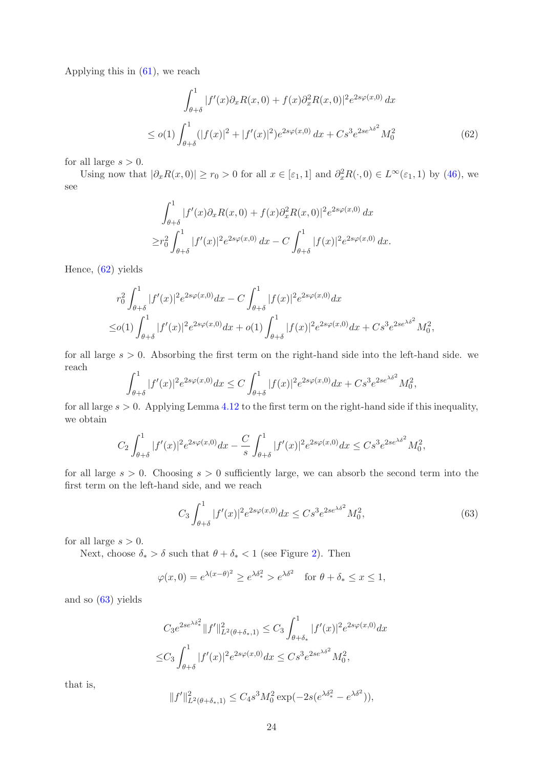Applying this in (61), we reach

$$
\int_{\theta+\delta}^{1} |f'(x)\partial_x R(x,0) + f(x)\partial_x^2 R(x,0)|^2 e^{2s\varphi(x,0)}\,dx
$$

$$
\leq o(1)\int_{\theta+\delta}^{1} (|f(x)|^2 + |f'(x)|^2) e^{2s\varphi(x,0)}\,dx + Cs^3 e^{2se^{\lambda\delta^2}} M_0^2 \tag{62}
$$

for all large $s > 0$.

Using now that $|\partial_x R(x,0)| \geq r_0 > 0$ for all $x \in [\varepsilon_1, 1]$ and $\partial_x^2 R(\cdot, 0) \in L^\infty(\varepsilon_1, 1)$ by (46), we see

$$
\int_{\theta+\delta}^{1} |f'(x)\partial_x R(x,0) + f(x)\partial_x^2 R(x,0)|^2 e^{2s\varphi(x,0)}\,dx
$$

$$
\geq r_0^2 \int_{\theta+\delta}^{1} |f'(x)|^2 e^{2s\varphi(x,0)}\,dx - C\int_{\theta+\delta}^{1} |f(x)|^2 e^{2s\varphi(x,0)}\,dx.
$$

Hence, (62) yields

$$
r_0^2 \int_{\theta+\delta}^{1} |f'(x)|^2 e^{2s\varphi(x,0)} dx - C\int_{\theta+\delta}^{1} |f(x)|^2 e^{2s\varphi(x,0)} dx
$$

$$
\leq o(1)\int_{\theta+\delta}^{1} |f'(x)|^2 e^{2s\varphi(x,0)} dx + o(1)\int_{\theta+\delta}^{1} |f(x)|^2 e^{2s\varphi(x,0)} dx + Cs^3 e^{2se^{\lambda\delta^2}} M_0^2,
$$

for all large $s > 0$. Absorbing the first term on the right-hand side into the left-hand side. we reach

$$
\int_{\theta+\delta}^{1} |f'(x)|^2 e^{2s\varphi(x,0)} dx \leq C\int_{\theta+\delta}^{1} |f(x)|^2 e^{2s\varphi(x,0)} dx + Cs^3 e^{2se^{\lambda\delta^2}} M_0^2,
$$

for all large $s > 0$. Applying Lemma 4.12 to the first term on the right-hand side if this inequality, we obtain

$$
C_2 \int_{\theta+\delta}^{1} |f'(x)|^2 e^{2s\varphi(x,0)} dx - \frac{C}{s}\int_{\theta+\delta}^{1} |f'(x)|^2 e^{2s\varphi(x,0)} dx \leq Cs^3 e^{2se^{\lambda\delta^2}} M_0^2,
$$

for all large $s > 0$. Choosing $s > 0$ sufficiently large, we can absorb the second term into the first term on the left-hand side, and we reach

$$
C_3 \int_{\theta+\delta}^{1} |f'(x)|^2 e^{2s\varphi(x,0)} dx \leq Cs^3 e^{2se^{\lambda\delta^2}} M_0^2, \tag{63}
$$

for all large $s > 0$.

Next, choose $\delta_* > \delta$ such that $\theta + \delta_* < 1$ (see Figure 2). Then

$$
\varphi(x,0) = e^{\lambda(x-\theta)^2} \geq e^{\lambda\delta_*^2} > e^{\lambda\delta^2} \quad \text{for } \theta + \delta_* \leq x \leq 1,
$$

and so (63) yields

$$
C_3 e^{2se^{\lambda\delta_*^2}} \|f'\|^2_{L^2(\theta+\delta_*,1)} \leq C_3 \int_{\theta+\delta_*}^{1} |f'(x)|^2 e^{2s\varphi(x,0)} dx
$$

$$
\leq C_3 \int_{\theta+\delta}^{1} |f'(x)|^2 e^{2s\varphi(x,0)} dx \leq Cs^3 e^{2se^{\lambda\delta^2}} M_0^2,
$$

that is,

$$
\|f'\|^2_{L^2(\theta+\delta_*,1)} \leq C_4 s^3 M_0^2 \exp(-2s(e^{\lambda\delta_*^2} - e^{\lambda\delta^2})),
$$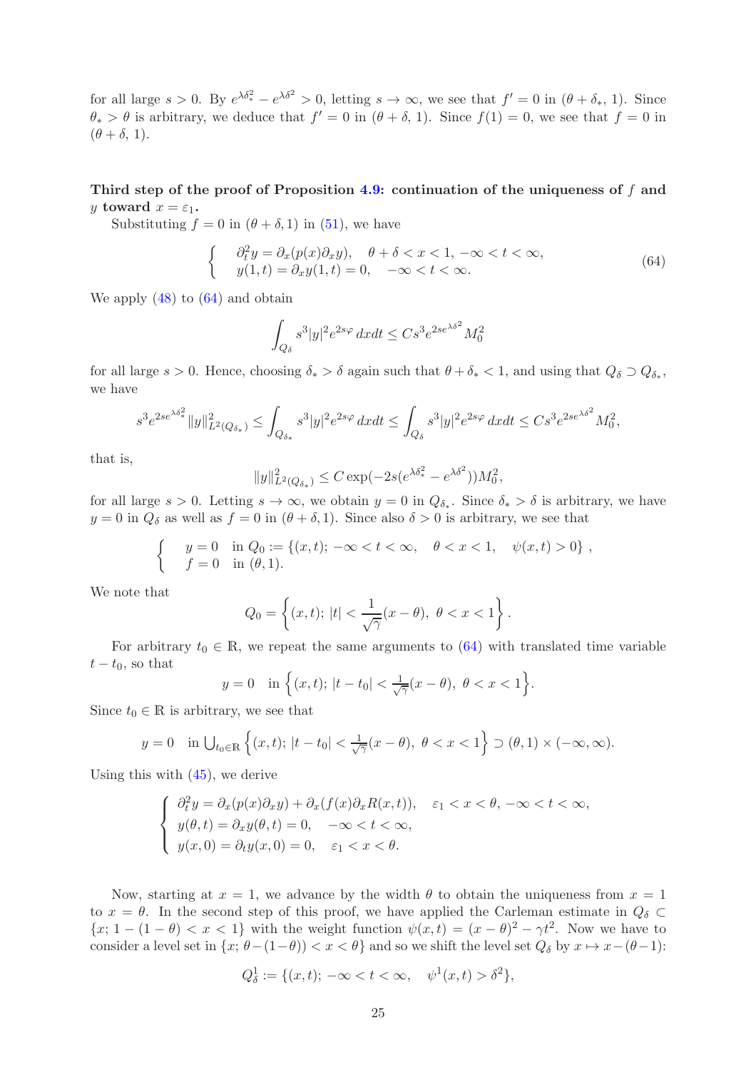for all large $s > 0$. By $e^{\lambda\delta_*^2} - e^{\lambda\delta^2} > 0$, letting $s \to \infty$, we see that $f' = 0$ in $(\theta + \delta_*, 1)$. Since $\theta_* > \theta$ is arbitrary, we deduce that $f' = 0$ in $(\theta + \delta, 1)$. Since $f(1) = 0$, we see that $f = 0$ in $(\theta + \delta, 1)$.

**Third step of the proof of Proposition 4.9: continuation of the uniqueness of $f$ and $y$ toward $x = \varepsilon_1$.**

Substituting $f = 0$ in $(\theta + \delta, 1)$ in (51), we have

$$
\left\{
\begin{array}{ll}
\partial_t^2 y = \partial_x(p(x)\partial_x y), \quad \theta + \delta < x < 1, \ -\infty < t < \infty, \\
y(1, t) = \partial_x y(1, t) = 0, \quad -\infty < t < \infty.
\end{array}
\right. \tag{64}
$$

We apply (48) to (64) and obtain

$$
\int_{Q_\delta} s^3 |y|^2 e^{2s\varphi} \, dxdt \le C s^3 e^{2se^{\lambda\delta^2}} M_0^2
$$

for all large $s > 0$. Hence, choosing $\delta_* > \delta$ again such that $\theta + \delta_* < 1$, and using that $Q_\delta \supset Q_{\delta_*}$, we have

$$
s^3 e^{2se^{\lambda\delta_*^2}} \|y\|^2_{L^2(Q_{\delta_*})} \le \int_{Q_{\delta_*}} s^3 |y|^2 e^{2s\varphi} \, dxdt \le \int_{Q_\delta} s^3 |y|^2 e^{2s\varphi} \, dxdt \le C s^3 e^{2se^{\lambda\delta^2}} M_0^2,
$$

that is,

$$
\|y\|^2_{L^2(Q_{\delta_*})} \le C \exp(-2s(e^{\lambda\delta_*^2} - e^{\lambda\delta^2})) M_0^2,
$$

for all large $s > 0$. Letting $s \to \infty$, we obtain $y = 0$ in $Q_{\delta_*}$. Since $\delta_* > \delta$ is arbitrary, we have $y = 0$ in $Q_\delta$ as well as $f = 0$ in $(\theta + \delta, 1)$. Since also $\delta > 0$ is arbitrary, we see that

$$
\left\{
\begin{array}{ll}
y = 0 & \text{in } Q_0 := \{(x, t); \, -\infty < t < \infty, \quad \theta < x < 1, \quad \psi(x, t) > 0\} \, , \\
f = 0 & \text{in } (\theta, 1).
\end{array}
\right.
$$

We note that

$$
Q_0 = \left\{ (x, t); \, |t| < \frac{1}{\sqrt{\gamma}}(x - \theta), \ \theta < x < 1 \right\}.
$$

For arbitrary $t_0 \in \mathbb{R}$, we repeat the same arguments to (64) with translated time variable $t - t_0$, so that

$$
y = 0 \quad \text{in } \left\{ (x, t); \, |t - t_0| < \tfrac{1}{\sqrt{\gamma}}(x - \theta), \ \theta < x < 1 \right\}.
$$

Since $t_0 \in \mathbb{R}$ is arbitrary, we see that

$$
y = 0 \quad \text{in } \textstyle\bigcup_{t_0 \in \mathbb{R}} \left\{ (x, t); \, |t - t_0| < \frac{1}{\sqrt{\gamma}}(x - \theta), \ \theta < x < 1 \right\} \supset (\theta, 1) \times (-\infty, \infty).
$$

Using this with (45), we derive

$$
\left\{
\begin{array}{ll}
\partial_t^2 y = \partial_x(p(x)\partial_x y) + \partial_x(f(x)\partial_x R(x, t)), \quad \varepsilon_1 < x < \theta, \ -\infty < t < \infty, \\
y(\theta, t) = \partial_x y(\theta, t) = 0, \quad -\infty < t < \infty, \\
y(x, 0) = \partial_t y(x, 0) = 0, \quad \varepsilon_1 < x < \theta.
\end{array}
\right.
$$

Now, starting at $x = 1$, we advance by the width $\theta$ to obtain the uniqueness from $x = 1$ to $x = \theta$. In the second step of this proof, we have applied the Carleman estimate in $Q_\delta \subset \{x; \, 1 - (1 - \theta) < x < 1\}$ with the weight function $\psi(x, t) = (x - \theta)^2 - \gamma t^2$. Now we have to consider a level set in $\{x; \, \theta - (1 - \theta)) < x < \theta\}$ and so we shift the level set $Q_\delta$ by $x \mapsto x - (\theta - 1)$:

$$
Q_\delta^1 := \{(x, t); \, -\infty < t < \infty, \quad \psi^1(x, t) > \delta^2\},
$$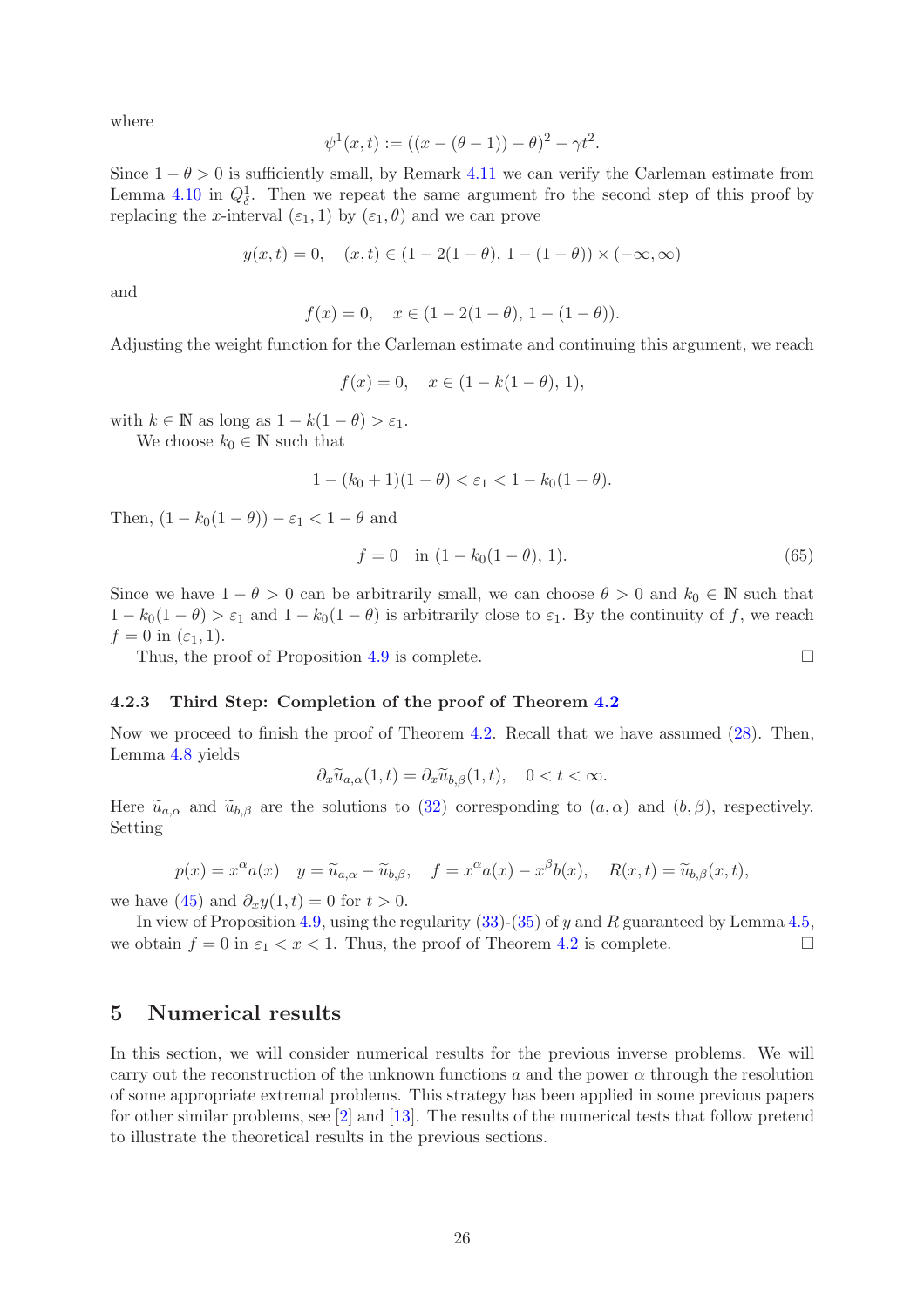where

$$\psi^1(x,t) := ((x-(\theta-1))-\theta)^2 - \gamma t^2.$$

Since $1-\theta > 0$ is sufficiently small, by Remark 4.11 we can verify the Carleman estimate from Lemma 4.10 in $Q^1_\delta$. Then we repeat the same argument fro the second step of this proof by replacing the $x$-interval $(\varepsilon_1, 1)$ by $(\varepsilon_1, \theta)$ and we can prove

$$y(x,t) = 0, \quad (x,t) \in (1-2(1-\theta),\, 1-(1-\theta)) \times (-\infty, \infty)$$

and

$$f(x) = 0, \quad x \in (1-2(1-\theta),\, 1-(1-\theta)).$$

Adjusting the weight function for the Carleman estimate and continuing this argument, we reach

$$f(x) = 0, \quad x \in (1-k(1-\theta),\, 1),$$

with $k \in \mathbb{N}$ as long as $1-k(1-\theta) > \varepsilon_1$.

We choose $k_0 \in \mathbb{N}$ such that

$$1-(k_0+1)(1-\theta) < \varepsilon_1 < 1-k_0(1-\theta).$$

Then, $(1-k_0(1-\theta)) - \varepsilon_1 < 1-\theta$ and

$$f = 0 \quad \text{in } (1-k_0(1-\theta),\, 1). \tag{65}$$

Since we have $1-\theta > 0$ can be arbitrarily small, we can choose $\theta > 0$ and $k_0 \in \mathbb{N}$ such that $1-k_0(1-\theta) > \varepsilon_1$ and $1-k_0(1-\theta)$ is arbitrarily close to $\varepsilon_1$. By the continuity of $f$, we reach $f = 0$ in $(\varepsilon_1, 1)$.

Thus, the proof of Proposition 4.9 is complete. $\square$

#### 4.2.3 Third Step: Completion of the proof of Theorem 4.2

Now we proceed to finish the proof of Theorem 4.2. Recall that we have assumed (28). Then, Lemma 4.8 yields

$$\partial_x \widetilde{u}_{a,\alpha}(1,t) = \partial_x \widetilde{u}_{b,\beta}(1,t), \quad 0 < t < \infty.$$

Here $\widetilde{u}_{a,\alpha}$ and $\widetilde{u}_{b,\beta}$ are the solutions to (32) corresponding to $(a,\alpha)$ and $(b,\beta)$, respectively. Setting

$$p(x) = x^\alpha a(x) \quad y = \widetilde{u}_{a,\alpha} - \widetilde{u}_{b,\beta}, \quad f = x^\alpha a(x) - x^\beta b(x), \quad R(x,t) = \widetilde{u}_{b,\beta}(x,t),$$

we have (45) and $\partial_x y(1,t) = 0$ for $t > 0$.

In view of Proposition 4.9, using the regularity (33)-(35) of $y$ and $R$ guaranteed by Lemma 4.5, we obtain $f = 0$ in $\varepsilon_1 < x < 1$. Thus, the proof of Theorem 4.2 is complete. $\square$

## 5 Numerical results

In this section, we will consider numerical results for the previous inverse problems. We will carry out the reconstruction of the unknown functions $a$ and the power $\alpha$ through the resolution of some appropriate extremal problems. This strategy has been applied in some previous papers for other similar problems, see [2] and [13]. The results of the numerical tests that follow pretend to illustrate the theoretical results in the previous sections.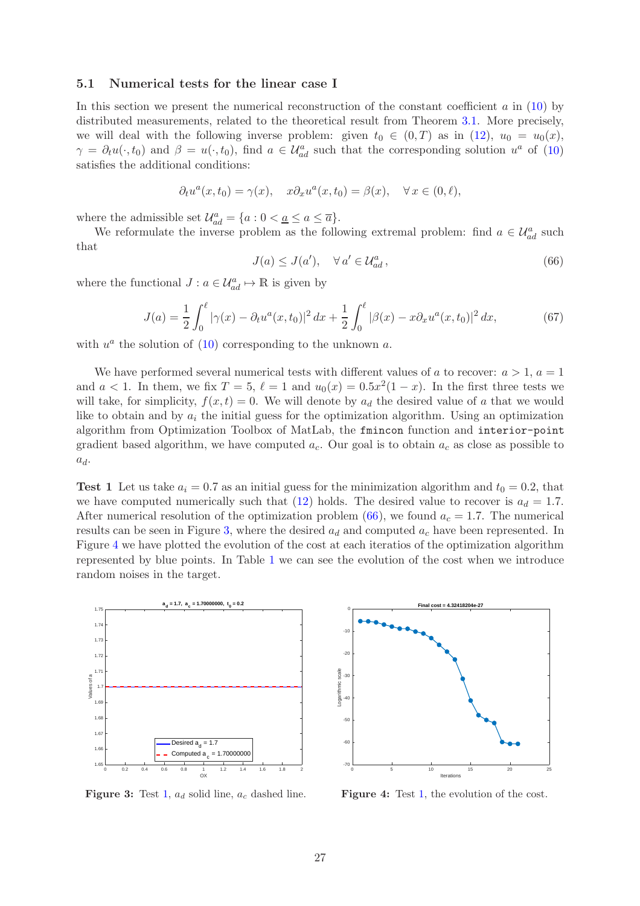### 5.1 Numerical tests for the linear case I

In this section we present the numerical reconstruction of the constant coefficient $a$ in (10) by distributed measurements, related to the theoretical result from Theorem 3.1. More precisely, we will deal with the following inverse problem: given $t_0 \in (0,T)$ as in (12), $u_0 = u_0(x)$, $\gamma = \partial_t u(\cdot, t_0)$ and $\beta = u(\cdot, t_0)$, find $a \in \mathcal{U}_{ad}^a$ such that the corresponding solution $u^a$ of (10) satisfies the additional conditions:

$$\partial_t u^a(x,t_0) = \gamma(x), \quad x\partial_x u^a(x,t_0) = \beta(x), \quad \forall\, x \in (0,\ell),$$

where the admissible set $\mathcal{U}_{ad}^a = \{a : 0 < \underline{a} \leq a \leq \overline{a}\}$.

We reformulate the inverse problem as the following extremal problem: find $a \in \mathcal{U}_{ad}^a$ such that

$$J(a) \leq J(a'), \quad \forall\, a' \in \mathcal{U}_{ad}^a\,, \tag{66}$$

where the functional $J : a \in \mathcal{U}_{ad}^a \mapsto \mathbb{R}$ is given by

$$J(a) = \frac{1}{2}\int_0^\ell |\gamma(x) - \partial_t u^a(x,t_0)|^2\, dx + \frac{1}{2}\int_0^\ell |\beta(x) - x\partial_x u^a(x,t_0)|^2\, dx, \tag{67}$$

with $u^a$ the solution of (10) corresponding to the unknown $a$.

We have performed several numerical tests with different values of $a$ to recover: $a > 1$, $a = 1$ and $a < 1$. In them, we fix $T = 5$, $\ell = 1$ and $u_0(x) = 0.5x^2(1-x)$. In the first three tests we will take, for simplicity, $f(x,t) = 0$. We will denote by $a_d$ the desired value of $a$ that we would like to obtain and by $a_i$ the initial guess for the optimization algorithm. Using an optimization algorithm from Optimization Toolbox of MatLab, the `fmincon` function and `interior-point` gradient based algorithm, we have computed $a_c$. Our goal is to obtain $a_c$ as close as possible to $a_d$.

**Test 1** Let us take $a_i = 0.7$ as an initial guess for the minimization algorithm and $t_0 = 0.2$, that we have computed numerically such that (12) holds. The desired value to recover is $a_d = 1.7$. After numerical resolution of the optimization problem (66), we found $a_c = 1.7$. The numerical results can be seen in Figure 3, where the desired $a_d$ and computed $a_c$ have been represented. In Figure 4 we have plotted the evolution of the cost at each iteratios of the optimization algorithm represented by blue points. In Table 1 we can see the evolution of the cost when we introduce random noises in the target.

**Figure 3:** Test 1, $a_d$ solid line, $a_c$ dashed line.

**Figure 4:** Test 1, the evolution of the cost.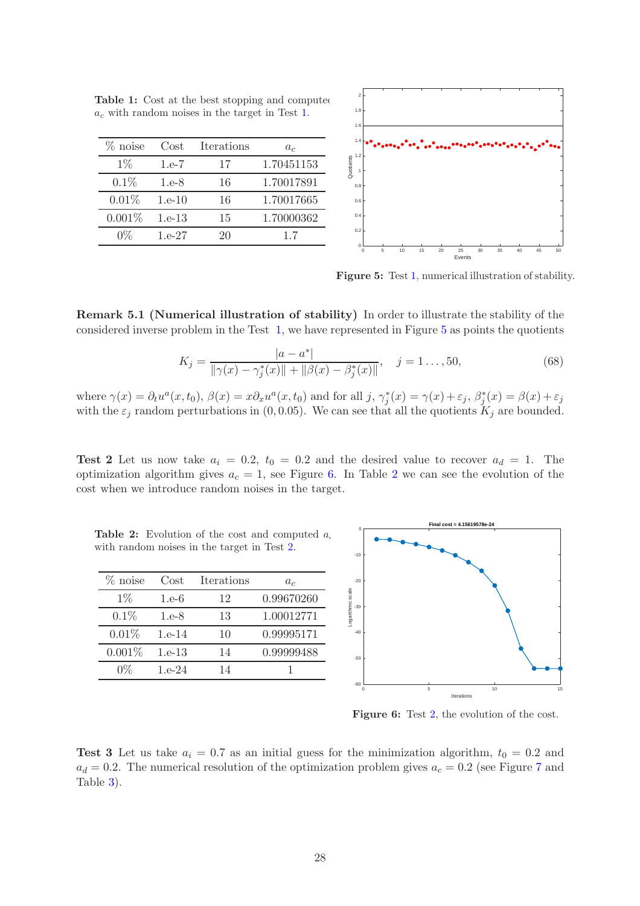**Table 1:** Cost at the best stopping and computed $a_c$ with random noises in the target in Test 1.

| % noise | Cost | Iterations | $a_c$ |
|---|---|---|---|
| 1% | 1.e-7 | 17 | 1.70451153 |
| 0.1% | 1.e-8 | 16 | 1.70017891 |
| 0.01% | 1.e-10 | 16 | 1.70017665 |
| 0.001% | 1.e-13 | 15 | 1.70000362 |
| 0% | 1.e-27 | 20 | 1.7 |

**Figure 5:** Test 1, numerical illustration of stability.

**Remark 5.1 (Numerical illustration of stability)** In order to illustrate the stability of the considered inverse problem in the Test 1, we have represented in Figure 5 as points the quotients

$$K_j = \frac{|a - a^*|}{\|\gamma(x) - \gamma_j^*(x)\| + \|\beta(x) - \beta_j^*(x)\|}, \quad j = 1 \ldots, 50, \tag{68}$$

where $\gamma(x) = \partial_t u^a(x, t_0)$, $\beta(x) = x\partial_x u^a(x, t_0)$ and for all $j$, $\gamma_j^*(x) = \gamma(x) + \varepsilon_j$, $\beta_j^*(x) = \beta(x) + \varepsilon_j$ with the $\varepsilon_j$ random perturbations in $(0, 0.05)$. We can see that all the quotients $K_j$ are bounded.

**Test 2** Let us now take $a_i = 0.2$, $t_0 = 0.2$ and the desired value to recover $a_d = 1$. The optimization algorithm gives $a_c = 1$, see Figure 6. In Table 2 we can see the evolution of the cost when we introduce random noises in the target.

**Table 2:** Evolution of the cost and computed $a_c$ with random noises in the target in Test 2.

| % noise | Cost | Iterations | $a_c$ |
|---|---|---|---|
| 1% | 1.e-6 | 12 | 0.99670260 |
| 0.1% | 1.e-8 | 13 | 1.00012771 |
| 0.01% | 1.e-14 | 10 | 0.99995171 |
| 0.001% | 1.e-13 | 14 | 0.99999488 |
| 0% | 1.e-24 | 14 | 1 |

**Figure 6:** Test 2, the evolution of the cost.

**Test 3** Let us take $a_i = 0.7$ as an initial guess for the minimization algorithm, $t_0 = 0.2$ and $a_d = 0.2$. The numerical resolution of the optimization problem gives $a_c = 0.2$ (see Figure 7 and Table 3).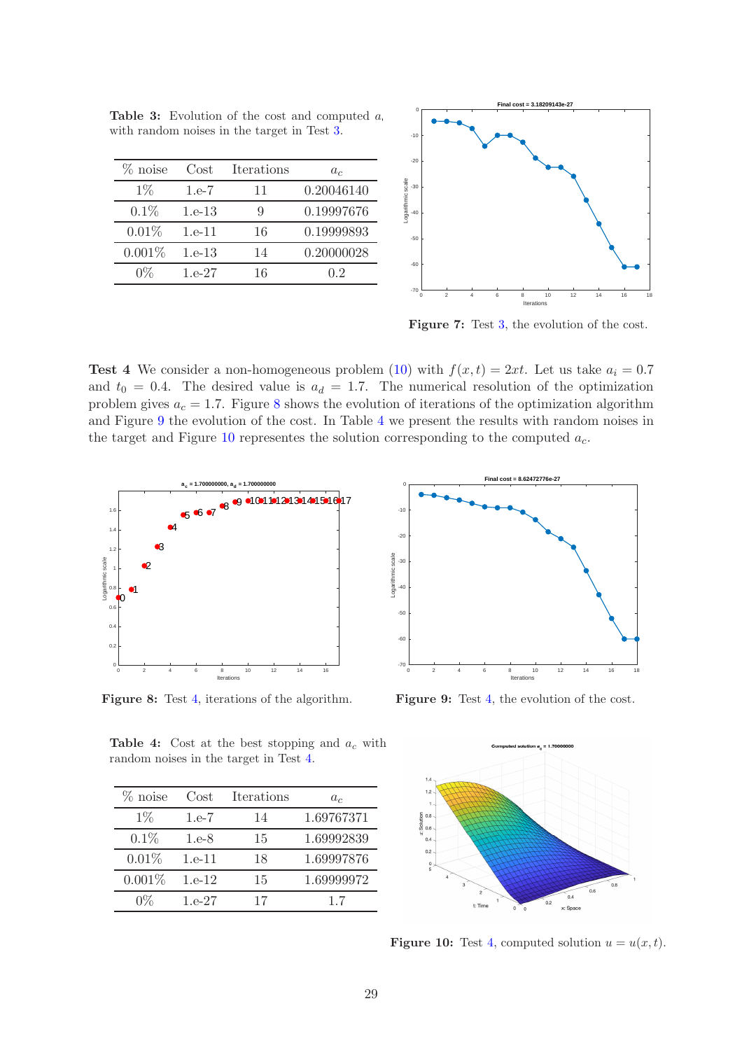**Table 3:** Evolution of the cost and computed $a_c$ with random noises in the target in Test 3.

| % noise | Cost | Iterations | $a_c$ |
|---|---|---|---|
| 1% | 1.e-7 | 11 | 0.20046140 |
| 0.1% | 1.e-13 | 9 | 0.19997676 |
| 0.01% | 1.e-11 | 16 | 0.19999893 |
| 0.001% | 1.e-13 | 14 | 0.20000028 |
| 0% | 1.e-27 | 16 | 0.2 |

**Figure 7:** Test 3, the evolution of the cost.

**Test 4** We consider a non-homogeneous problem (10) with $f(x, t) = 2xt$. Let us take $a_i = 0.7$ and $t_0 = 0.4$. The desired value is $a_d = 1.7$. The numerical resolution of the optimization problem gives $a_c = 1.7$. Figure 8 shows the evolution of iterations of the optimization algorithm and Figure 9 the evolution of the cost. In Table 4 we present the results with random noises in the target and Figure 10 representes the solution corresponding to the computed $a_c$.

**Figure 8:** Test 4, iterations of the algorithm.

**Figure 9:** Test 4, the evolution of the cost.

**Table 4:** Cost at the best stopping and $a_c$ with random noises in the target in Test 4.

| % noise | Cost | Iterations | $a_c$ |
|---|---|---|---|
| 1% | 1.e-7 | 14 | 1.69767371 |
| 0.1% | 1.e-8 | 15 | 1.69992839 |
| 0.01% | 1.e-11 | 18 | 1.69997876 |
| 0.001% | 1.e-12 | 15 | 1.69999972 |
| 0% | 1.e-27 | 17 | 1.7 |

**Figure 10:** Test 4, computed solution $u = u(x, t)$.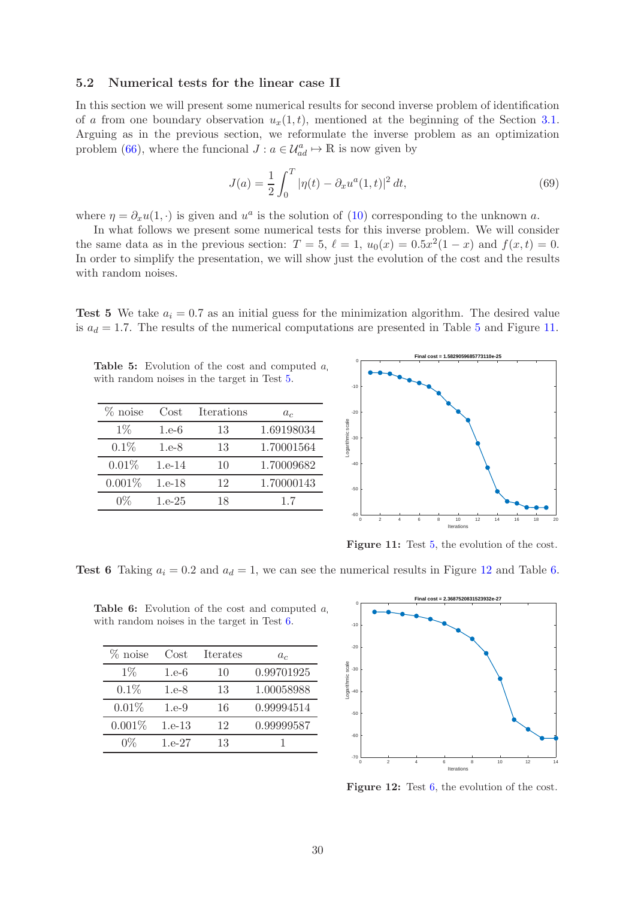### 5.2 Numerical tests for the linear case II

In this section we will present some numerical results for second inverse problem of identification of $a$ from one boundary observation $u_x(1,t)$, mentioned at the beginning of the Section 3.1. Arguing as in the previous section, we reformulate the inverse problem as an optimization problem (66), where the funcional $J : a \in \mathcal{U}_{ad}^a \mapsto \mathbb{R}$ is now given by

$$J(a) = \frac{1}{2}\int_0^T |\eta(t) - \partial_x u^a(1,t)|^2\, dt, \tag{69}$$

where $\eta = \partial_x u(1,\cdot)$ is given and $u^a$ is the solution of (10) corresponding to the unknown $a$.

In what follows we present some numerical tests for this inverse problem. We will consider the same data as in the previous section: $T = 5$, $\ell = 1$, $u_0(x) = 0.5x^2(1-x)$ and $f(x,t) = 0$. In order to simplify the presentation, we will show just the evolution of the cost and the results with random noises.

**Test 5** We take $a_i = 0.7$ as an initial guess for the minimization algorithm. The desired value is $a_d = 1.7$. The results of the numerical computations are presented in Table 5 and Figure 11.

**Table 5:** Evolution of the cost and computed $a$, with random noises in the target in Test 5.

| % noise | Cost | Iterations | $a_c$ |
|---|---|---|---|
| 1% | 1.e-6 | 13 | 1.69198034 |
| 0.1% | 1.e-8 | 13 | 1.70001564 |
| 0.01% | 1.e-14 | 10 | 1.70009682 |
| 0.001% | 1.e-18 | 12 | 1.70000143 |
| 0% | 1.e-25 | 18 | 1.7 |

**Figure 11:** Test 5, the evolution of the cost.

**Test 6** Taking $a_i = 0.2$ and $a_d = 1$, we can see the numerical results in Figure 12 and Table 6.

**Table 6:** Evolution of the cost and computed $a$, with random noises in the target in Test 6.

| % noise | Cost | Iterates | $a_c$ |
|---|---|---|---|
| 1% | 1.e-6 | 10 | 0.99701925 |
| 0.1% | 1.e-8 | 13 | 1.00058988 |
| 0.01% | 1.e-9 | 16 | 0.99994514 |
| 0.001% | 1.e-13 | 12 | 0.99999587 |
| 0% | 1.e-27 | 13 | 1 |

**Figure 12:** Test 6, the evolution of the cost.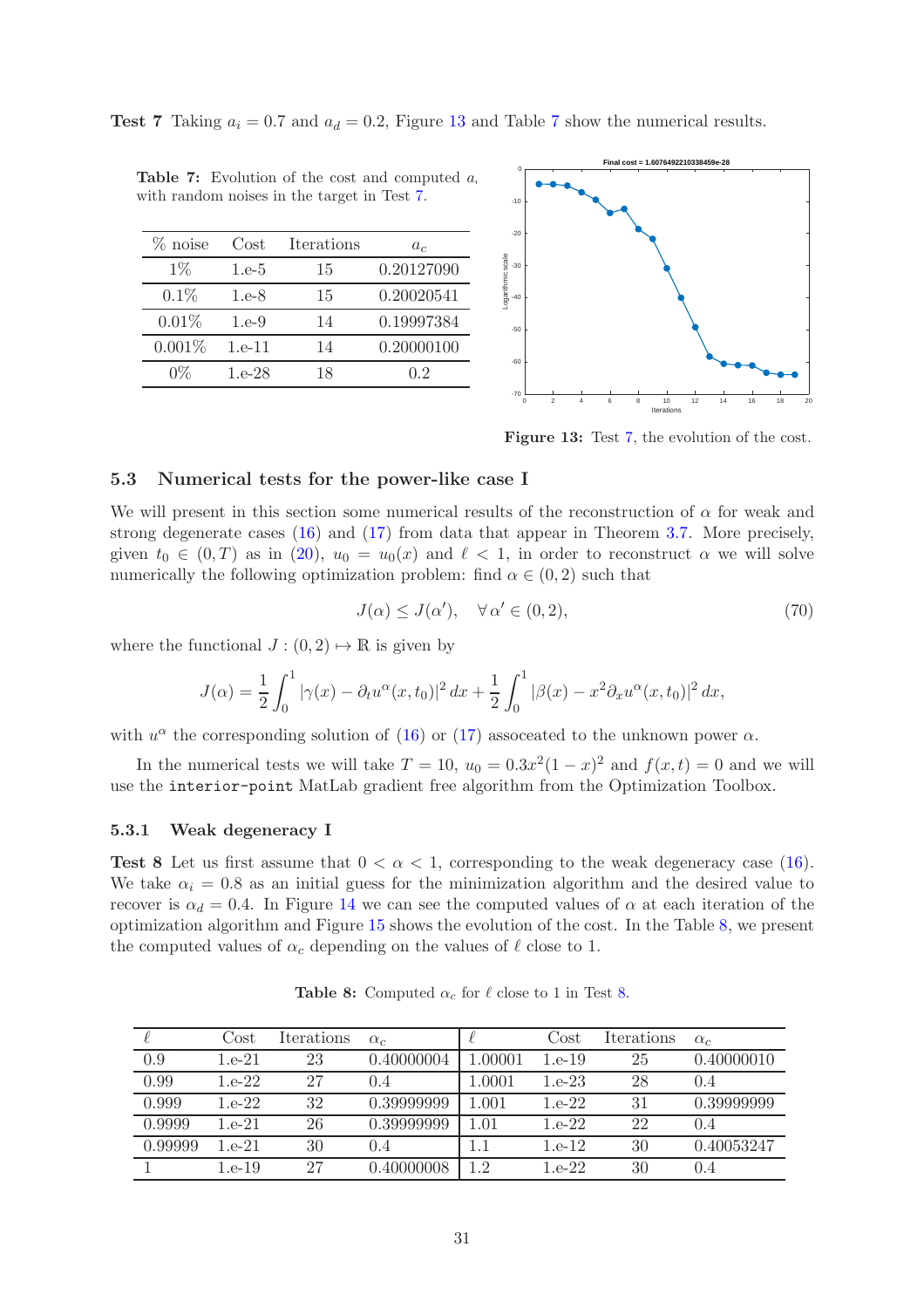**Test 7** Taking $a_i = 0.7$ and $a_d = 0.2$, Figure 13 and Table 7 show the numerical results.

**Table 7:** Evolution of the cost and computed $a_c$ with random noises in the target in Test 7.

| % noise | Cost | Iterations | $a_c$ |
|---|---|---|---|
| 1% | 1.e-5 | 15 | 0.20127090 |
| 0.1% | 1.e-8 | 15 | 0.20020541 |
| 0.01% | 1.e-9 | 14 | 0.19997384 |
| 0.001% | 1.e-11 | 14 | 0.20000100 |
| 0% | 1.e-28 | 18 | 0.2 |

**Figure 13:** Test 7, the evolution of the cost.

## 5.3 Numerical tests for the power-like case I

We will present in this section some numerical results of the reconstruction of $\alpha$ for weak and strong degenerate cases (16) and (17) from data that appear in Theorem 3.7. More precisely, given $t_0 \in (0, T)$ as in (20), $u_0 = u_0(x)$ and $\ell < 1$, in order to reconstruct $\alpha$ we will solve numerically the following optimization problem: find $\alpha \in (0, 2)$ such that

$$J(\alpha) \leq J(\alpha'), \quad \forall \alpha' \in (0, 2), \tag{70}$$

where the functional $J : (0, 2) \mapsto \mathbb{R}$ is given by

$$J(\alpha) = \frac{1}{2} \int_0^1 |\gamma(x) - \partial_t u^\alpha(x, t_0)|^2 \, dx + \frac{1}{2} \int_0^1 |\beta(x) - x^2 \partial_x u^\alpha(x, t_0)|^2 \, dx,$$

with $u^\alpha$ the corresponding solution of (16) or (17) assoceated to the unknown power $\alpha$.

In the numerical tests we will take $T = 10$, $u_0 = 0.3x^2(1 - x)^2$ and $f(x, t) = 0$ and we will use the `interior-point` MatLab gradient free algorithm from the Optimization Toolbox.

### 5.3.1 Weak degeneracy I

**Test 8** Let us first assume that $0 < \alpha < 1$, corresponding to the weak degeneracy case (16). We take $\alpha_i = 0.8$ as an initial guess for the minimization algorithm and the desired value to recover is $\alpha_d = 0.4$. In Figure 14 we can see the computed values of $\alpha$ at each iteration of the optimization algorithm and Figure 15 shows the evolution of the cost. In the Table 8, we present the computed values of $\alpha_c$ depending on the values of $\ell$ close to 1.

**Table 8:** Computed $\alpha_c$ for $\ell$ close to 1 in Test 8.

| $\ell$ | Cost | Iterations | $\alpha_c$ | $\ell$ | Cost | Iterations | $\alpha_c$ |
|---|---|---|---|---|---|---|---|
| 0.9 | 1.e-21 | 23 | 0.40000004 | 1.00001 | 1.e-19 | 25 | 0.40000010 |
| 0.99 | 1.e-22 | 27 | 0.4 | 1.0001 | 1.e-23 | 28 | 0.4 |
| 0.999 | 1.e-22 | 32 | 0.39999999 | 1.001 | 1.e-22 | 31 | 0.39999999 |
| 0.9999 | 1.e-21 | 26 | 0.39999999 | 1.01 | 1.e-22 | 22 | 0.4 |
| 0.99999 | 1.e-21 | 30 | 0.4 | 1.1 | 1.e-12 | 30 | 0.40053247 |
| 1 | 1.e-19 | 27 | 0.40000008 | 1.2 | 1.e-22 | 30 | 0.4 |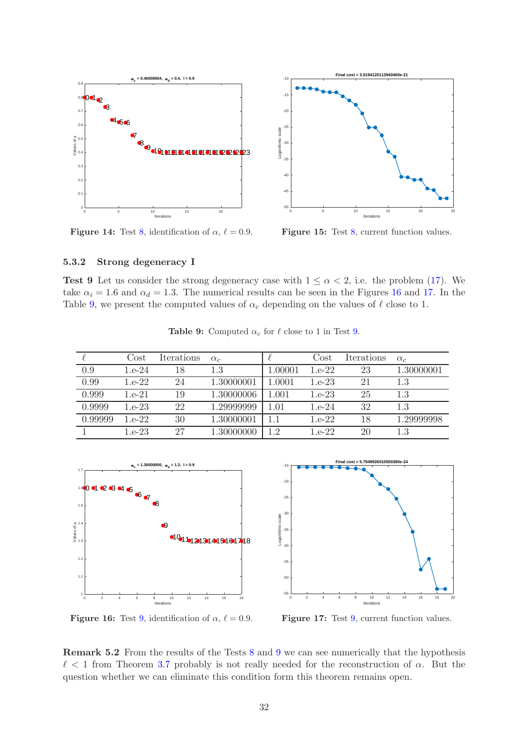**Figure 14:** Test 8, identification of $\alpha$, $\ell = 0.9$.

**Figure 15:** Test 8, current function values.

### 5.3.2 Strong degeneracy I

**Test 9** Let us consider the strong degeneracy case with $1 \leq \alpha < 2$, i.e. the problem (17). We take $\alpha_i = 1.6$ and $\alpha_d = 1.3$. The numerical results can be seen in the Figures 16 and 17. In the Table 9, we present the computed values of $\alpha_c$ depending on the values of $\ell$ close to 1.

**Table 9:** Computed $\alpha_c$ for $\ell$ close to 1 in Test 9.

| $\ell$ | Cost | Iterations | $\alpha_c$ | $\ell$ | Cost | Iterations | $\alpha_c$ |
|---|---|---|---|---|---|---|---|
| 0.9 | 1.e-24 | 18 | 1.3 | 1.00001 | 1.e-22 | 23 | 1.30000001 |
| 0.99 | 1.e-22 | 24 | 1.30000001 | 1.0001 | 1.e-23 | 21 | 1.3 |
| 0.999 | 1.e-21 | 19 | 1.30000006 | 1.001 | 1.e-23 | 25 | 1.3 |
| 0.9999 | 1.e-23 | 22 | 1.29999999 | 1.01 | 1.e-24 | 32 | 1.3 |
| 0.99999 | 1.e-22 | 30 | 1.30000001 | 1.1 | 1.e-22 | 18 | 1.29999998 |
| 1 | 1.e-23 | 27 | 1.30000000 | 1.2 | 1.e-22 | 20 | 1.3 |

**Figure 16:** Test 9, identification of $\alpha$, $\ell = 0.9$.

**Figure 17:** Test 9, current function values.

**Remark 5.2** From the results of the Tests 8 and 9 we can see numerically that the hypothesis $\ell < 1$ from Theorem 3.7 probably is not really needed for the reconstruction of $\alpha$. But the question whether we can eliminate this condition form this theorem remains open.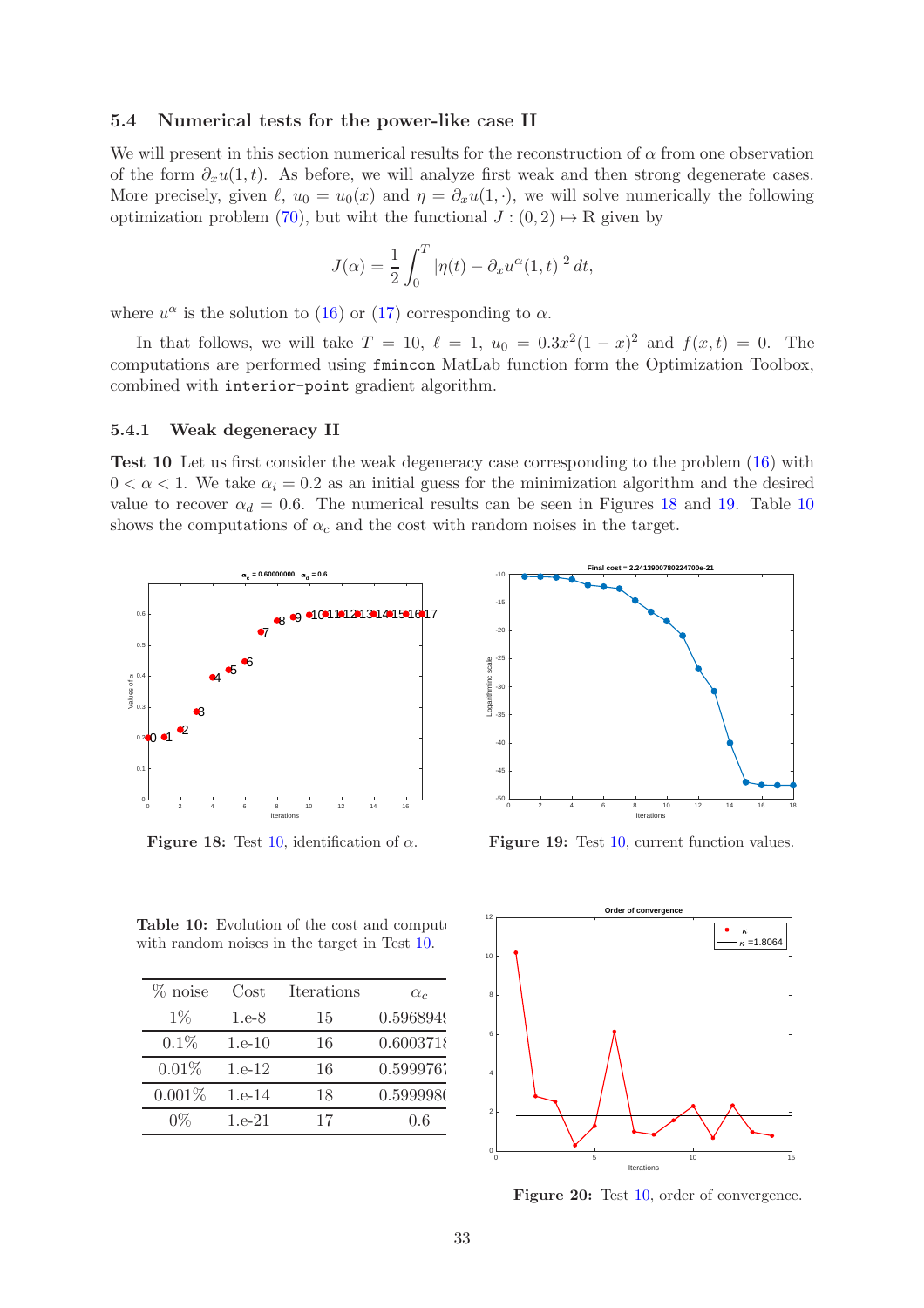### 5.4 Numerical tests for the power-like case II

We will present in this section numerical results for the reconstruction of $\alpha$ from one observation of the form $\partial_x u(1,t)$. As before, we will analyze first weak and then strong degenerate cases. More precisely, given $\ell$, $u_0 = u_0(x)$ and $\eta = \partial_x u(1,\cdot)$, we will solve numerically the following optimization problem (70), but wiht the functional $J : (0,2) \mapsto \mathbb{R}$ given by

$$J(\alpha) = \frac{1}{2}\int_0^T |\eta(t) - \partial_x u^\alpha(1,t)|^2\, dt,$$

where $u^\alpha$ is the solution to (16) or (17) corresponding to $\alpha$.

In that follows, we will take $T = 10$, $\ell = 1$, $u_0 = 0.3x^2(1-x)^2$ and $f(x,t) = 0$. The computations are performed using `fmincon` MatLab function form the Optimization Toolbox, combined with `interior-point` gradient algorithm.

#### 5.4.1 Weak degeneracy II

**Test 10** Let us first consider the weak degeneracy case corresponding to the problem (16) with $0 < \alpha < 1$. We take $\alpha_i = 0.2$ as an initial guess for the minimization algorithm and the desired value to recover $\alpha_d = 0.6$. The numerical results can be seen in Figures 18 and 19. Table 10 shows the computations of $\alpha_c$ and the cost with random noises in the target.

**Figure 18:** Test 10, identification of $\alpha$.

**Figure 19:** Test 10, current function values.

**Table 10:** Evolution of the cost and computations with random noises in the target in Test 10.

| % noise | Cost | Iterations | $\alpha_c$ |
|---|---|---|---|
| 1% | 1.e-8 | 15 | 0.5968949 |
| 0.1% | 1.e-10 | 16 | 0.6003718 |
| 0.01% | 1.e-12 | 16 | 0.5999767 |
| 0.001% | 1.e-14 | 18 | 0.5999980 |
| 0% | 1.e-21 | 17 | 0.6 |

**Figure 20:** Test 10, order of convergence.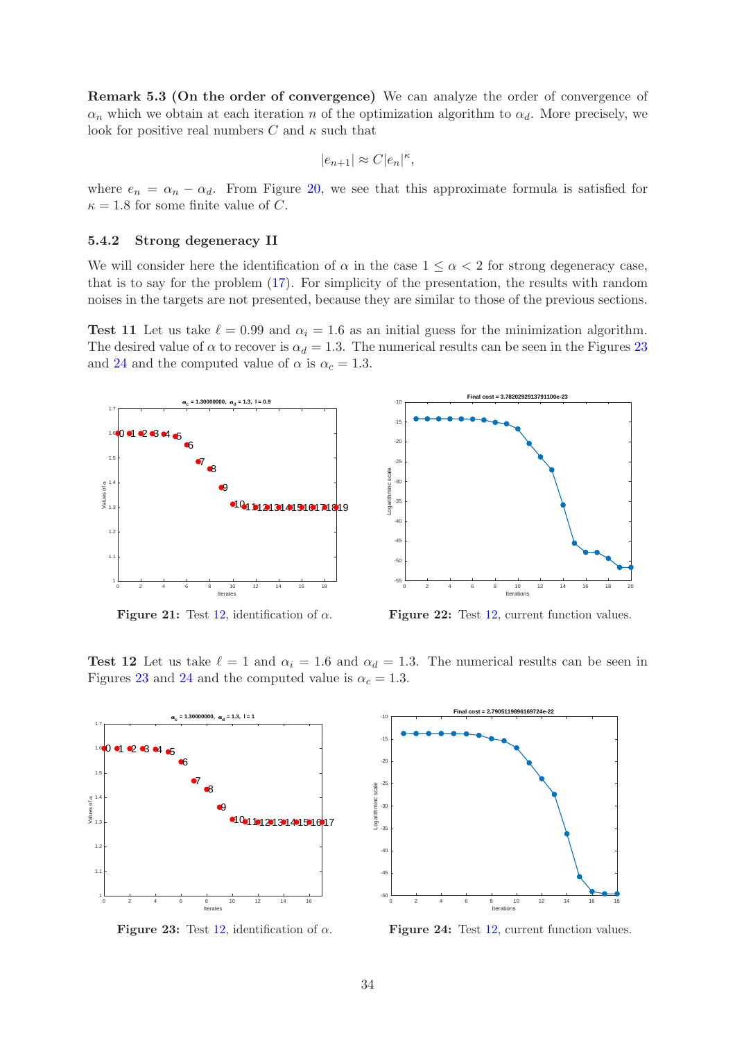**Remark 5.3 (On the order of convergence)** We can analyze the order of convergence of $\alpha_n$ which we obtain at each iteration $n$ of the optimization algorithm to $\alpha_d$. More precisely, we look for positive real numbers $C$ and $\kappa$ such that

$$|e_{n+1}| \approx C|e_n|^{\kappa},$$

where $e_n = \alpha_n - \alpha_d$. From Figure 20, we see that this approximate formula is satisfied for $\kappa = 1.8$ for some finite value of $C$.

### 5.4.2 Strong degeneracy II

We will consider here the identification of $\alpha$ in the case $1 \le \alpha < 2$ for strong degeneracy case, that is to say for the problem (17). For simplicity of the presentation, the results with random noises in the targets are not presented, because they are similar to those of the previous sections.

**Test 11** Let us take $\ell = 0.99$ and $\alpha_i = 1.6$ as an initial guess for the minimization algorithm. The desired value of $\alpha$ to recover is $\alpha_d = 1.3$. The numerical results can be seen in the Figures 23 and 24 and the computed value of $\alpha$ is $\alpha_c = 1.3$.

**Figure 21:** Test 12, identification of $\alpha$.

**Figure 22:** Test 12, current function values.

**Test 12** Let us take $\ell = 1$ and $\alpha_i = 1.6$ and $\alpha_d = 1.3$. The numerical results can be seen in Figures 23 and 24 and the computed value is $\alpha_c = 1.3$.

**Figure 23:** Test 12, identification of $\alpha$.

**Figure 24:** Test 12, current function values.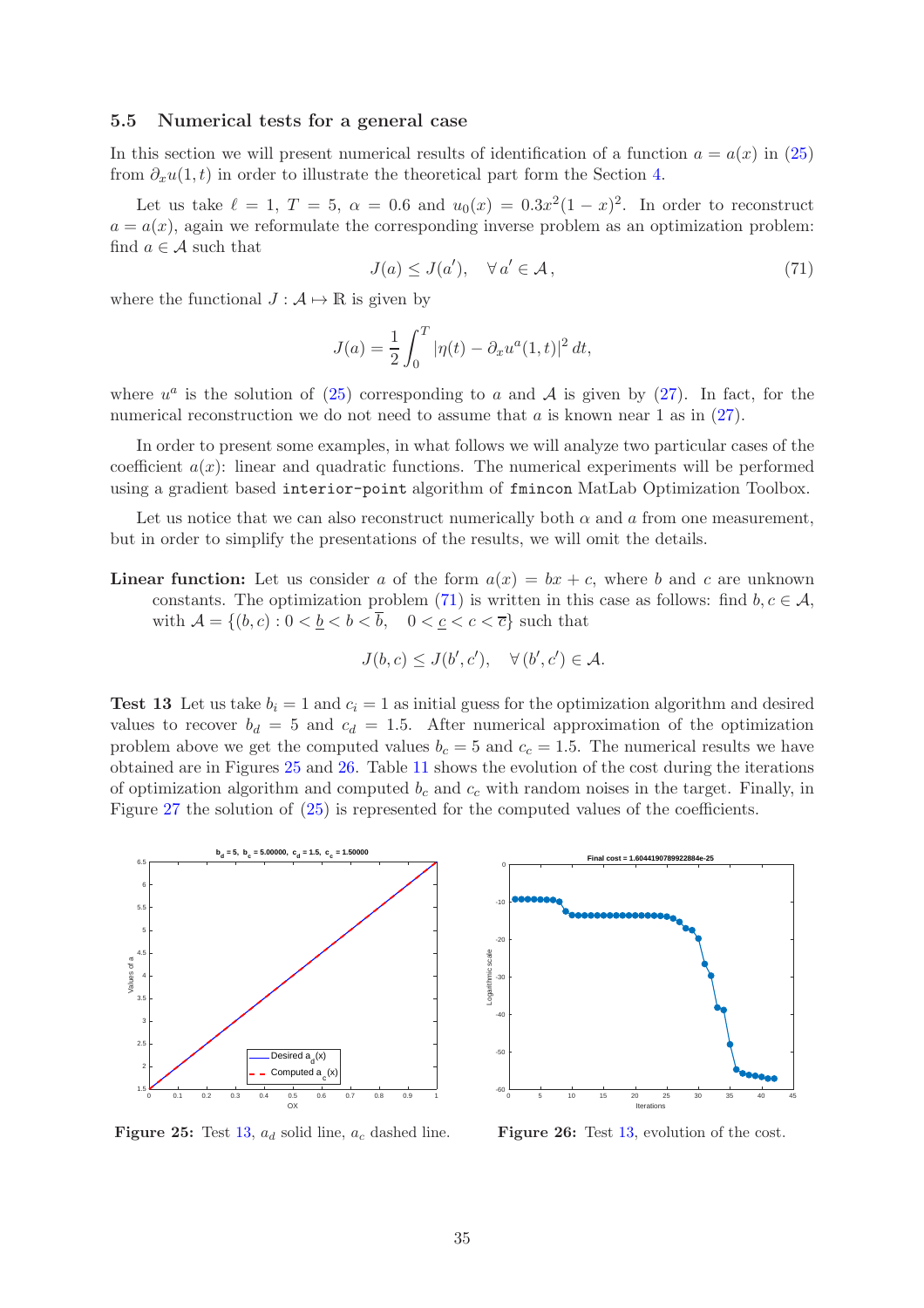### 5.5 Numerical tests for a general case

In this section we will present numerical results of identification of a function $a = a(x)$ in (25) from $\partial_x u(1,t)$ in order to illustrate the theoretical part form the Section 4.

Let us take $\ell = 1$, $T = 5$, $\alpha = 0.6$ and $u_0(x) = 0.3x^2(1-x)^2$. In order to reconstruct $a = a(x)$, again we reformulate the corresponding inverse problem as an optimization problem: find $a \in \mathcal{A}$ such that

$$J(a) \leq J(a'), \quad \forall\, a' \in \mathcal{A}\,, \tag{71}$$

where the functional $J : \mathcal{A} \mapsto \mathbb{R}$ is given by

$$J(a) = \frac{1}{2}\int_0^T |\eta(t) - \partial_x u^a(1,t)|^2\, dt,$$

where $u^a$ is the solution of (25) corresponding to $a$ and $\mathcal{A}$ is given by (27). In fact, for the numerical reconstruction we do not need to assume that $a$ is known near 1 as in (27).

In order to present some examples, in what follows we will analyze two particular cases of the coefficient $a(x)$: linear and quadratic functions. The numerical experiments will be performed using a gradient based `interior-point` algorithm of `fmincon` MatLab Optimization Toolbox.

Let us notice that we can also reconstruct numerically both $\alpha$ and $a$ from one measurement, but in order to simplify the presentations of the results, we will omit the details.

**Linear function:** Let us consider $a$ of the form $a(x) = bx + c$, where $b$ and $c$ are unknown constants. The optimization problem (71) is written in this case as follows: find $b, c \in \mathcal{A}$, with $\mathcal{A} = \{(b,c) : 0 < \underline{b} < b < \overline{b}, \quad 0 < \underline{c} < c < \overline{c}\}$ such that

$$J(b,c) \leq J(b',c'), \quad \forall\, (b',c') \in \mathcal{A}.$$

**Test 13** Let us take $b_i = 1$ and $c_i = 1$ as initial guess for the optimization algorithm and desired values to recover $b_d = 5$ and $c_d = 1.5$. After numerical approximation of the optimization problem above we get the computed values $b_c = 5$ and $c_c = 1.5$. The numerical results we have obtained are in Figures 25 and 26. Table 11 shows the evolution of the cost during the iterations of optimization algorithm and computed $b_c$ and $c_c$ with random noises in the target. Finally, in Figure 27 the solution of (25) is represented for the computed values of the coefficients.

**Figure 25:** Test 13, $a_d$ solid line, $a_c$ dashed line.

**Figure 26:** Test 13, evolution of the cost.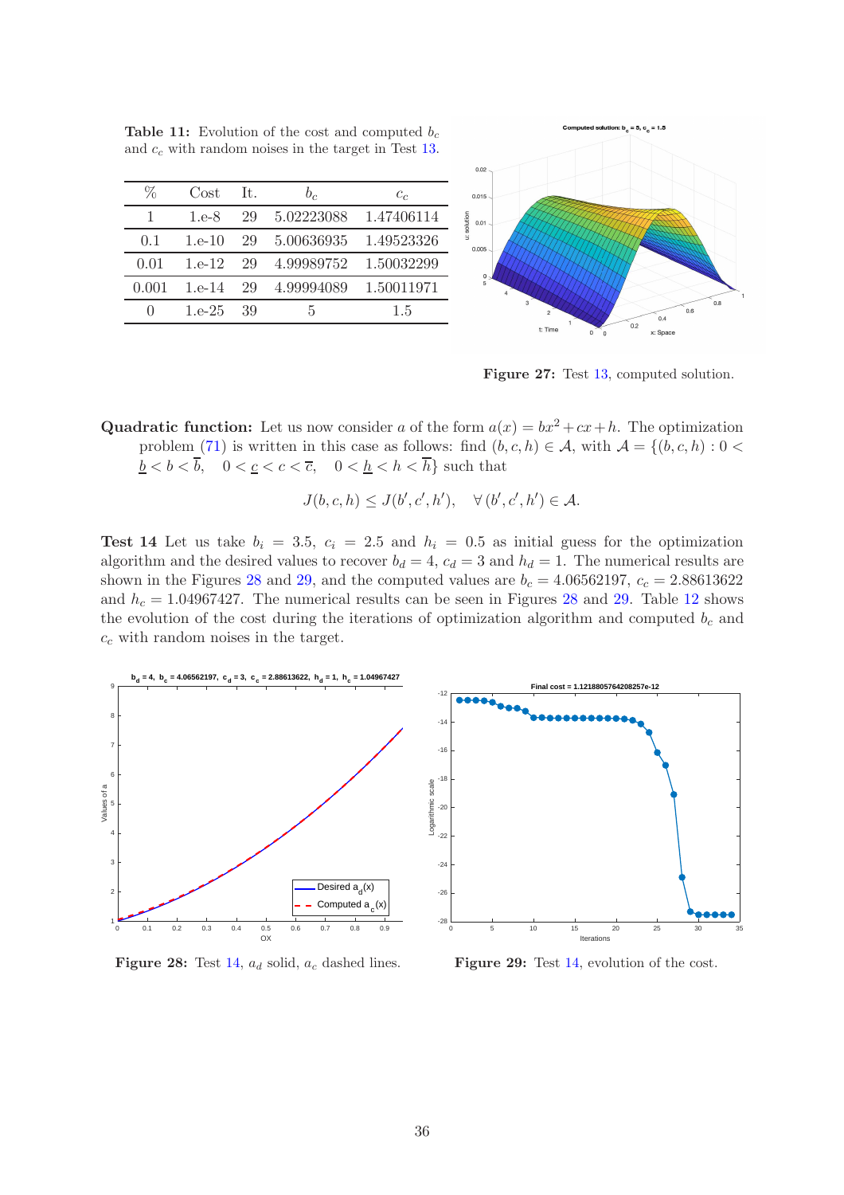**Table 11:** Evolution of the cost and computed $b_c$ and $c_c$ with random noises in the target in Test 13.

| % | Cost | It. | $b_c$ | $c_c$ |
|---|---|---|---|---|
| 1 | 1.e-8 | 29 | 5.02223088 | 1.47406114 |
| 0.1 | 1.e-10 | 29 | 5.00636935 | 1.49523326 |
| 0.01 | 1.e-12 | 29 | 4.99989752 | 1.50032299 |
| 0.001 | 1.e-14 | 29 | 4.99994089 | 1.50011971 |
| 0 | 1.e-25 | 39 | 5 | 1.5 |

**Figure 27:** Test 13, computed solution.

**Quadratic function:** Let us now consider $a$ of the form $a(x) = bx^2 + cx + h$. The optimization problem (71) is written in this case as follows: find $(b, c, h) \in \mathcal{A}$, with $\mathcal{A} = \{(b, c, h) : 0 < \underline{b} < b < \overline{b}, \quad 0 < \underline{c} < c < \overline{c}, \quad 0 < \underline{h} < h < \overline{h}\}$ such that

$$J(b, c, h) \leq J(b', c', h'), \quad \forall\, (b', c', h') \in \mathcal{A}.$$

**Test 14** Let us take $b_i = 3.5$, $c_i = 2.5$ and $h_i = 0.5$ as initial guess for the optimization algorithm and the desired values to recover $b_d = 4$, $c_d = 3$ and $h_d = 1$. The numerical results are shown in the Figures 28 and 29, and the computed values are $b_c = 4.06562197$, $c_c = 2.88613622$ and $h_c = 1.04967427$. The numerical results can be seen in Figures 28 and 29. Table 12 shows the evolution of the cost during the iterations of optimization algorithm and computed $b_c$ and $c_c$ with random noises in the target.

**Figure 28:** Test 14, $a_d$ solid, $a_c$ dashed lines.

**Figure 29:** Test 14, evolution of the cost.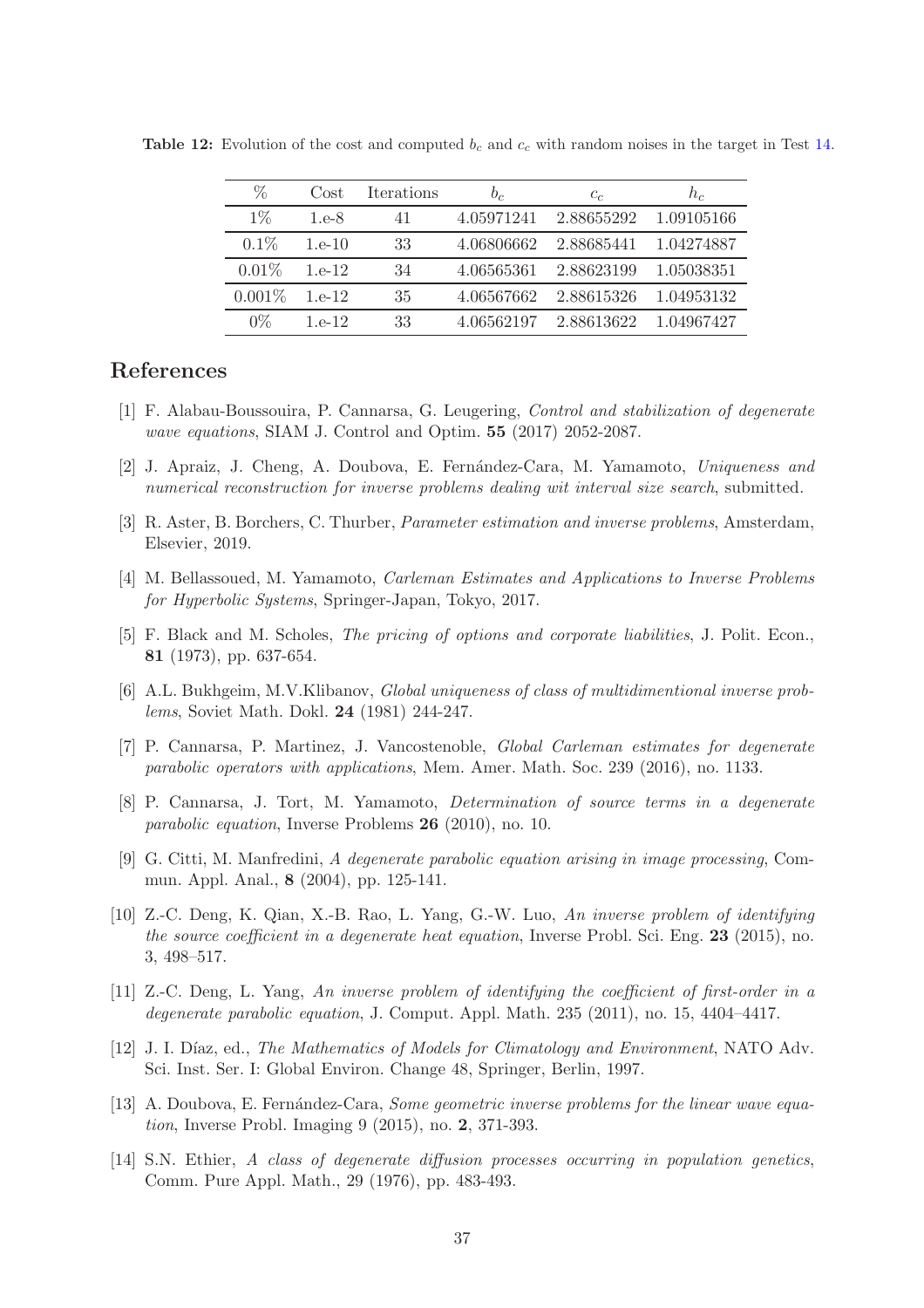**Table 12:** Evolution of the cost and computed $b_c$ and $c_c$ with random noises in the target in Test 14.

| % | Cost | Iterations | $b_c$ | $c_c$ | $h_c$ |
|---|---|---|---|---|---|
| 1% | 1.e-8 | 41 | 4.05971241 | 2.88655292 | 1.09105166 |
| 0.1% | 1.e-10 | 33 | 4.06806662 | 2.88685441 | 1.04274887 |
| 0.01% | 1.e-12 | 34 | 4.06565361 | 2.88623199 | 1.05038351 |
| 0.001% | 1.e-12 | 35 | 4.06567662 | 2.88615326 | 1.04953132 |
| 0% | 1.e-12 | 33 | 4.06562197 | 2.88613622 | 1.04967427 |

## References

[1] F. Alabau-Boussouira, P. Cannarsa, G. Leugering, *Control and stabilization of degenerate wave equations*, SIAM J. Control and Optim. **55** (2017) 2052-2087.

[2] J. Apraiz, J. Cheng, A. Doubova, E. Fernández-Cara, M. Yamamoto, *Uniqueness and numerical reconstruction for inverse problems dealing wit interval size search*, submitted.

[3] R. Aster, B. Borchers, C. Thurber, *Parameter estimation and inverse problems*, Amsterdam, Elsevier, 2019.

[4] M. Bellassoued, M. Yamamoto, *Carleman Estimates and Applications to Inverse Problems for Hyperbolic Systems*, Springer-Japan, Tokyo, 2017.

[5] F. Black and M. Scholes, *The pricing of options and corporate liabilities*, J. Polit. Econ., **81** (1973), pp. 637-654.

[6] A.L. Bukhgeim, M.V.Klibanov, *Global uniqueness of class of multidimentional inverse problems*, Soviet Math. Dokl. **24** (1981) 244-247.

[7] P. Cannarsa, P. Martinez, J. Vancostenoble, *Global Carleman estimates for degenerate parabolic operators with applications*, Mem. Amer. Math. Soc. 239 (2016), no. 1133.

[8] P. Cannarsa, J. Tort, M. Yamamoto, *Determination of source terms in a degenerate parabolic equation*, Inverse Problems **26** (2010), no. 10.

[9] G. Citti, M. Manfredini, *A degenerate parabolic equation arising in image processing*, Commun. Appl. Anal., **8** (2004), pp. 125-141.

[10] Z.-C. Deng, K. Qian, X.-B. Rao, L. Yang, G.-W. Luo, *An inverse problem of identifying the source coefficient in a degenerate heat equation*, Inverse Probl. Sci. Eng. **23** (2015), no. 3, 498–517.

[11] Z.-C. Deng, L. Yang, *An inverse problem of identifying the coefficient of first-order in a degenerate parabolic equation*, J. Comput. Appl. Math. 235 (2011), no. 15, 4404–4417.

[12] J. I. Díaz, ed., *The Mathematics of Models for Climatology and Environment*, NATO Adv. Sci. Inst. Ser. I: Global Environ. Change 48, Springer, Berlin, 1997.

[13] A. Doubova, E. Fernández-Cara, *Some geometric inverse problems for the linear wave equation*, Inverse Probl. Imaging 9 (2015), no. **2**, 371-393.

[14] S.N. Ethier, *A class of degenerate diffusion processes occurring in population genetics*, Comm. Pure Appl. Math., 29 (1976), pp. 483-493.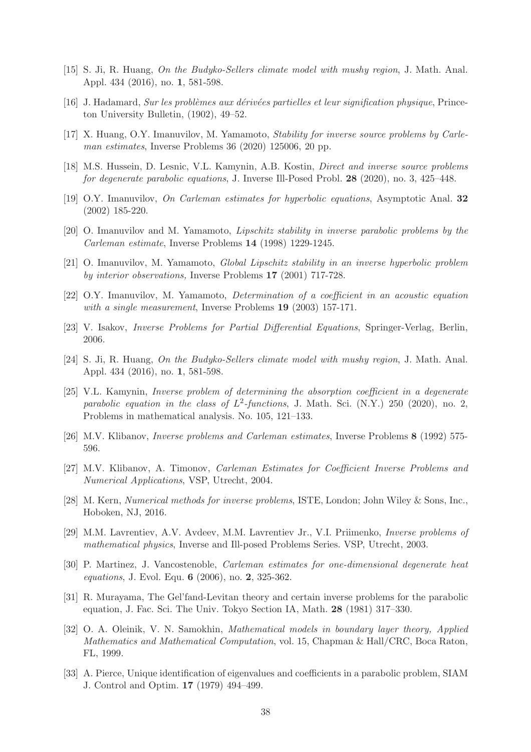[15] S. Ji, R. Huang, *On the Budyko-Sellers climate model with mushy region*, J. Math. Anal. Appl. 434 (2016), no. **1**, 581-598.

[16] J. Hadamard, *Sur les problèmes aux dérivées partielles et leur signification physique*, Princeton University Bulletin, (1902), 49–52.

[17] X. Huang, O.Y. Imanuvilov, M. Yamamoto, *Stability for inverse source problems by Carleman estimates*, Inverse Problems 36 (2020) 125006, 20 pp.

[18] M.S. Hussein, D. Lesnic, V.L. Kamynin, A.B. Kostin, *Direct and inverse source problems for degenerate parabolic equations*, J. Inverse Ill-Posed Probl. **28** (2020), no. 3, 425–448.

[19] O.Y. Imanuvilov, *On Carleman estimates for hyperbolic equations*, Asymptotic Anal. **32** (2002) 185-220.

[20] O. Imanuvilov and M. Yamamoto, *Lipschitz stability in inverse parabolic problems by the Carleman estimate*, Inverse Problems **14** (1998) 1229-1245.

[21] O. Imanuvilov, M. Yamamoto, *Global Lipschitz stability in an inverse hyperbolic problem by interior observations,* Inverse Problems **17** (2001) 717-728.

[22] O.Y. Imanuvilov, M. Yamamoto, *Determination of a coefficient in an acoustic equation with a single measurement*, Inverse Problems **19** (2003) 157-171.

[23] V. Isakov, *Inverse Problems for Partial Differential Equations*, Springer-Verlag, Berlin, 2006.

[24] S. Ji, R. Huang, *On the Budyko-Sellers climate model with mushy region*, J. Math. Anal. Appl. 434 (2016), no. **1**, 581-598.

[25] V.L. Kamynin, *Inverse problem of determining the absorption coefficient in a degenerate parabolic equation in the class of $L^2$-functions*, J. Math. Sci. (N.Y.) 250 (2020), no. 2, Problems in mathematical analysis. No. 105, 121–133.

[26] M.V. Klibanov, *Inverse problems and Carleman estimates*, Inverse Problems **8** (1992) 575-596.

[27] M.V. Klibanov, A. Timonov, *Carleman Estimates for Coefficient Inverse Problems and Numerical Applications*, VSP, Utrecht, 2004.

[28] M. Kern, *Numerical methods for inverse problems*, ISTE, London; John Wiley & Sons, Inc., Hoboken, NJ, 2016.

[29] M.M. Lavrentiev, A.V. Avdeev, M.M. Lavrentiev Jr., V.I. Priimenko, *Inverse problems of mathematical physics*, Inverse and Ill-posed Problems Series. VSP, Utrecht, 2003.

[30] P. Martinez, J. Vancostenoble, *Carleman estimates for one-dimensional degenerate heat equations*, J. Evol. Equ. **6** (2006), no. **2**, 325-362.

[31] R. Murayama, The Gel'fand-Levitan theory and certain inverse problems for the parabolic equation, J. Fac. Sci. The Univ. Tokyo Section IA, Math. **28** (1981) 317–330.

[32] O. A. Oleinik, V. N. Samokhin, *Mathematical models in boundary layer theory, Applied Mathematics and Mathematical Computation*, vol. 15, Chapman & Hall/CRC, Boca Raton, FL, 1999.

[33] A. Pierce, Unique identification of eigenvalues and coefficients in a parabolic problem, SIAM J. Control and Optim. **17** (1979) 494–499.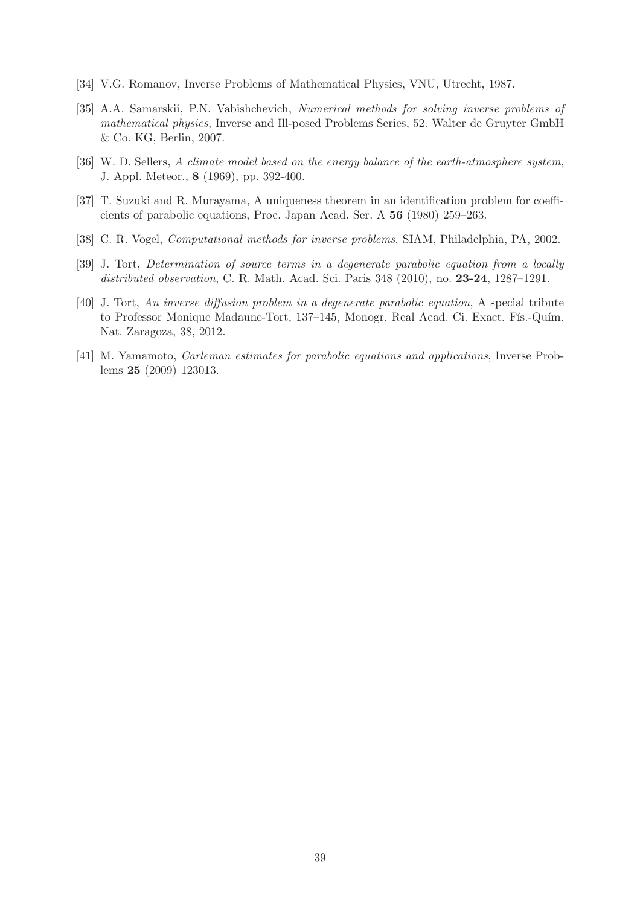[34] V.G. Romanov, Inverse Problems of Mathematical Physics, VNU, Utrecht, 1987.

[35] A.A. Samarskii, P.N. Vabishchevich, *Numerical methods for solving inverse problems of mathematical physics*, Inverse and Ill-posed Problems Series, 52. Walter de Gruyter GmbH & Co. KG, Berlin, 2007.

[36] W. D. Sellers, *A climate model based on the energy balance of the earth-atmosphere system*, J. Appl. Meteor., **8** (1969), pp. 392-400.

[37] T. Suzuki and R. Murayama, A uniqueness theorem in an identification problem for coefficients of parabolic equations, Proc. Japan Acad. Ser. A **56** (1980) 259–263.

[38] C. R. Vogel, *Computational methods for inverse problems*, SIAM, Philadelphia, PA, 2002.

[39] J. Tort, *Determination of source terms in a degenerate parabolic equation from a locally distributed observation*, C. R. Math. Acad. Sci. Paris 348 (2010), no. **23-24**, 1287–1291.

[40] J. Tort, *An inverse diffusion problem in a degenerate parabolic equation*, A special tribute to Professor Monique Madaune-Tort, 137–145, Monogr. Real Acad. Ci. Exact. Fís.-Quím. Nat. Zaragoza, 38, 2012.

[41] M. Yamamoto, *Carleman estimates for parabolic equations and applications*, Inverse Problems **25** (2009) 123013.